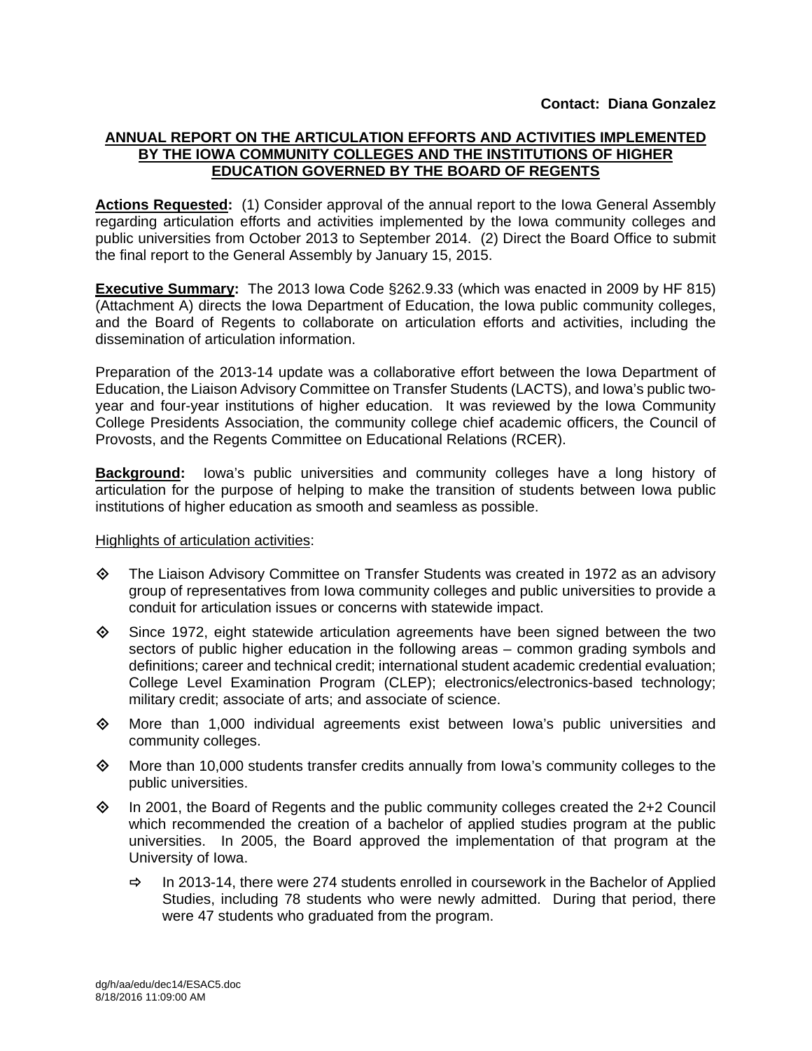**Contact: Diana Gonzalez**

## ANNUAL REPORT ON THE ARTICULATION EFFORTS AND ACTIVITIES IMPLEMENTED BY THE IOWA COMMUNITY COLLEGES AND THE INSTITUTIONS OF HIGHER EDUCATION GOVERNED BY THE BOARD OF REGENTS

**Actions Requested:** (1) Consider approval of the annual report to the Iowa General Assembly regarding articulation efforts and activities implemented by the Iowa community colleges and public universities from October 2013 to September 2014. (2) Direct the Board Office to submit the final report to the General Assembly by January 15, 2015.

**Executive Summary:** The 2013 Iowa Code §262.9.33 (which was enacted in 2009 by HF 815) (Attachment A) directs the Iowa Department of Education, the Iowa public community colleges, and the Board of Regents to collaborate on articulation efforts and activities, including the dissemination of articulation information.

Preparation of the 2013-14 update was a collaborative effort between the Iowa Department of Education, the Liaison Advisory Committee on Transfer Students (LACTS), and Iowa's public two-year and four-year institutions of higher education. It was reviewed by the Iowa Community College Presidents Association, the community college chief academic officers, the Council of Provosts, and the Regents Committee on Educational Relations (RCER).

**Background:** Iowa's public universities and community colleges have a long history of articulation for the purpose of helping to make the transition of students between Iowa public institutions of higher education as smooth and seamless as possible.

Highlights of articulation activities:

- The Liaison Advisory Committee on Transfer Students was created in 1972 as an advisory group of representatives from Iowa community colleges and public universities to provide a conduit for articulation issues or concerns with statewide impact.
- Since 1972, eight statewide articulation agreements have been signed between the two sectors of public higher education in the following areas – common grading symbols and definitions; career and technical credit; international student academic credential evaluation; College Level Examination Program (CLEP); electronics/electronics-based technology; military credit; associate of arts; and associate of science.
- More than 1,000 individual agreements exist between Iowa's public universities and community colleges.
- More than 10,000 students transfer credits annually from Iowa's community colleges to the public universities.
- In 2001, the Board of Regents and the public community colleges created the 2+2 Council which recommended the creation of a bachelor of applied studies program at the public universities. In 2005, the Board approved the implementation of that program at the University of Iowa.
  - In 2013-14, there were 274 students enrolled in coursework in the Bachelor of Applied Studies, including 78 students who were newly admitted. During that period, there were 47 students who graduated from the program.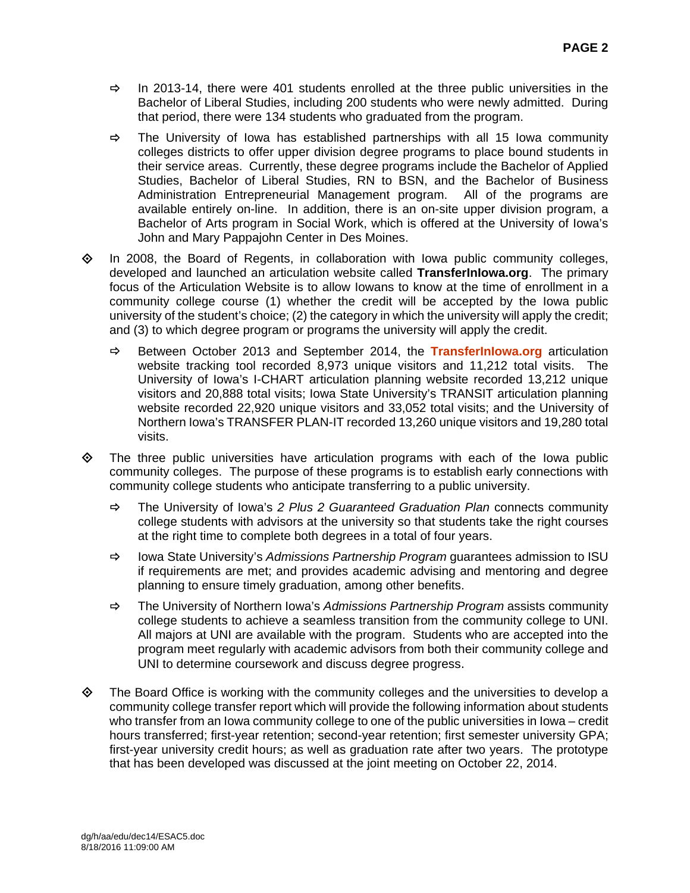- In 2013-14, there were 401 students enrolled at the three public universities in the Bachelor of Liberal Studies, including 200 students who were newly admitted. During that period, there were 134 students who graduated from the program.

- The University of Iowa has established partnerships with all 15 Iowa community colleges districts to offer upper division degree programs to place bound students in their service areas. Currently, these degree programs include the Bachelor of Applied Studies, Bachelor of Liberal Studies, RN to BSN, and the Bachelor of Business Administration Entrepreneurial Management program. All of the programs are available entirely on-line. In addition, there is an on-site upper division program, a Bachelor of Arts program in Social Work, which is offered at the University of Iowa's John and Mary Pappajohn Center in Des Moines.

- In 2008, the Board of Regents, in collaboration with Iowa public community colleges, developed and launched an articulation website called **TransferInIowa.org**. The primary focus of the Articulation Website is to allow Iowans to know at the time of enrollment in a community college course (1) whether the credit will be accepted by the Iowa public university of the student's choice; (2) the category in which the university will apply the credit; and (3) to which degree program or programs the university will apply the credit.

  - Between October 2013 and September 2014, the **TransferInIowa.org** articulation website tracking tool recorded 8,973 unique visitors and 11,212 total visits. The University of Iowa's I-CHART articulation planning website recorded 13,212 unique visitors and 20,888 total visits; Iowa State University's TRANSIT articulation planning website recorded 22,920 unique visitors and 33,052 total visits; and the University of Northern Iowa's TRANSFER PLAN-IT recorded 13,260 unique visitors and 19,280 total visits.

- The three public universities have articulation programs with each of the Iowa public community colleges. The purpose of these programs is to establish early connections with community college students who anticipate transferring to a public university.

  - The University of Iowa's *2 Plus 2 Guaranteed Graduation Plan* connects community college students with advisors at the university so that students take the right courses at the right time to complete both degrees in a total of four years.

  - Iowa State University's *Admissions Partnership Program* guarantees admission to ISU if requirements are met; and provides academic advising and mentoring and degree planning to ensure timely graduation, among other benefits.

  - The University of Northern Iowa's *Admissions Partnership Program* assists community college students to achieve a seamless transition from the community college to UNI. All majors at UNI are available with the program. Students who are accepted into the program meet regularly with academic advisors from both their community college and UNI to determine coursework and discuss degree progress.

- The Board Office is working with the community colleges and the universities to develop a community college transfer report which will provide the following information about students who transfer from an Iowa community college to one of the public universities in Iowa – credit hours transferred; first-year retention; second-year retention; first semester university GPA; first-year university credit hours; as well as graduation rate after two years. The prototype that has been developed was discussed at the joint meeting on October 22, 2014.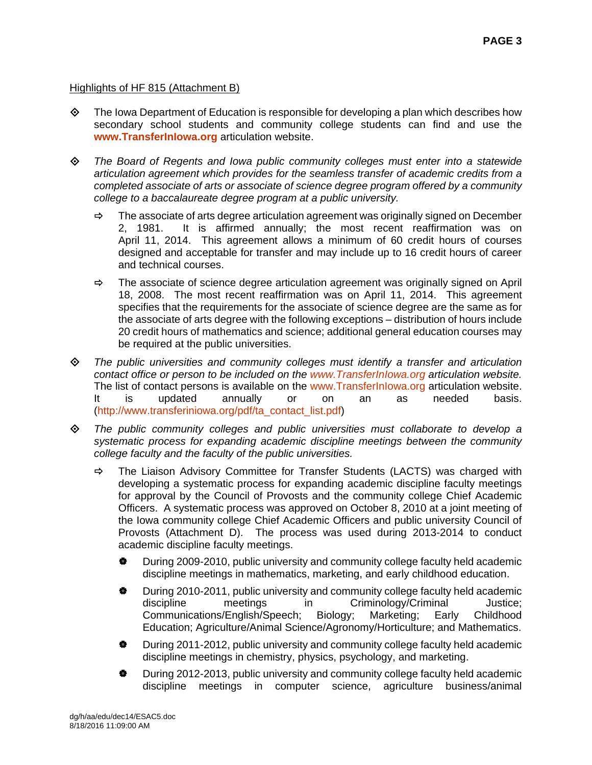Highlights of HF 815 (Attachment B)

- The Iowa Department of Education is responsible for developing a plan which describes how secondary school students and community college students can find and use the **www.TransferInIowa.org** articulation website.

- *The Board of Regents and Iowa public community colleges must enter into a statewide articulation agreement which provides for the seamless transfer of academic credits from a completed associate of arts or associate of science degree program offered by a community college to a baccalaureate degree program at a public university.*

  - The associate of arts degree articulation agreement was originally signed on December 2, 1981. It is affirmed annually; the most recent reaffirmation was on April 11, 2014. This agreement allows a minimum of 60 credit hours of courses designed and acceptable for transfer and may include up to 16 credit hours of career and technical courses.

  - The associate of science degree articulation agreement was originally signed on April 18, 2008. The most recent reaffirmation was on April 11, 2014. This agreement specifies that the requirements for the associate of science degree are the same as for the associate of arts degree with the following exceptions – distribution of hours include 20 credit hours of mathematics and science; additional general education courses may be required at the public universities.

- *The public universities and community colleges must identify a transfer and articulation contact office or person to be included on the www.TransferInIowa.org articulation website.* The list of contact persons is available on the www.TransferInIowa.org articulation website. It is updated annually or on an as needed basis. (http://www.transferiniowa.org/pdf/ta_contact_list.pdf)

- *The public community colleges and public universities must collaborate to develop a systematic process for expanding academic discipline meetings between the community college faculty and the faculty of the public universities.*

  - The Liaison Advisory Committee for Transfer Students (LACTS) was charged with developing a systematic process for expanding academic discipline faculty meetings for approval by the Council of Provosts and the community college Chief Academic Officers. A systematic process was approved on October 8, 2010 at a joint meeting of the Iowa community college Chief Academic Officers and public university Council of Provosts (Attachment D). The process was used during 2013-2014 to conduct academic discipline faculty meetings.

    - During 2009-2010, public university and community college faculty held academic discipline meetings in mathematics, marketing, and early childhood education.

    - During 2010-2011, public university and community college faculty held academic discipline meetings in Criminology/Criminal Justice; Communications/English/Speech; Biology; Marketing; Early Childhood Education; Agriculture/Animal Science/Agronomy/Horticulture; and Mathematics.

    - During 2011-2012, public university and community college faculty held academic discipline meetings in chemistry, physics, psychology, and marketing.

    - During 2012-2013, public university and community college faculty held academic discipline meetings in computer science, agriculture business/animal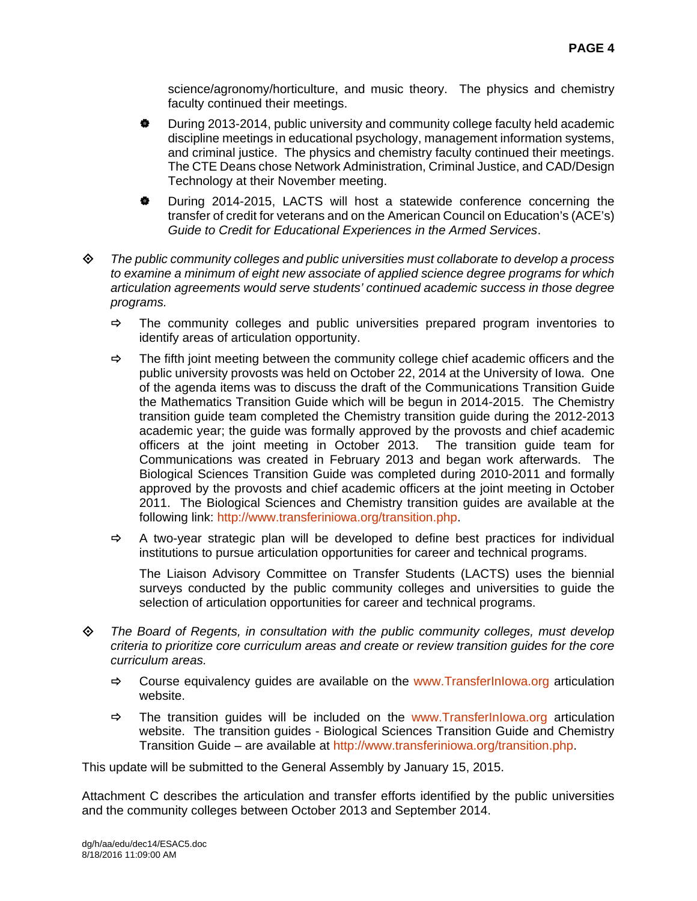science/agronomy/horticulture, and music theory. The physics and chemistry faculty continued their meetings.

- During 2013-2014, public university and community college faculty held academic discipline meetings in educational psychology, management information systems, and criminal justice. The physics and chemistry faculty continued their meetings. The CTE Deans chose Network Administration, Criminal Justice, and CAD/Design Technology at their November meeting.
- During 2014-2015, LACTS will host a statewide conference concerning the transfer of credit for veterans and on the American Council on Education's (ACE's) *Guide to Credit for Educational Experiences in the Armed Services*.

◊ *The public community colleges and public universities must collaborate to develop a process to examine a minimum of eight new associate of applied science degree programs for which articulation agreements would serve students' continued academic success in those degree programs.*

- ⇨ The community colleges and public universities prepared program inventories to identify areas of articulation opportunity.
- ⇨ The fifth joint meeting between the community college chief academic officers and the public university provosts was held on October 22, 2014 at the University of Iowa. One of the agenda items was to discuss the draft of the Communications Transition Guide the Mathematics Transition Guide which will be begun in 2014-2015. The Chemistry transition guide team completed the Chemistry transition guide during the 2012-2013 academic year; the guide was formally approved by the provosts and chief academic officers at the joint meeting in October 2013. The transition guide team for Communications was created in February 2013 and began work afterwards. The Biological Sciences Transition Guide was completed during 2010-2011 and formally approved by the provosts and chief academic officers at the joint meeting in October 2011. The Biological Sciences and Chemistry transition guides are available at the following link: http://www.transferiniowa.org/transition.php.
- ⇨ A two-year strategic plan will be developed to define best practices for individual institutions to pursue articulation opportunities for career and technical programs.

  The Liaison Advisory Committee on Transfer Students (LACTS) uses the biennial surveys conducted by the public community colleges and universities to guide the selection of articulation opportunities for career and technical programs.

◊ *The Board of Regents, in consultation with the public community colleges, must develop criteria to prioritize core curriculum areas and create or review transition guides for the core curriculum areas.*

- ⇨ Course equivalency guides are available on the www.TransferInIowa.org articulation website.
- ⇨ The transition guides will be included on the www.TransferInIowa.org articulation website. The transition guides - Biological Sciences Transition Guide and Chemistry Transition Guide – are available at http://www.transferiniowa.org/transition.php.

This update will be submitted to the General Assembly by January 15, 2015.

Attachment C describes the articulation and transfer efforts identified by the public universities and the community colleges between October 2013 and September 2014.

dg/h/aa/edu/dec14/ESAC5.doc
8/18/2016 11:09:00 AM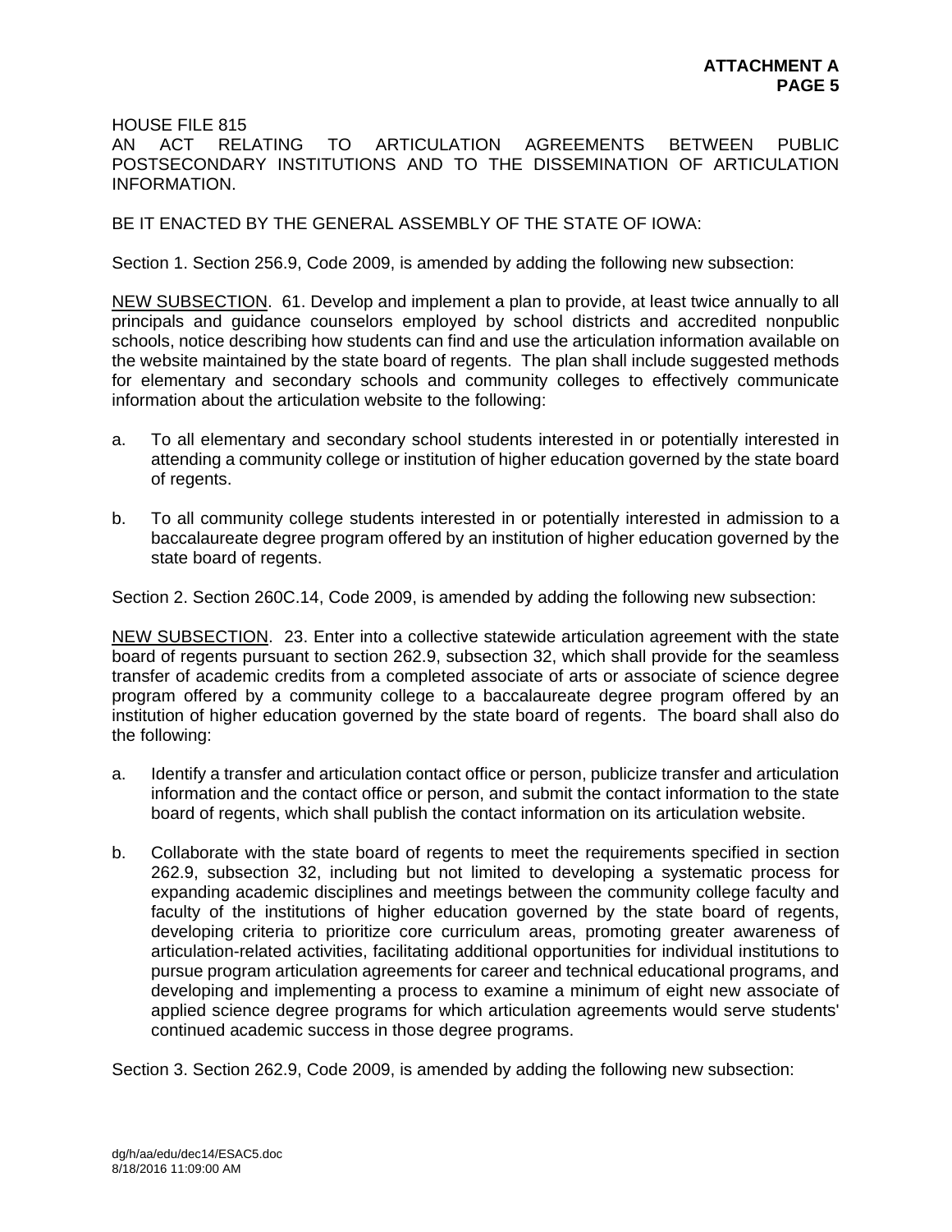**ATTACHMENT A**
**PAGE 5**

HOUSE FILE 815
AN ACT RELATING TO ARTICULATION AGREEMENTS BETWEEN PUBLIC POSTSECONDARY INSTITUTIONS AND TO THE DISSEMINATION OF ARTICULATION INFORMATION.

BE IT ENACTED BY THE GENERAL ASSEMBLY OF THE STATE OF IOWA:

Section 1. Section 256.9, Code 2009, is amended by adding the following new subsection:

NEW SUBSECTION. 61. Develop and implement a plan to provide, at least twice annually to all principals and guidance counselors employed by school districts and accredited nonpublic schools, notice describing how students can find and use the articulation information available on the website maintained by the state board of regents. The plan shall include suggested methods for elementary and secondary schools and community colleges to effectively communicate information about the articulation website to the following:

a. To all elementary and secondary school students interested in or potentially interested in attending a community college or institution of higher education governed by the state board of regents.

b. To all community college students interested in or potentially interested in admission to a baccalaureate degree program offered by an institution of higher education governed by the state board of regents.

Section 2. Section 260C.14, Code 2009, is amended by adding the following new subsection:

NEW SUBSECTION. 23. Enter into a collective statewide articulation agreement with the state board of regents pursuant to section 262.9, subsection 32, which shall provide for the seamless transfer of academic credits from a completed associate of arts or associate of science degree program offered by a community college to a baccalaureate degree program offered by an institution of higher education governed by the state board of regents. The board shall also do the following:

a. Identify a transfer and articulation contact office or person, publicize transfer and articulation information and the contact office or person, and submit the contact information to the state board of regents, which shall publish the contact information on its articulation website.

b. Collaborate with the state board of regents to meet the requirements specified in section 262.9, subsection 32, including but not limited to developing a systematic process for expanding academic disciplines and meetings between the community college faculty and faculty of the institutions of higher education governed by the state board of regents, developing criteria to prioritize core curriculum areas, promoting greater awareness of articulation-related activities, facilitating additional opportunities for individual institutions to pursue program articulation agreements for career and technical educational programs, and developing and implementing a process to examine a minimum of eight new associate of applied science degree programs for which articulation agreements would serve students' continued academic success in those degree programs.

Section 3. Section 262.9, Code 2009, is amended by adding the following new subsection:

dg/h/aa/edu/dec14/ESAC5.doc
8/18/2016 11:09:00 AM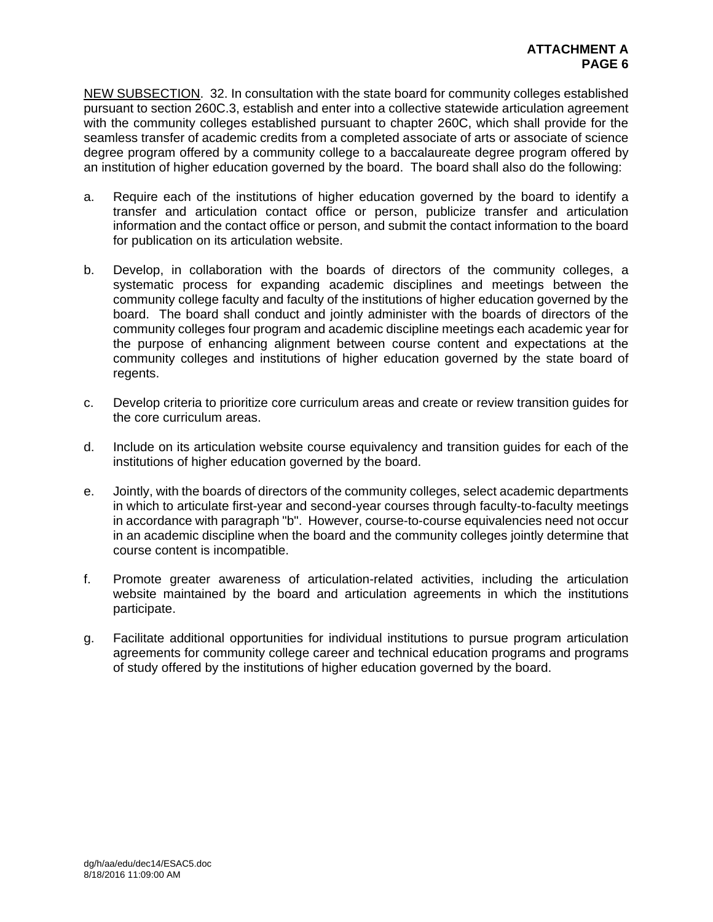NEW SUBSECTION. 32. In consultation with the state board for community colleges established pursuant to section 260C.3, establish and enter into a collective statewide articulation agreement with the community colleges established pursuant to chapter 260C, which shall provide for the seamless transfer of academic credits from a completed associate of arts or associate of science degree program offered by a community college to a baccalaureate degree program offered by an institution of higher education governed by the board. The board shall also do the following:

a. Require each of the institutions of higher education governed by the board to identify a transfer and articulation contact office or person, publicize transfer and articulation information and the contact office or person, and submit the contact information to the board for publication on its articulation website.

b. Develop, in collaboration with the boards of directors of the community colleges, a systematic process for expanding academic disciplines and meetings between the community college faculty and faculty of the institutions of higher education governed by the board. The board shall conduct and jointly administer with the boards of directors of the community colleges four program and academic discipline meetings each academic year for the purpose of enhancing alignment between course content and expectations at the community colleges and institutions of higher education governed by the state board of regents.

c. Develop criteria to prioritize core curriculum areas and create or review transition guides for the core curriculum areas.

d. Include on its articulation website course equivalency and transition guides for each of the institutions of higher education governed by the board.

e. Jointly, with the boards of directors of the community colleges, select academic departments in which to articulate first-year and second-year courses through faculty-to-faculty meetings in accordance with paragraph "b". However, course-to-course equivalencies need not occur in an academic discipline when the board and the community colleges jointly determine that course content is incompatible.

f. Promote greater awareness of articulation-related activities, including the articulation website maintained by the board and articulation agreements in which the institutions participate.

g. Facilitate additional opportunities for individual institutions to pursue program articulation agreements for community college career and technical education programs and programs of study offered by the institutions of higher education governed by the board.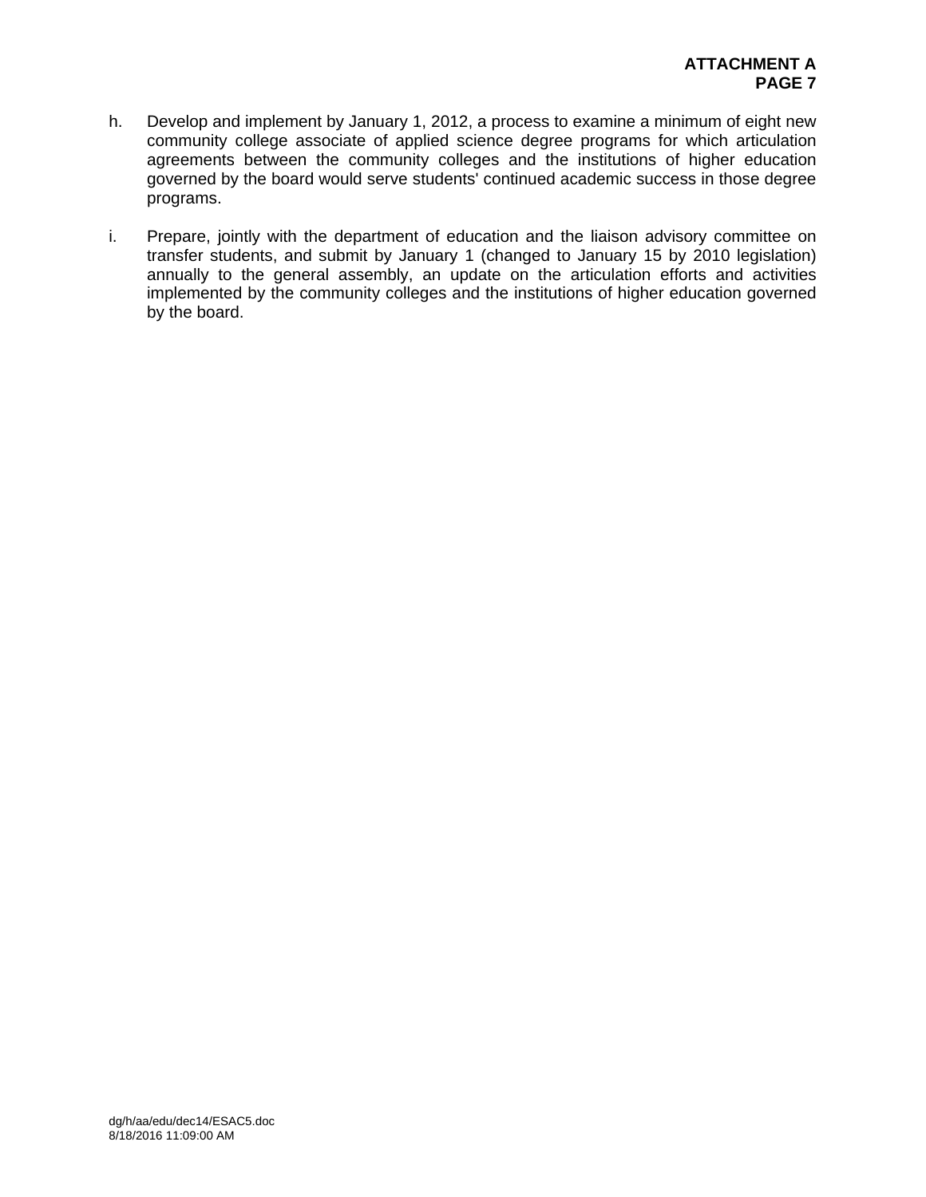h. Develop and implement by January 1, 2012, a process to examine a minimum of eight new community college associate of applied science degree programs for which articulation agreements between the community colleges and the institutions of higher education governed by the board would serve students' continued academic success in those degree programs.

i. Prepare, jointly with the department of education and the liaison advisory committee on transfer students, and submit by January 1 (changed to January 15 by 2010 legislation) annually to the general assembly, an update on the articulation efforts and activities implemented by the community colleges and the institutions of higher education governed by the board.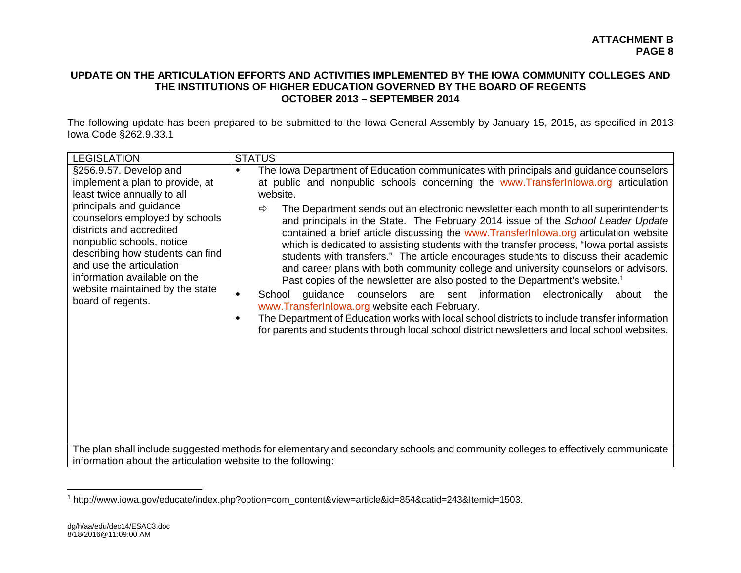**ATTACHMENT B**
**PAGE 8**

## UPDATE ON THE ARTICULATION EFFORTS AND ACTIVITIES IMPLEMENTED BY THE IOWA COMMUNITY COLLEGES AND THE INSTITUTIONS OF HIGHER EDUCATION GOVERNED BY THE BOARD OF REGENTS OCTOBER 2013 – SEPTEMBER 2014

The following update has been prepared to be submitted to the Iowa General Assembly by January 15, 2015, as specified in 2013 Iowa Code §262.9.33.1

| LEGISLATION | STATUS |
|---|---|
| §256.9.57. Develop and implement a plan to provide, at least twice annually to all principals and guidance counselors employed by schools districts and accredited nonpublic schools, notice describing how students can find and use the articulation information available on the website maintained by the state board of regents. | ◆ The Iowa Department of Education communicates with principals and guidance counselors at public and nonpublic schools concerning the www.TransferInIowa.org articulation website.<br>⇨ The Department sends out an electronic newsletter each month to all superintendents and principals in the State. The February 2014 issue of the *School Leader Update* contained a brief article discussing the www.TransferInIowa.org articulation website which is dedicated to assisting students with the transfer process, "Iowa portal assists students with transfers." The article encourages students to discuss their academic and career plans with both community college and university counselors or advisors. Past copies of the newsletter are also posted to the Department's website.[1]<br>◆ School guidance counselors are sent information electronically about the www.TransferInIowa.org website each February.<br>◆ The Department of Education works with local school districts to include transfer information for parents and students through local school district newsletters and local school websites. |
| The plan shall include suggested methods for elementary and secondary schools and community colleges to effectively communicate information about the articulation website to the following: | |

[1] http://www.iowa.gov/educate/index.php?option=com_content&view=article&id=854&catid=243&Itemid=1503.

dg/h/aa/edu/dec14/ESAC3.doc
8/18/2016@11:09:00 AM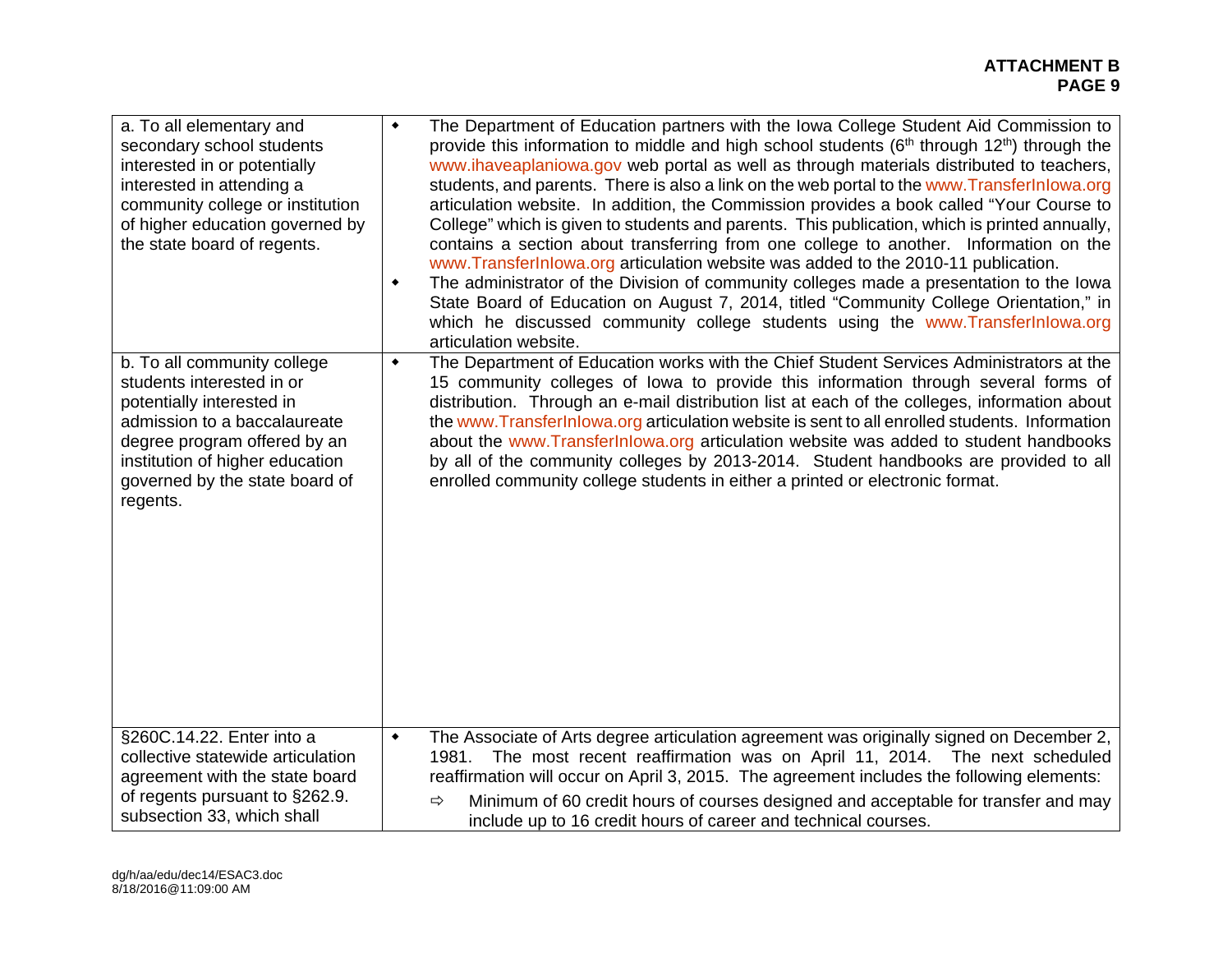| | |
|---|---|
| a. To all elementary and secondary school students interested in or potentially interested in attending a community college or institution of higher education governed by the state board of regents. | • The Department of Education partners with the Iowa College Student Aid Commission to provide this information to middle and high school students (6th through 12th) through the www.ihaveaplaniowa.gov web portal as well as through materials distributed to teachers, students, and parents. There is also a link on the web portal to the www.TransferInIowa.org articulation website. In addition, the Commission provides a book called "Your Course to College" which is given to students and parents. This publication, which is printed annually, contains a section about transferring from one college to another. Information on the www.TransferInIowa.org articulation website was added to the 2010-11 publication.<br>• The administrator of the Division of community colleges made a presentation to the Iowa State Board of Education on August 7, 2014, titled "Community College Orientation," in which he discussed community college students using the www.TransferInIowa.org articulation website. |
| b. To all community college students interested in or potentially interested in admission to a baccalaureate degree program offered by an institution of higher education governed by the state board of regents. | • The Department of Education works with the Chief Student Services Administrators at the 15 community colleges of Iowa to provide this information through several forms of distribution. Through an e-mail distribution list at each of the colleges, information about the www.TransferInIowa.org articulation website is sent to all enrolled students. Information about the www.TransferInIowa.org articulation website was added to student handbooks by all of the community colleges by 2013-2014. Student handbooks are provided to all enrolled community college students in either a printed or electronic format. |
| §260C.14.22. Enter into a collective statewide articulation agreement with the state board of regents pursuant to §262.9. subsection 33, which shall | • The Associate of Arts degree articulation agreement was originally signed on December 2, 1981. The most recent reaffirmation was on April 11, 2014. The next scheduled reaffirmation will occur on April 3, 2015. The agreement includes the following elements:<br>⇨ Minimum of 60 credit hours of courses designed and acceptable for transfer and may include up to 16 credit hours of career and technical courses. |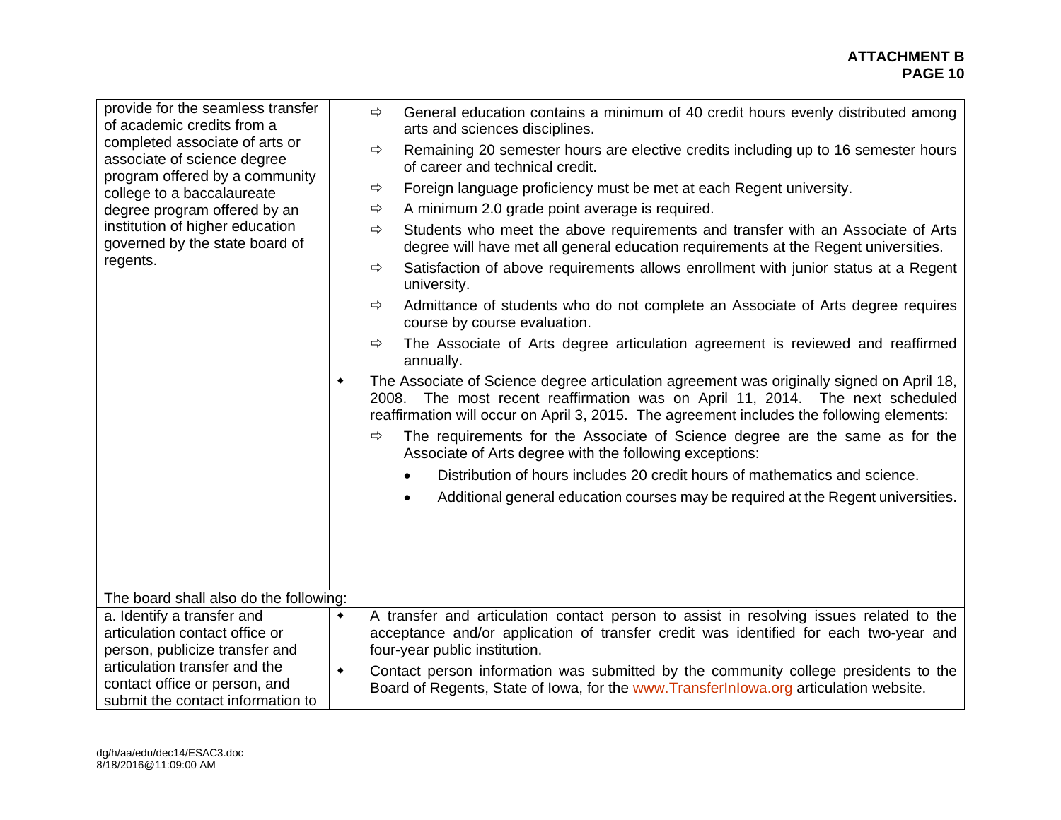| | |
|---|---|
| provide for the seamless transfer of academic credits from a completed associate of arts or associate of science degree program offered by a community college to a baccalaureate degree program offered by an institution of higher education governed by the state board of regents. | ⇨ General education contains a minimum of 40 credit hours evenly distributed among arts and sciences disciplines.<br>⇨ Remaining 20 semester hours are elective credits including up to 16 semester hours of career and technical credit.<br>⇨ Foreign language proficiency must be met at each Regent university.<br>⇨ A minimum 2.0 grade point average is required.<br>⇨ Students who meet the above requirements and transfer with an Associate of Arts degree will have met all general education requirements at the Regent universities.<br>⇨ Satisfaction of above requirements allows enrollment with junior status at a Regent university.<br>⇨ Admittance of students who do not complete an Associate of Arts degree requires course by course evaluation.<br>⇨ The Associate of Arts degree articulation agreement is reviewed and reaffirmed annually.<br>◆ The Associate of Science degree articulation agreement was originally signed on April 18, 2008. The most recent reaffirmation was on April 11, 2014. The next scheduled reaffirmation will occur on April 3, 2015. The agreement includes the following elements:<br>⇨ The requirements for the Associate of Science degree are the same as for the Associate of Arts degree with the following exceptions:<br>• Distribution of hours includes 20 credit hours of mathematics and science.<br>• Additional general education courses may be required at the Regent universities. |
| The board shall also do the following: | |
| a. Identify a transfer and articulation contact office or person, publicize transfer and articulation transfer and the contact office or person, and submit the contact information to | ◆ A transfer and articulation contact person to assist in resolving issues related to the acceptance and/or application of transfer credit was identified for each two-year and four-year public institution.<br>◆ Contact person information was submitted by the community college presidents to the Board of Regents, State of Iowa, for the www.TransferInIowa.org articulation website. |

dg/h/aa/edu/dec14/ESAC3.doc
8/18/2016@11:09:00 AM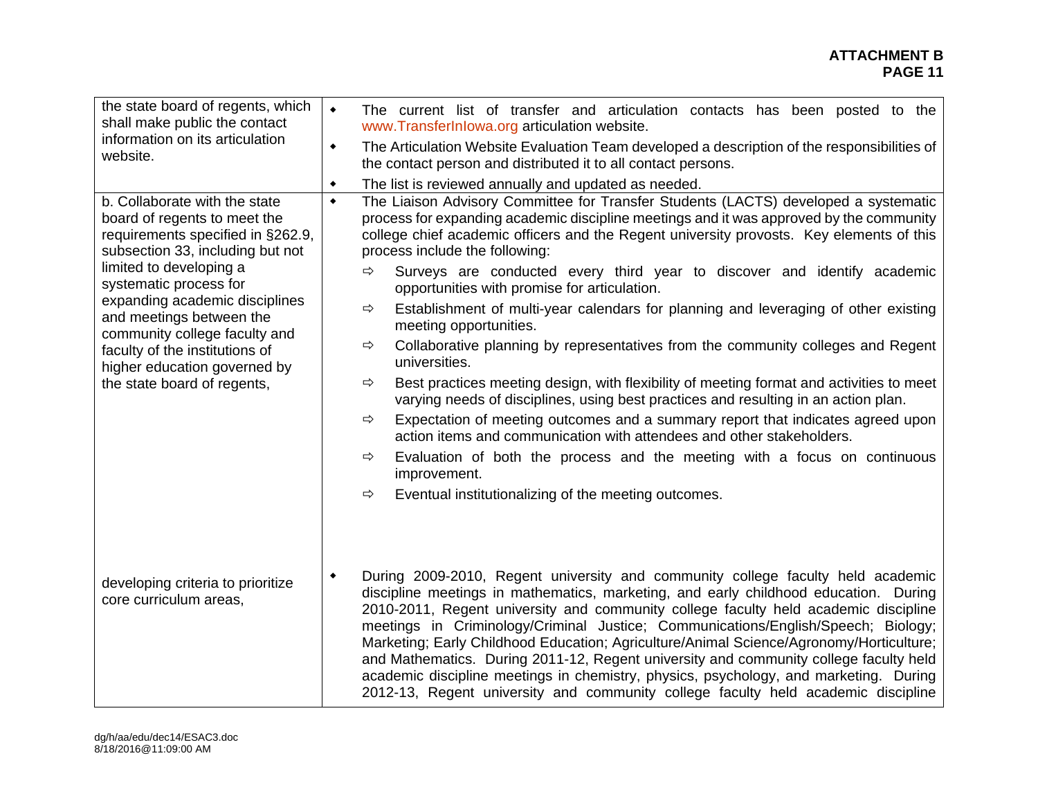| | |
|---|---|
| the state board of regents, which shall make public the contact information on its articulation website. | ◆ The current list of transfer and articulation contacts has been posted to the www.TransferInIowa.org articulation website.<br>◆ The Articulation Website Evaluation Team developed a description of the responsibilities of the contact person and distributed it to all contact persons.<br>◆ The list is reviewed annually and updated as needed. |
| b. Collaborate with the state board of regents to meet the requirements specified in §262.9, subsection 33, including but not limited to developing a systematic process for expanding academic disciplines and meetings between the community college faculty and faculty of the institutions of higher education governed by the state board of regents, | ◆ The Liaison Advisory Committee for Transfer Students (LACTS) developed a systematic process for expanding academic discipline meetings and it was approved by the community college chief academic officers and the Regent university provosts. Key elements of this process include the following:<br>⇨ Surveys are conducted every third year to discover and identify academic opportunities with promise for articulation.<br>⇨ Establishment of multi-year calendars for planning and leveraging of other existing meeting opportunities.<br>⇨ Collaborative planning by representatives from the community colleges and Regent universities.<br>⇨ Best practices meeting design, with flexibility of meeting format and activities to meet varying needs of disciplines, using best practices and resulting in an action plan.<br>⇨ Expectation of meeting outcomes and a summary report that indicates agreed upon action items and communication with attendees and other stakeholders.<br>⇨ Evaluation of both the process and the meeting with a focus on continuous improvement.<br>⇨ Eventual institutionalizing of the meeting outcomes. |
| developing criteria to prioritize core curriculum areas, | ◆ During 2009-2010, Regent university and community college faculty held academic discipline meetings in mathematics, marketing, and early childhood education. During 2010-2011, Regent university and community college faculty held academic discipline meetings in Criminology/Criminal Justice; Communications/English/Speech; Biology; Marketing; Early Childhood Education; Agriculture/Animal Science/Agronomy/Horticulture; and Mathematics. During 2011-12, Regent university and community college faculty held academic discipline meetings in chemistry, physics, psychology, and marketing. During 2012-13, Regent university and community college faculty held academic discipline |

dg/h/aa/edu/dec14/ESAC3.doc
8/18/2016@11:09:00 AM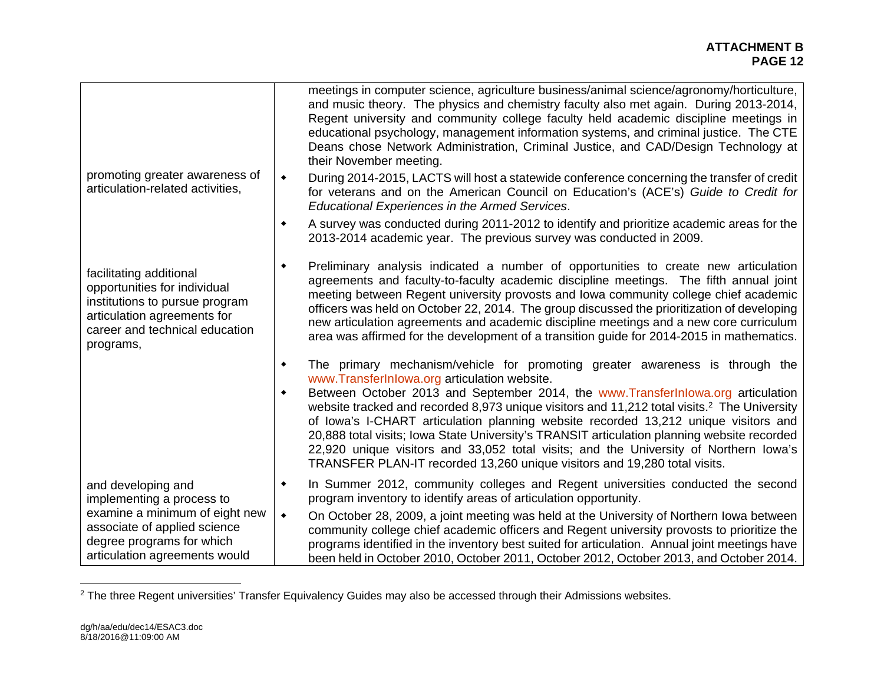| | |
|---|---|
| | meetings in computer science, agriculture business/animal science/agronomy/horticulture, and music theory. The physics and chemistry faculty also met again. During 2013-2014, Regent university and community college faculty held academic discipline meetings in educational psychology, management information systems, and criminal justice. The CTE Deans chose Network Administration, Criminal Justice, and CAD/Design Technology at their November meeting. |
| promoting greater awareness of articulation-related activities, | • During 2014-2015, LACTS will host a statewide conference concerning the transfer of credit for veterans and on the American Council on Education's (ACE's) *Guide to Credit for Educational Experiences in the Armed Services*. <br> • A survey was conducted during 2011-2012 to identify and prioritize academic areas for the 2013-2014 academic year. The previous survey was conducted in 2009. |
| facilitating additional opportunities for individual institutions to pursue program articulation agreements for career and technical education programs, | • Preliminary analysis indicated a number of opportunities to create new articulation agreements and faculty-to-faculty academic discipline meetings. The fifth annual joint meeting between Regent university provosts and Iowa community college chief academic officers was held on October 22, 2014. The group discussed the prioritization of developing new articulation agreements and academic discipline meetings and a new core curriculum area was affirmed for the development of a transition guide for 2014-2015 in mathematics. |
| | • The primary mechanism/vehicle for promoting greater awareness is through the www.TransferInIowa.org articulation website. <br> • Between October 2013 and September 2014, the www.TransferInIowa.org articulation website tracked and recorded 8,973 unique visitors and 11,212 total visits.[2] The University of Iowa's I-CHART articulation planning website recorded 13,212 unique visitors and 20,888 total visits; Iowa State University's TRANSIT articulation planning website recorded 22,920 unique visitors and 33,052 total visits; and the University of Northern Iowa's TRANSFER PLAN-IT recorded 13,260 unique visitors and 19,280 total visits. |
| and developing and implementing a process to examine a minimum of eight new associate of applied science degree programs for which articulation agreements would | • In Summer 2012, community colleges and Regent universities conducted the second program inventory to identify areas of articulation opportunity. <br> • On October 28, 2009, a joint meeting was held at the University of Northern Iowa between community college chief academic officers and Regent university provosts to prioritize the programs identified in the inventory best suited for articulation. Annual joint meetings have been held in October 2010, October 2011, October 2012, October 2013, and October 2014. |

[2] The three Regent universities' Transfer Equivalency Guides may also be accessed through their Admissions websites.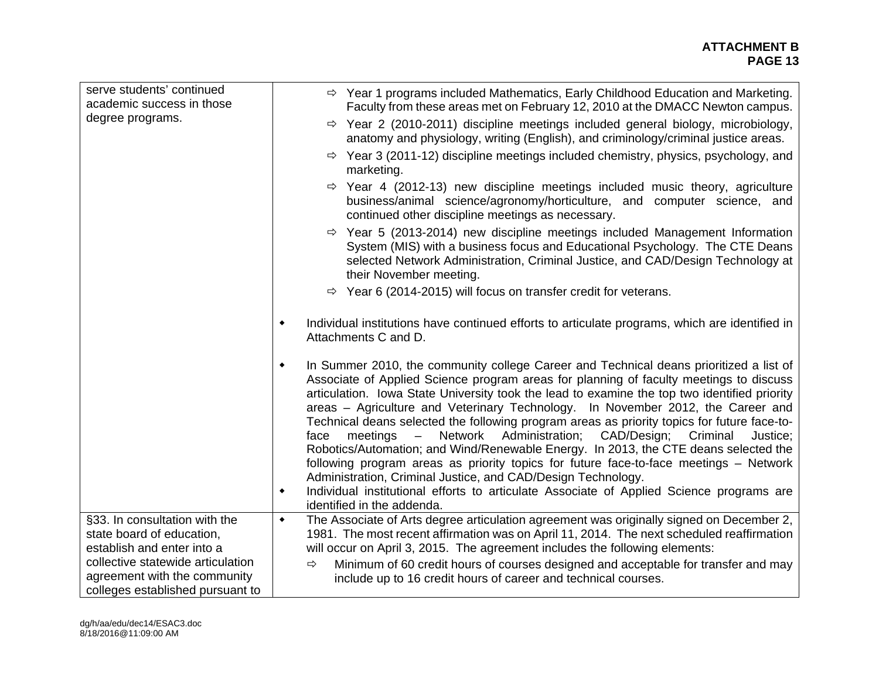| | |
|---|---|
| serve students' continued academic success in those degree programs. | ⇨ Year 1 programs included Mathematics, Early Childhood Education and Marketing. Faculty from these areas met on February 12, 2010 at the DMACC Newton campus.<br>⇨ Year 2 (2010-2011) discipline meetings included general biology, microbiology, anatomy and physiology, writing (English), and criminology/criminal justice areas.<br>⇨ Year 3 (2011-12) discipline meetings included chemistry, physics, psychology, and marketing.<br>⇨ Year 4 (2012-13) new discipline meetings included music theory, agriculture business/animal science/agronomy/horticulture, and computer science, and continued other discipline meetings as necessary.<br>⇨ Year 5 (2013-2014) new discipline meetings included Management Information System (MIS) with a business focus and Educational Psychology. The CTE Deans selected Network Administration, Criminal Justice, and CAD/Design Technology at their November meeting.<br>⇨ Year 6 (2014-2015) will focus on transfer credit for veterans.<br><br>• Individual institutions have continued efforts to articulate programs, which are identified in Attachments C and D.<br><br>• In Summer 2010, the community college Career and Technical deans prioritized a list of Associate of Applied Science program areas for planning of faculty meetings to discuss articulation. Iowa State University took the lead to examine the top two identified priority areas – Agriculture and Veterinary Technology. In November 2012, the Career and Technical deans selected the following program areas as priority topics for future face-to-face meetings – Network Administration; CAD/Design; Criminal Justice; Robotics/Automation; and Wind/Renewable Energy. In 2013, the CTE deans selected the following program areas as priority topics for future face-to-face meetings – Network Administration, Criminal Justice, and CAD/Design Technology.<br>• Individual institutional efforts to articulate Associate of Applied Science programs are identified in the addenda. |
| §33. In consultation with the state board of education, establish and enter into a collective statewide articulation agreement with the community colleges established pursuant to | • The Associate of Arts degree articulation agreement was originally signed on December 2, 1981. The most recent affirmation was on April 11, 2014. The next scheduled reaffirmation will occur on April 3, 2015. The agreement includes the following elements:<br>⇨ Minimum of 60 credit hours of courses designed and acceptable for transfer and may include up to 16 credit hours of career and technical courses. |

dg/h/aa/edu/dec14/ESAC3.doc
8/18/2016@11:09:00 AM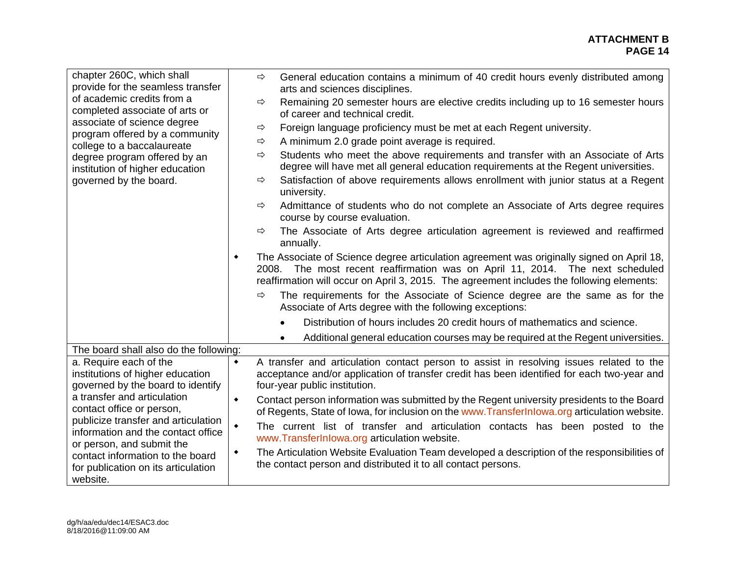| | |
|---|---|
| chapter 260C, which shall provide for the seamless transfer of academic credits from a completed associate of arts or associate of science degree program offered by a community college to a baccalaureate degree program offered by an institution of higher education governed by the board. | ⇨ General education contains a minimum of 40 credit hours evenly distributed among arts and sciences disciplines.<br>⇨ Remaining 20 semester hours are elective credits including up to 16 semester hours of career and technical credit.<br>⇨ Foreign language proficiency must be met at each Regent university.<br>⇨ A minimum 2.0 grade point average is required.<br>⇨ Students who meet the above requirements and transfer with an Associate of Arts degree will have met all general education requirements at the Regent universities.<br>⇨ Satisfaction of above requirements allows enrollment with junior status at a Regent university.<br>⇨ Admittance of students who do not complete an Associate of Arts degree requires course by course evaluation.<br>⇨ The Associate of Arts degree articulation agreement is reviewed and reaffirmed annually.<br>◆ The Associate of Science degree articulation agreement was originally signed on April 18, 2008. The most recent reaffirmation was on April 11, 2014. The next scheduled reaffirmation will occur on April 3, 2015. The agreement includes the following elements:<br>⇨ The requirements for the Associate of Science degree are the same as for the Associate of Arts degree with the following exceptions:<br>• Distribution of hours includes 20 credit hours of mathematics and science.<br>• Additional general education courses may be required at the Regent universities. |
| The board shall also do the following: | |
| a. Require each of the institutions of higher education governed by the board to identify a transfer and articulation contact office or person, publicize transfer and articulation information and the contact office or person, and submit the contact information to the board for publication on its articulation website. | ◆ A transfer and articulation contact person to assist in resolving issues related to the acceptance and/or application of transfer credit has been identified for each two-year and four-year public institution.<br>◆ Contact person information was submitted by the Regent university presidents to the Board of Regents, State of Iowa, for inclusion on the www.TransferInIowa.org articulation website.<br>◆ The current list of transfer and articulation contacts has been posted to the www.TransferInIowa.org articulation website.<br>◆ The Articulation Website Evaluation Team developed a description of the responsibilities of the contact person and distributed it to all contact persons. |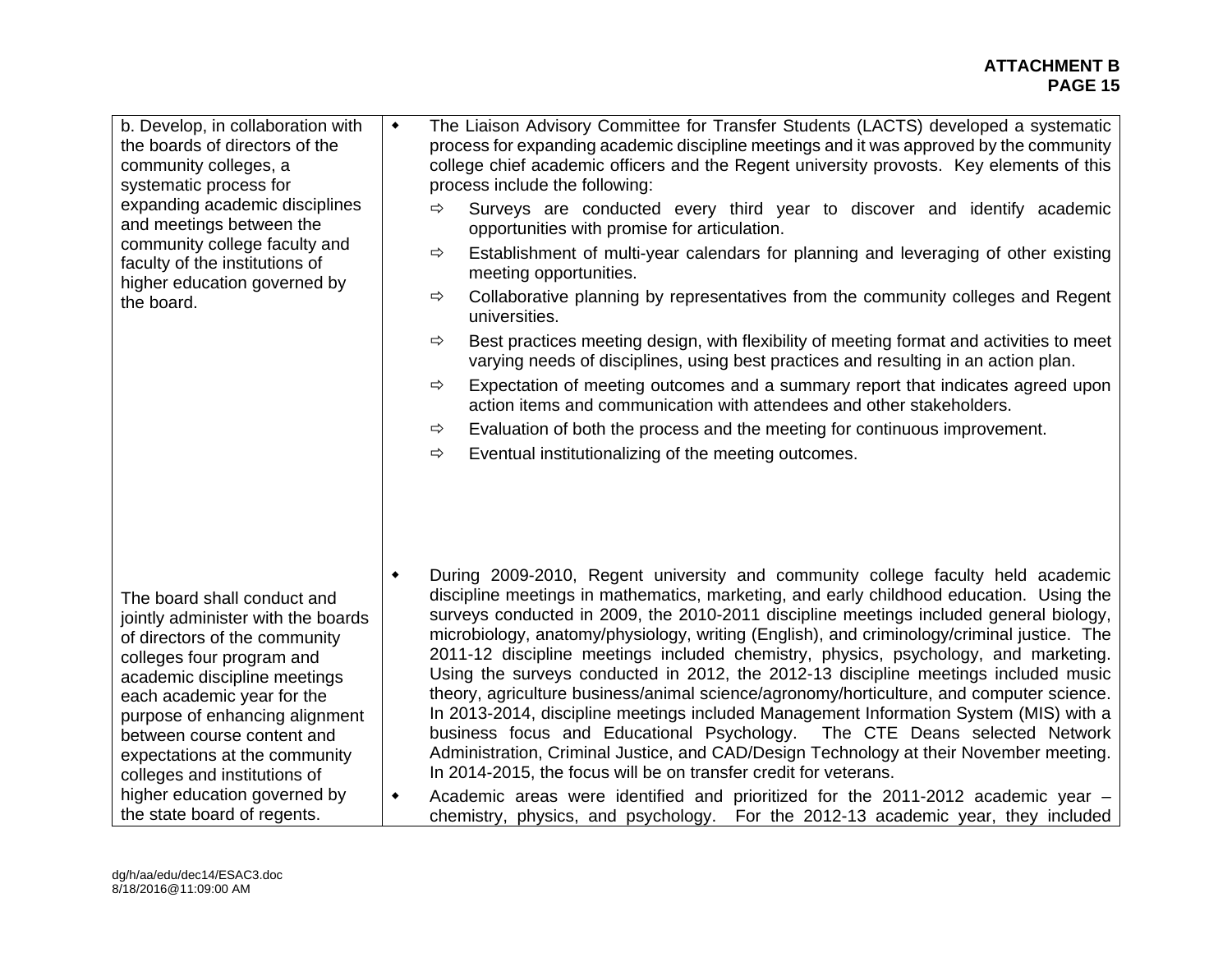| | |
|---|---|
| b. Develop, in collaboration with the boards of directors of the community colleges, a systematic process for expanding academic disciplines and meetings between the community college faculty and faculty of the institutions of higher education governed by the board. | • The Liaison Advisory Committee for Transfer Students (LACTS) developed a systematic process for expanding academic discipline meetings and it was approved by the community college chief academic officers and the Regent university provosts. Key elements of this process include the following:<br>⇨ Surveys are conducted every third year to discover and identify academic opportunities with promise for articulation.<br>⇨ Establishment of multi-year calendars for planning and leveraging of other existing meeting opportunities.<br>⇨ Collaborative planning by representatives from the community colleges and Regent universities.<br>⇨ Best practices meeting design, with flexibility of meeting format and activities to meet varying needs of disciplines, using best practices and resulting in an action plan.<br>⇨ Expectation of meeting outcomes and a summary report that indicates agreed upon action items and communication with attendees and other stakeholders.<br>⇨ Evaluation of both the process and the meeting for continuous improvement.<br>⇨ Eventual institutionalizing of the meeting outcomes. |
| The board shall conduct and jointly administer with the boards of directors of the community colleges four program and academic discipline meetings each academic year for the purpose of enhancing alignment between course content and expectations at the community colleges and institutions of higher education governed by the state board of regents. | • During 2009-2010, Regent university and community college faculty held academic discipline meetings in mathematics, marketing, and early childhood education. Using the surveys conducted in 2009, the 2010-2011 discipline meetings included general biology, microbiology, anatomy/physiology, writing (English), and criminology/criminal justice. The 2011-12 discipline meetings included chemistry, physics, psychology, and marketing. Using the surveys conducted in 2012, the 2012-13 discipline meetings included music theory, agriculture business/animal science/agronomy/horticulture, and computer science. In 2013-2014, discipline meetings included Management Information System (MIS) with a business focus and Educational Psychology. The CTE Deans selected Network Administration, Criminal Justice, and CAD/Design Technology at their November meeting. In 2014-2015, the focus will be on transfer credit for veterans.<br>• Academic areas were identified and prioritized for the 2011-2012 academic year – chemistry, physics, and psychology. For the 2012-13 academic year, they included |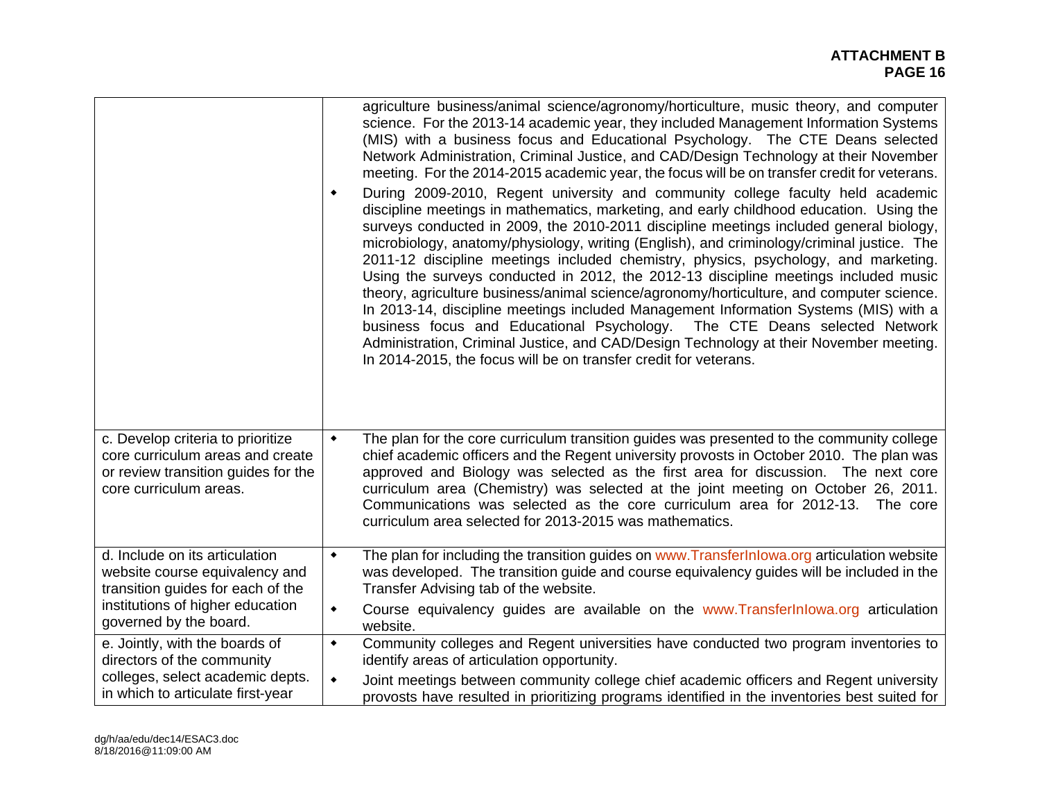| | |
|---|---|
| | agriculture business/animal science/agronomy/horticulture, music theory, and computer science. For the 2013-14 academic year, they included Management Information Systems (MIS) with a business focus and Educational Psychology. The CTE Deans selected Network Administration, Criminal Justice, and CAD/Design Technology at their November meeting. For the 2014-2015 academic year, the focus will be on transfer credit for veterans.<br>◆ During 2009-2010, Regent university and community college faculty held academic discipline meetings in mathematics, marketing, and early childhood education. Using the surveys conducted in 2009, the 2010-2011 discipline meetings included general biology, microbiology, anatomy/physiology, writing (English), and criminology/criminal justice. The 2011-12 discipline meetings included chemistry, physics, psychology, and marketing. Using the surveys conducted in 2012, the 2012-13 discipline meetings included music theory, agriculture business/animal science/agronomy/horticulture, and computer science. In 2013-14, discipline meetings included Management Information Systems (MIS) with a business focus and Educational Psychology. The CTE Deans selected Network Administration, Criminal Justice, and CAD/Design Technology at their November meeting. In 2014-2015, the focus will be on transfer credit for veterans. |
| c. Develop criteria to prioritize core curriculum areas and create or review transition guides for the core curriculum areas. | ◆ The plan for the core curriculum transition guides was presented to the community college chief academic officers and the Regent university provosts in October 2010. The plan was approved and Biology was selected as the first area for discussion. The next core curriculum area (Chemistry) was selected at the joint meeting on October 26, 2011. Communications was selected as the core curriculum area for 2012-13. The core curriculum area selected for 2013-2015 was mathematics. |
| d. Include on its articulation website course equivalency and transition guides for each of the institutions of higher education governed by the board. | ◆ The plan for including the transition guides on www.TransferInIowa.org articulation website was developed. The transition guide and course equivalency guides will be included in the Transfer Advising tab of the website.<br>◆ Course equivalency guides are available on the www.TransferInIowa.org articulation website. |
| e. Jointly, with the boards of directors of the community colleges, select academic depts. in which to articulate first-year | ◆ Community colleges and Regent universities have conducted two program inventories to identify areas of articulation opportunity.<br>◆ Joint meetings between community college chief academic officers and Regent university provosts have resulted in prioritizing programs identified in the inventories best suited for |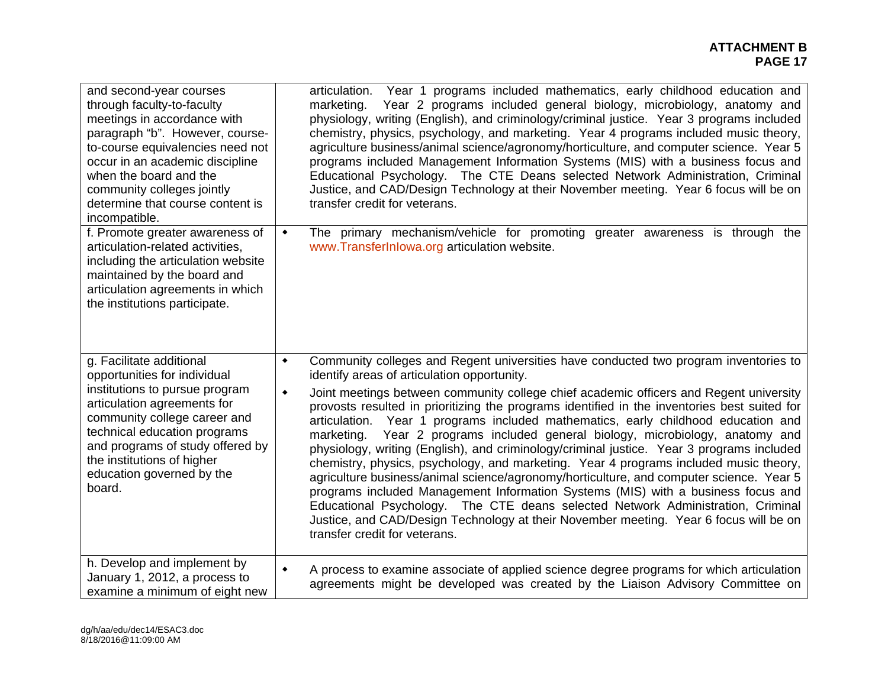| | |
|---|---|
| and second-year courses through faculty-to-faculty meetings in accordance with paragraph "b". However, course-to-course equivalencies need not occur in an academic discipline when the board and the community colleges jointly determine that course content is incompatible. | articulation. Year 1 programs included mathematics, early childhood education and marketing. Year 2 programs included general biology, microbiology, anatomy and physiology, writing (English), and criminology/criminal justice. Year 3 programs included chemistry, physics, psychology, and marketing. Year 4 programs included music theory, agriculture business/animal science/agronomy/horticulture, and computer science. Year 5 programs included Management Information Systems (MIS) with a business focus and Educational Psychology. The CTE Deans selected Network Administration, Criminal Justice, and CAD/Design Technology at their November meeting. Year 6 focus will be on transfer credit for veterans. |
| f. Promote greater awareness of articulation-related activities, including the articulation website maintained by the board and articulation agreements in which the institutions participate. | • The primary mechanism/vehicle for promoting greater awareness is through the www.TransferInIowa.org articulation website. |
| g. Facilitate additional opportunities for individual institutions to pursue program articulation agreements for community college career and technical education programs and programs of study offered by the institutions of higher education governed by the board. | • Community colleges and Regent universities have conducted two program inventories to identify areas of articulation opportunity.<br>• Joint meetings between community college chief academic officers and Regent university provosts resulted in prioritizing the programs identified in the inventories best suited for articulation. Year 1 programs included mathematics, early childhood education and marketing. Year 2 programs included general biology, microbiology, anatomy and physiology, writing (English), and criminology/criminal justice. Year 3 programs included chemistry, physics, psychology, and marketing. Year 4 programs included music theory, agriculture business/animal science/agronomy/horticulture, and computer science. Year 5 programs included Management Information Systems (MIS) with a business focus and Educational Psychology. The CTE deans selected Network Administration, Criminal Justice, and CAD/Design Technology at their November meeting. Year 6 focus will be on transfer credit for veterans. |
| h. Develop and implement by January 1, 2012, a process to examine a minimum of eight new | • A process to examine associate of applied science degree programs for which articulation agreements might be developed was created by the Liaison Advisory Committee on |

dg/h/aa/edu/dec14/ESAC3.doc
8/18/2016@11:09:00 AM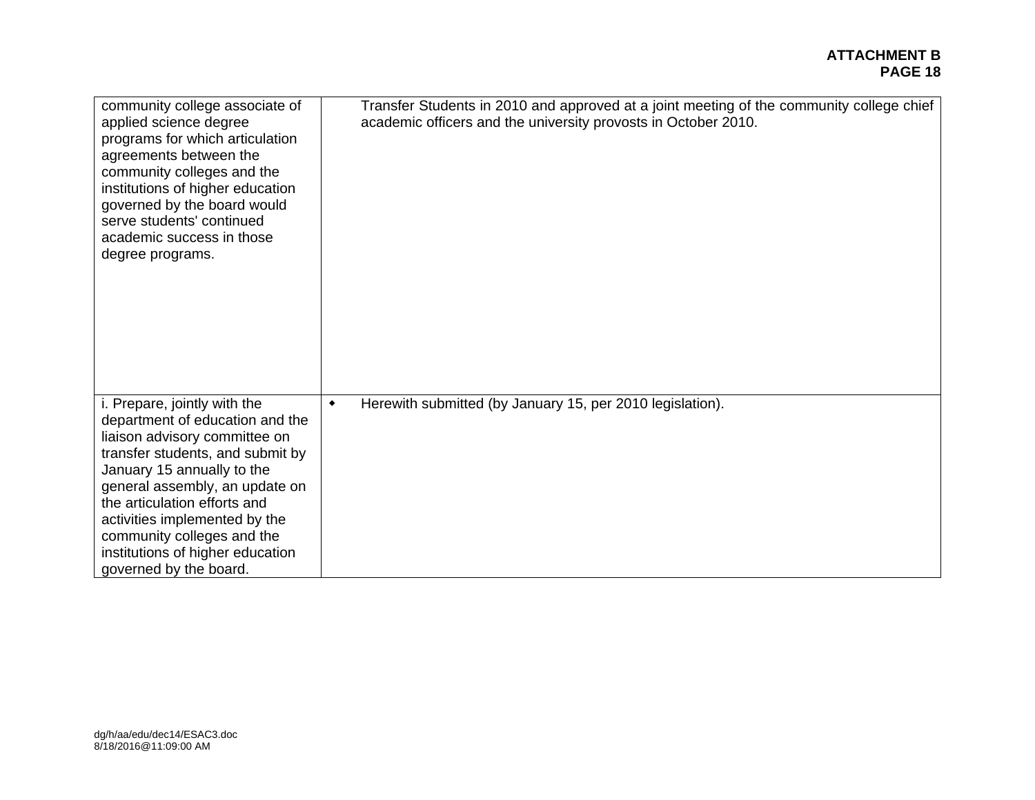| | |
|---|---|
| community college associate of applied science degree programs for which articulation agreements between the community colleges and the institutions of higher education governed by the board would serve students' continued academic success in those degree programs. | Transfer Students in 2010 and approved at a joint meeting of the community college chief academic officers and the university provosts in October 2010. |
| i. Prepare, jointly with the department of education and the liaison advisory committee on transfer students, and submit by January 15 annually to the general assembly, an update on the articulation efforts and activities implemented by the community colleges and the institutions of higher education governed by the board. | ◆ Herewith submitted (by January 15, per 2010 legislation). |

dg/h/aa/edu/dec14/ESAC3.doc
8/18/2016@11:09:00 AM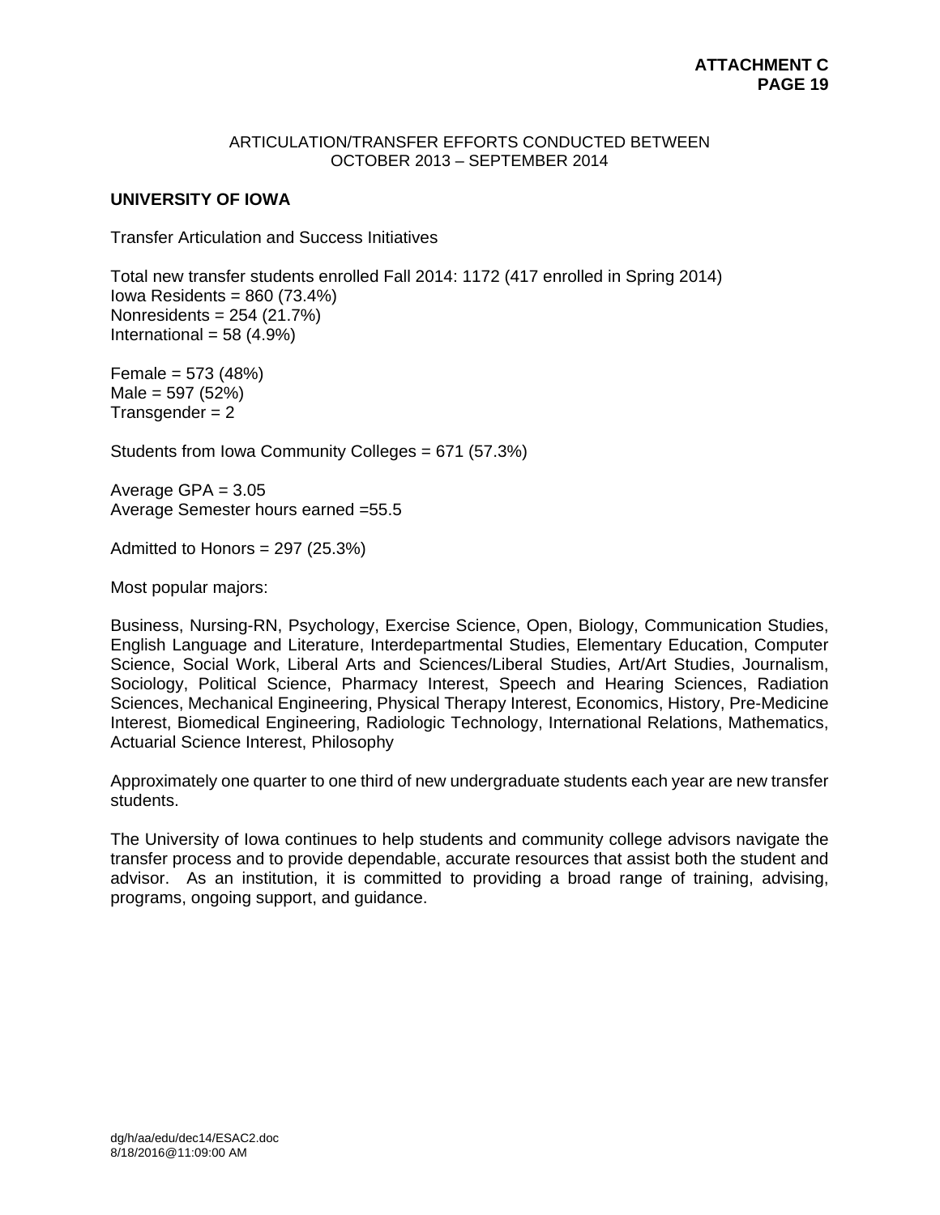ARTICULATION/TRANSFER EFFORTS CONDUCTED BETWEEN OCTOBER 2013 – SEPTEMBER 2014

## UNIVERSITY OF IOWA

Transfer Articulation and Success Initiatives

Total new transfer students enrolled Fall 2014: 1172 (417 enrolled in Spring 2014)
Iowa Residents = 860 (73.4%)
Nonresidents = 254 (21.7%)
International = 58 (4.9%)

Female = 573 (48%)
Male = 597 (52%)
Transgender = 2

Students from Iowa Community Colleges = 671 (57.3%)

Average GPA = 3.05
Average Semester hours earned =55.5

Admitted to Honors = 297 (25.3%)

Most popular majors:

Business, Nursing-RN, Psychology, Exercise Science, Open, Biology, Communication Studies, English Language and Literature, Interdepartmental Studies, Elementary Education, Computer Science, Social Work, Liberal Arts and Sciences/Liberal Studies, Art/Art Studies, Journalism, Sociology, Political Science, Pharmacy Interest, Speech and Hearing Sciences, Radiation Sciences, Mechanical Engineering, Physical Therapy Interest, Economics, History, Pre-Medicine Interest, Biomedical Engineering, Radiologic Technology, International Relations, Mathematics, Actuarial Science Interest, Philosophy

Approximately one quarter to one third of new undergraduate students each year are new transfer students.

The University of Iowa continues to help students and community college advisors navigate the transfer process and to provide dependable, accurate resources that assist both the student and advisor. As an institution, it is committed to providing a broad range of training, advising, programs, ongoing support, and guidance.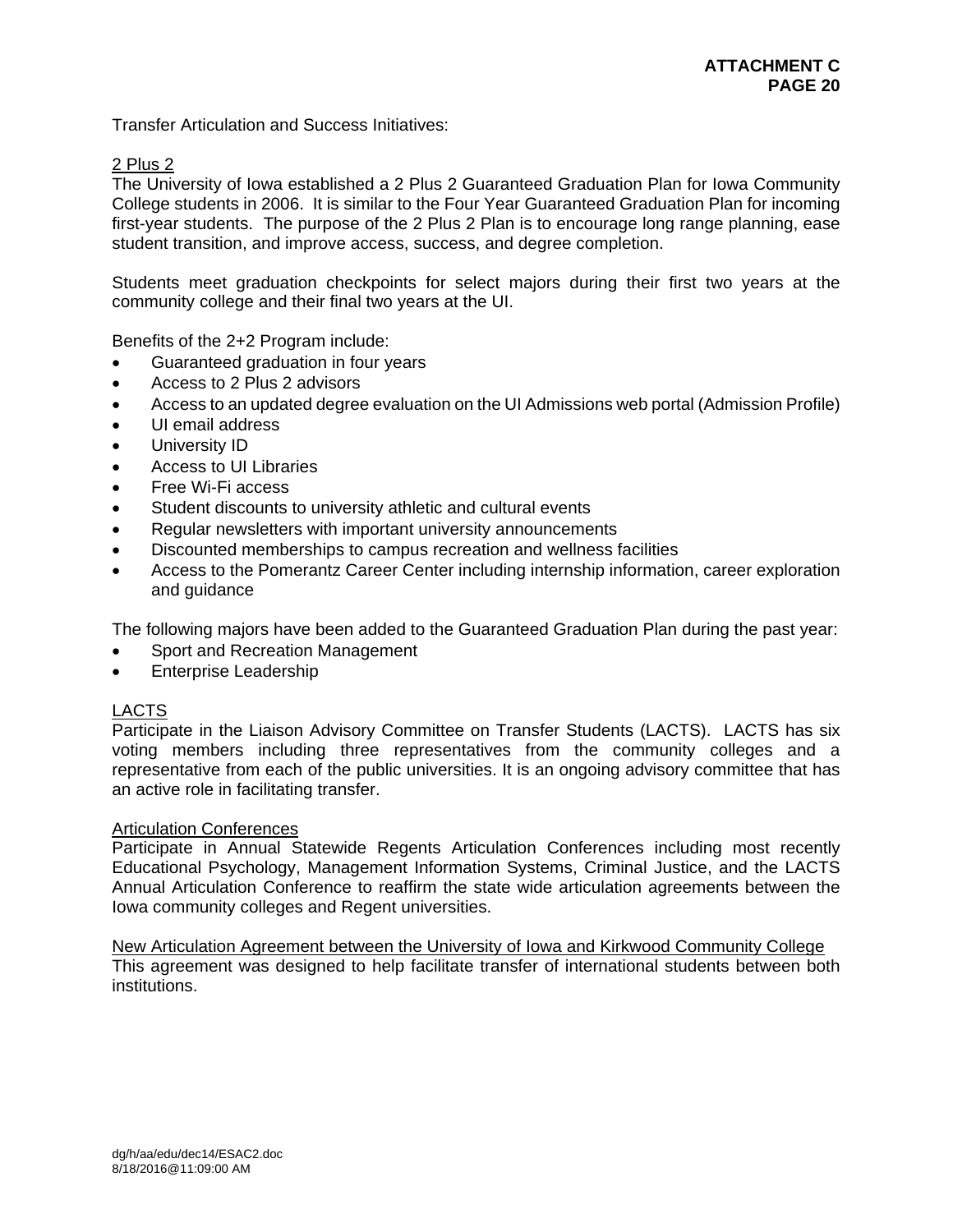Transfer Articulation and Success Initiatives:

2 Plus 2

The University of Iowa established a 2 Plus 2 Guaranteed Graduation Plan for Iowa Community College students in 2006. It is similar to the Four Year Guaranteed Graduation Plan for incoming first-year students. The purpose of the 2 Plus 2 Plan is to encourage long range planning, ease student transition, and improve access, success, and degree completion.

Students meet graduation checkpoints for select majors during their first two years at the community college and their final two years at the UI.

Benefits of the 2+2 Program include:

- Guaranteed graduation in four years
- Access to 2 Plus 2 advisors
- Access to an updated degree evaluation on the UI Admissions web portal (Admission Profile)
- UI email address
- University ID
- Access to UI Libraries
- Free Wi-Fi access
- Student discounts to university athletic and cultural events
- Regular newsletters with important university announcements
- Discounted memberships to campus recreation and wellness facilities
- Access to the Pomerantz Career Center including internship information, career exploration and guidance

The following majors have been added to the Guaranteed Graduation Plan during the past year:

- Sport and Recreation Management
- Enterprise Leadership

LACTS

Participate in the Liaison Advisory Committee on Transfer Students (LACTS). LACTS has six voting members including three representatives from the community colleges and a representative from each of the public universities. It is an ongoing advisory committee that has an active role in facilitating transfer.

Articulation Conferences

Participate in Annual Statewide Regents Articulation Conferences including most recently Educational Psychology, Management Information Systems, Criminal Justice, and the LACTS Annual Articulation Conference to reaffirm the state wide articulation agreements between the Iowa community colleges and Regent universities.

New Articulation Agreement between the University of Iowa and Kirkwood Community College

This agreement was designed to help facilitate transfer of international students between both institutions.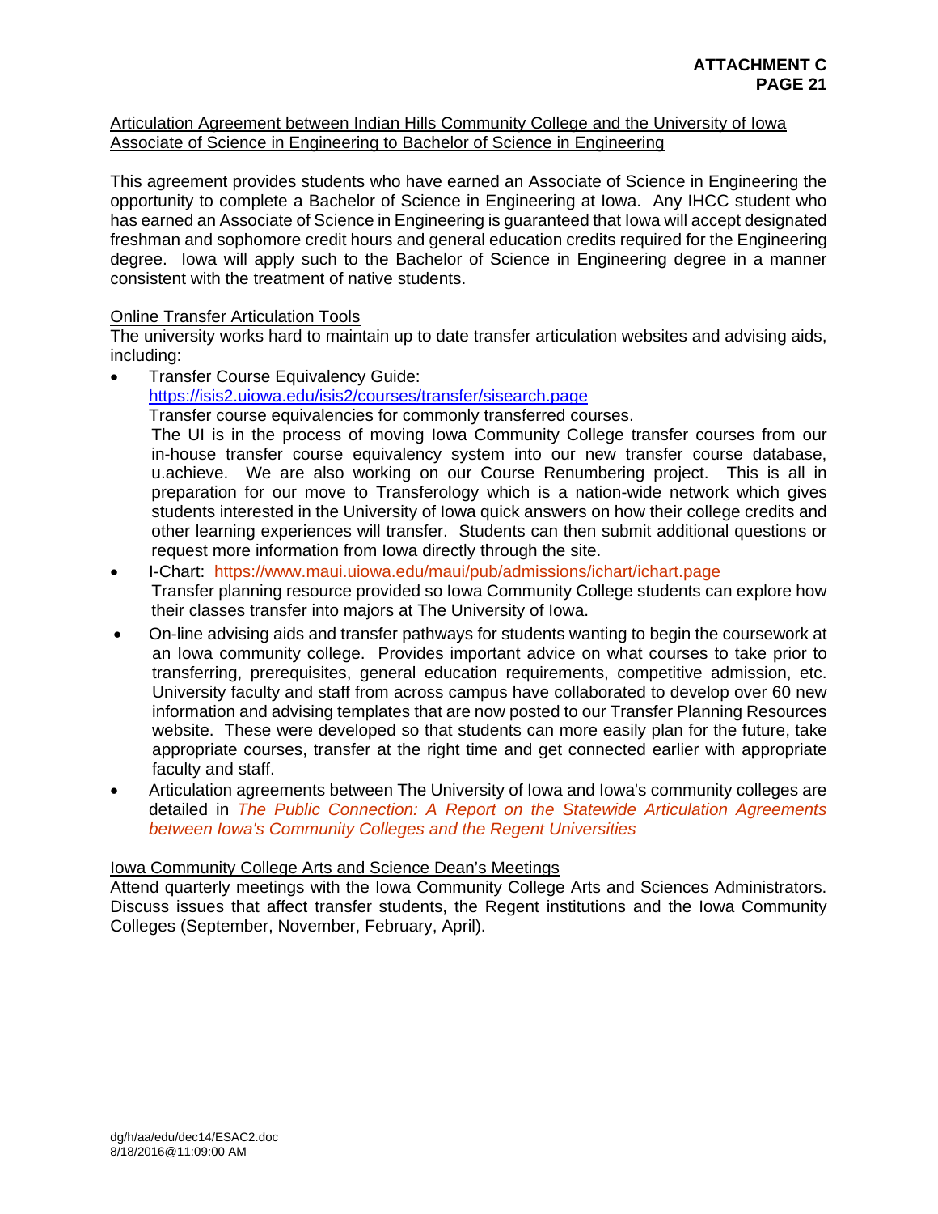Articulation Agreement between Indian Hills Community College and the University of Iowa
Associate of Science in Engineering to Bachelor of Science in Engineering

This agreement provides students who have earned an Associate of Science in Engineering the opportunity to complete a Bachelor of Science in Engineering at Iowa. Any IHCC student who has earned an Associate of Science in Engineering is guaranteed that Iowa will accept designated freshman and sophomore credit hours and general education credits required for the Engineering degree. Iowa will apply such to the Bachelor of Science in Engineering degree in a manner consistent with the treatment of native students.

Online Transfer Articulation Tools

The university works hard to maintain up to date transfer articulation websites and advising aids, including:

- Transfer Course Equivalency Guide: https://isis2.uiowa.edu/isis2/courses/transfer/sisearch.page
  Transfer course equivalencies for commonly transferred courses.
  The UI is in the process of moving Iowa Community College transfer courses from our in-house transfer course equivalency system into our new transfer course database, u.achieve. We are also working on our Course Renumbering project. This is all in preparation for our move to Transferology which is a nation-wide network which gives students interested in the University of Iowa quick answers on how their college credits and other learning experiences will transfer. Students can then submit additional questions or request more information from Iowa directly through the site.
- I-Chart: https://www.maui.uiowa.edu/maui/pub/admissions/ichart/ichart.page
  Transfer planning resource provided so Iowa Community College students can explore how their classes transfer into majors at The University of Iowa.
- On-line advising aids and transfer pathways for students wanting to begin the coursework at an Iowa community college. Provides important advice on what courses to take prior to transferring, prerequisites, general education requirements, competitive admission, etc. University faculty and staff from across campus have collaborated to develop over 60 new information and advising templates that are now posted to our Transfer Planning Resources website. These were developed so that students can more easily plan for the future, take appropriate courses, transfer at the right time and get connected earlier with appropriate faculty and staff.
- Articulation agreements between The University of Iowa and Iowa's community colleges are detailed in *The Public Connection: A Report on the Statewide Articulation Agreements between Iowa's Community Colleges and the Regent Universities*

Iowa Community College Arts and Science Dean's Meetings

Attend quarterly meetings with the Iowa Community College Arts and Sciences Administrators. Discuss issues that affect transfer students, the Regent institutions and the Iowa Community Colleges (September, November, February, April).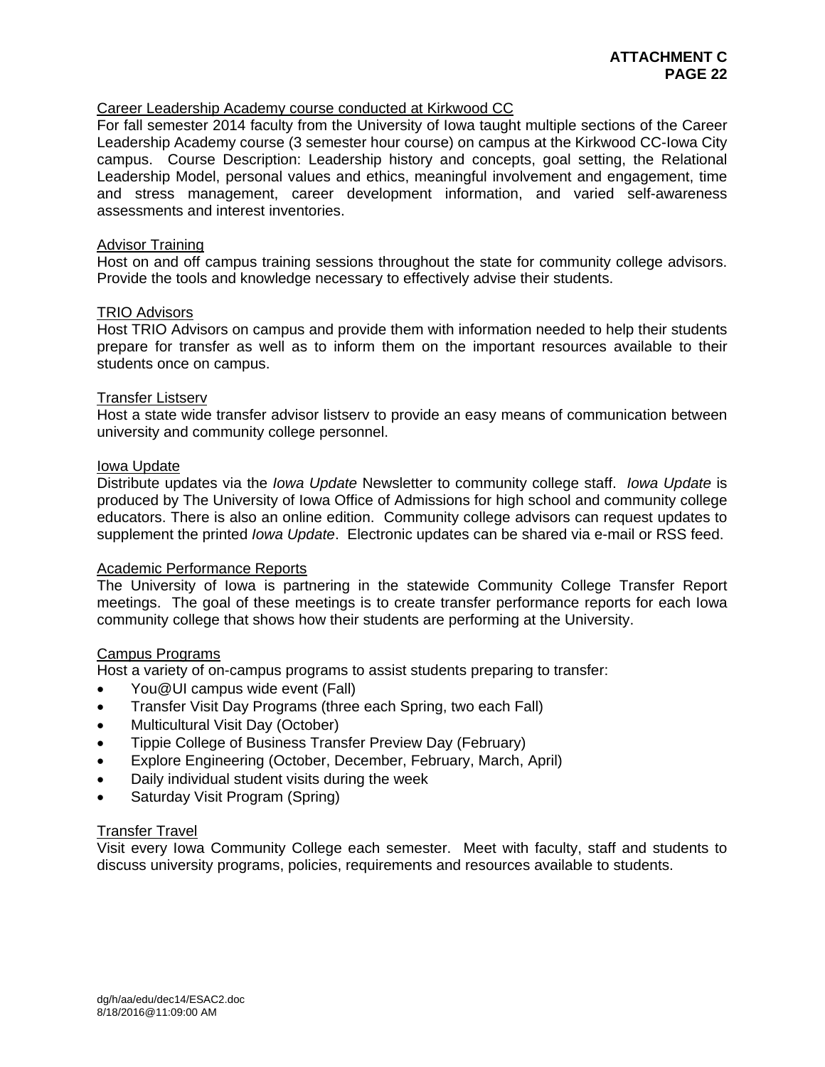Career Leadership Academy course conducted at Kirkwood CC

For fall semester 2014 faculty from the University of Iowa taught multiple sections of the Career Leadership Academy course (3 semester hour course) on campus at the Kirkwood CC-Iowa City campus. Course Description: Leadership history and concepts, goal setting, the Relational Leadership Model, personal values and ethics, meaningful involvement and engagement, time and stress management, career development information, and varied self-awareness assessments and interest inventories.

Advisor Training

Host on and off campus training sessions throughout the state for community college advisors. Provide the tools and knowledge necessary to effectively advise their students.

TRIO Advisors

Host TRIO Advisors on campus and provide them with information needed to help their students prepare for transfer as well as to inform them on the important resources available to their students once on campus.

Transfer Listserv

Host a state wide transfer advisor listserv to provide an easy means of communication between university and community college personnel.

Iowa Update

Distribute updates via the *Iowa Update* Newsletter to community college staff. *Iowa Update* is produced by The University of Iowa Office of Admissions for high school and community college educators. There is also an online edition. Community college advisors can request updates to supplement the printed *Iowa Update*. Electronic updates can be shared via e-mail or RSS feed.

Academic Performance Reports

The University of Iowa is partnering in the statewide Community College Transfer Report meetings. The goal of these meetings is to create transfer performance reports for each Iowa community college that shows how their students are performing at the University.

Campus Programs

Host a variety of on-campus programs to assist students preparing to transfer:

- You@UI campus wide event (Fall)
- Transfer Visit Day Programs (three each Spring, two each Fall)
- Multicultural Visit Day (October)
- Tippie College of Business Transfer Preview Day (February)
- Explore Engineering (October, December, February, March, April)
- Daily individual student visits during the week
- Saturday Visit Program (Spring)

Transfer Travel

Visit every Iowa Community College each semester. Meet with faculty, staff and students to discuss university programs, policies, requirements and resources available to students.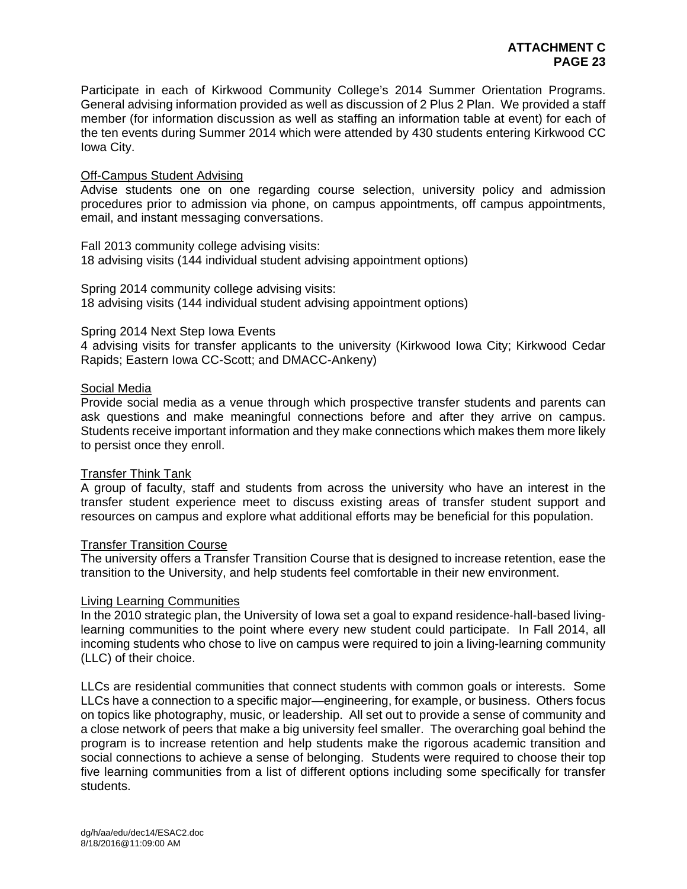Participate in each of Kirkwood Community College's 2014 Summer Orientation Programs. General advising information provided as well as discussion of 2 Plus 2 Plan. We provided a staff member (for information discussion as well as staffing an information table at event) for each of the ten events during Summer 2014 which were attended by 430 students entering Kirkwood CC Iowa City.

<u>Off-Campus Student Advising</u>
Advise students one on one regarding course selection, university policy and admission procedures prior to admission via phone, on campus appointments, off campus appointments, email, and instant messaging conversations.

Fall 2013 community college advising visits:
18 advising visits (144 individual student advising appointment options)

Spring 2014 community college advising visits:
18 advising visits (144 individual student advising appointment options)

Spring 2014 Next Step Iowa Events
4 advising visits for transfer applicants to the university (Kirkwood Iowa City; Kirkwood Cedar Rapids; Eastern Iowa CC-Scott; and DMACC-Ankeny)

<u>Social Media</u>
Provide social media as a venue through which prospective transfer students and parents can ask questions and make meaningful connections before and after they arrive on campus. Students receive important information and they make connections which makes them more likely to persist once they enroll.

<u>Transfer Think Tank</u>
A group of faculty, staff and students from across the university who have an interest in the transfer student experience meet to discuss existing areas of transfer student support and resources on campus and explore what additional efforts may be beneficial for this population.

<u>Transfer Transition Course</u>
The university offers a Transfer Transition Course that is designed to increase retention, ease the transition to the University, and help students feel comfortable in their new environment.

<u>Living Learning Communities</u>
In the 2010 strategic plan, the University of Iowa set a goal to expand residence-hall-based living-learning communities to the point where every new student could participate. In Fall 2014, all incoming students who chose to live on campus were required to join a living-learning community (LLC) of their choice.

LLCs are residential communities that connect students with common goals or interests. Some LLCs have a connection to a specific major—engineering, for example, or business. Others focus on topics like photography, music, or leadership. All set out to provide a sense of community and a close network of peers that make a big university feel smaller. The overarching goal behind the program is to increase retention and help students make the rigorous academic transition and social connections to achieve a sense of belonging. Students were required to choose their top five learning communities from a list of different options including some specifically for transfer students.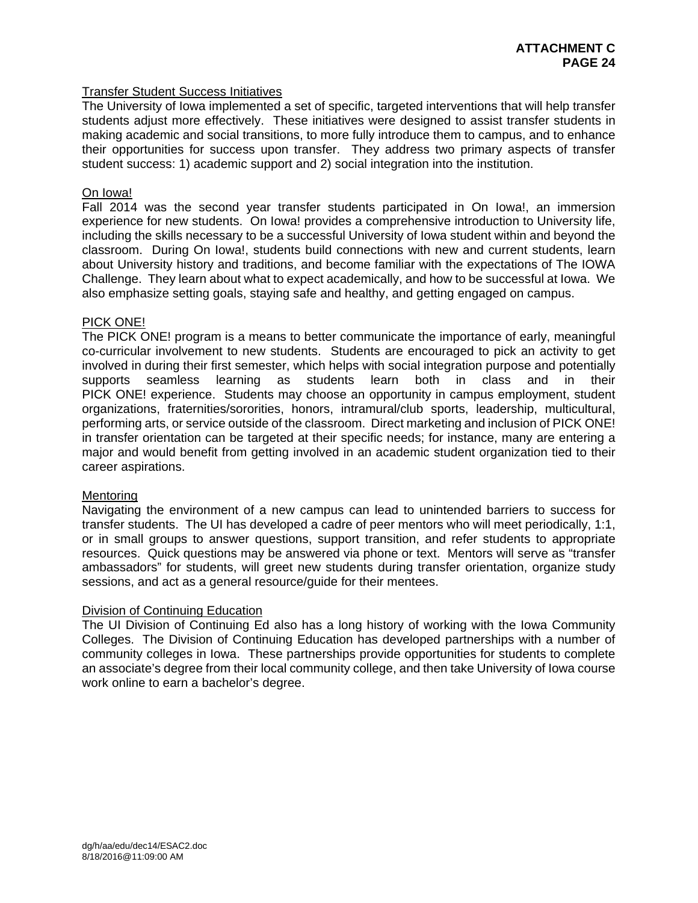### Transfer Student Success Initiatives

The University of Iowa implemented a set of specific, targeted interventions that will help transfer students adjust more effectively. These initiatives were designed to assist transfer students in making academic and social transitions, to more fully introduce them to campus, and to enhance their opportunities for success upon transfer. They address two primary aspects of transfer student success: 1) academic support and 2) social integration into the institution.

### On Iowa!

Fall 2014 was the second year transfer students participated in On Iowa!, an immersion experience for new students. On Iowa! provides a comprehensive introduction to University life, including the skills necessary to be a successful University of Iowa student within and beyond the classroom. During On Iowa!, students build connections with new and current students, learn about University history and traditions, and become familiar with the expectations of The IOWA Challenge. They learn about what to expect academically, and how to be successful at Iowa. We also emphasize setting goals, staying safe and healthy, and getting engaged on campus.

### PICK ONE!

The PICK ONE! program is a means to better communicate the importance of early, meaningful co-curricular involvement to new students. Students are encouraged to pick an activity to get involved in during their first semester, which helps with social integration purpose and potentially supports seamless learning as students learn both in class and in their PICK ONE! experience. Students may choose an opportunity in campus employment, student organizations, fraternities/sororities, honors, intramural/club sports, leadership, multicultural, performing arts, or service outside of the classroom. Direct marketing and inclusion of PICK ONE! in transfer orientation can be targeted at their specific needs; for instance, many are entering a major and would benefit from getting involved in an academic student organization tied to their career aspirations.

### Mentoring

Navigating the environment of a new campus can lead to unintended barriers to success for transfer students. The UI has developed a cadre of peer mentors who will meet periodically, 1:1, or in small groups to answer questions, support transition, and refer students to appropriate resources. Quick questions may be answered via phone or text. Mentors will serve as "transfer ambassadors" for students, will greet new students during transfer orientation, organize study sessions, and act as a general resource/guide for their mentees.

### Division of Continuing Education

The UI Division of Continuing Ed also has a long history of working with the Iowa Community Colleges. The Division of Continuing Education has developed partnerships with a number of community colleges in Iowa. These partnerships provide opportunities for students to complete an associate's degree from their local community college, and then take University of Iowa course work online to earn a bachelor's degree.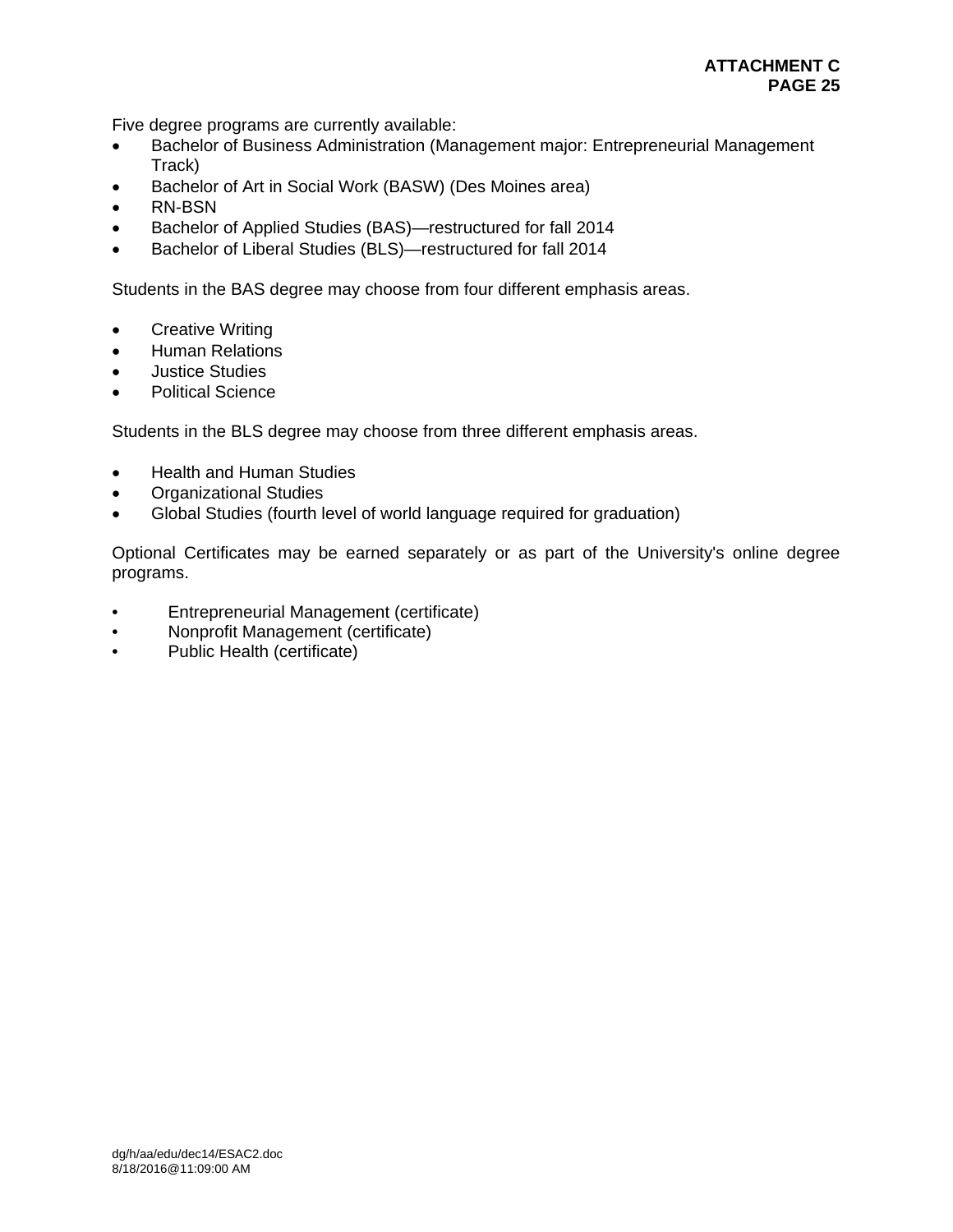Five degree programs are currently available:

- Bachelor of Business Administration (Management major: Entrepreneurial Management Track)
- Bachelor of Art in Social Work (BASW) (Des Moines area)
- RN-BSN
- Bachelor of Applied Studies (BAS)—restructured for fall 2014
- Bachelor of Liberal Studies (BLS)—restructured for fall 2014

Students in the BAS degree may choose from four different emphasis areas.

- Creative Writing
- Human Relations
- Justice Studies
- Political Science

Students in the BLS degree may choose from three different emphasis areas.

- Health and Human Studies
- Organizational Studies
- Global Studies (fourth level of world language required for graduation)

Optional Certificates may be earned separately or as part of the University's online degree programs.

- Entrepreneurial Management (certificate)
- Nonprofit Management (certificate)
- Public Health (certificate)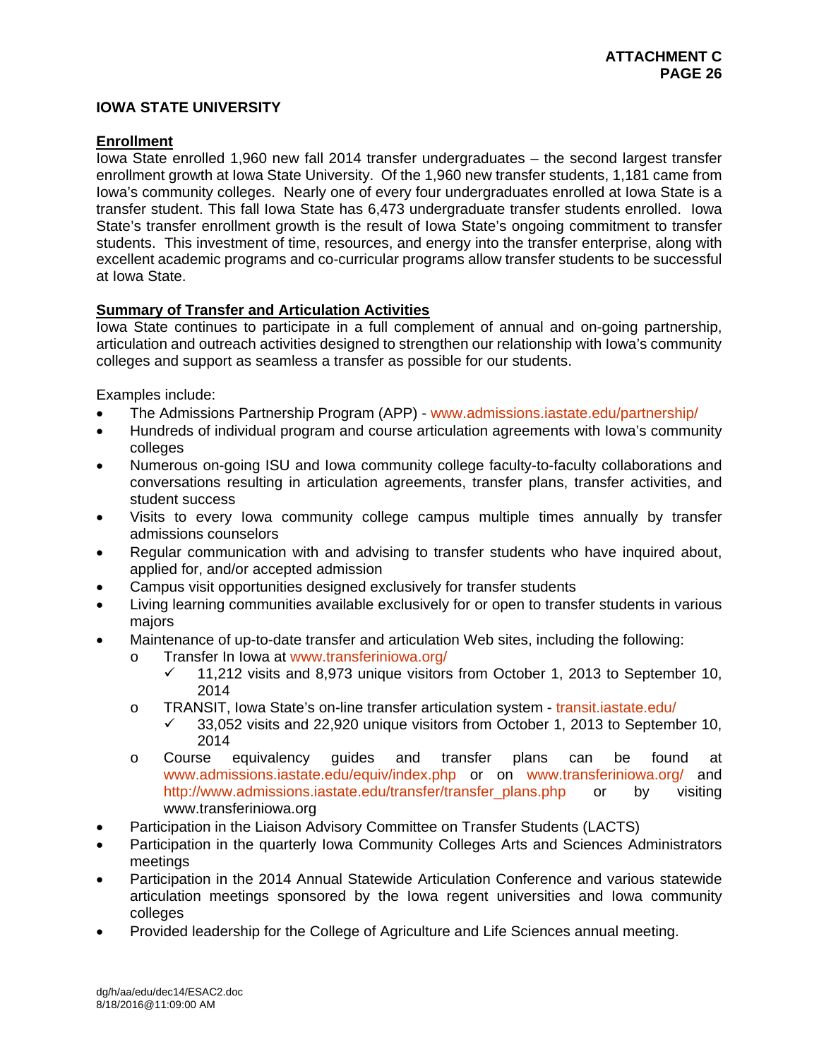# IOWA STATE UNIVERSITY

## Enrollment

Iowa State enrolled 1,960 new fall 2014 transfer undergraduates – the second largest transfer enrollment growth at Iowa State University. Of the 1,960 new transfer students, 1,181 came from Iowa's community colleges. Nearly one of every four undergraduates enrolled at Iowa State is a transfer student. This fall Iowa State has 6,473 undergraduate transfer students enrolled. Iowa State's transfer enrollment growth is the result of Iowa State's ongoing commitment to transfer students. This investment of time, resources, and energy into the transfer enterprise, along with excellent academic programs and co-curricular programs allow transfer students to be successful at Iowa State.

## Summary of Transfer and Articulation Activities

Iowa State continues to participate in a full complement of annual and on-going partnership, articulation and outreach activities designed to strengthen our relationship with Iowa's community colleges and support as seamless a transfer as possible for our students.

Examples include:

- The Admissions Partnership Program (APP) - www.admissions.iastate.edu/partnership/
- Hundreds of individual program and course articulation agreements with Iowa's community colleges
- Numerous on-going ISU and Iowa community college faculty-to-faculty collaborations and conversations resulting in articulation agreements, transfer plans, transfer activities, and student success
- Visits to every Iowa community college campus multiple times annually by transfer admissions counselors
- Regular communication with and advising to transfer students who have inquired about, applied for, and/or accepted admission
- Campus visit opportunities designed exclusively for transfer students
- Living learning communities available exclusively for or open to transfer students in various majors
- Maintenance of up-to-date transfer and articulation Web sites, including the following:
  - Transfer In Iowa at www.transferiniowa.org/
    - ✓ 11,212 visits and 8,973 unique visitors from October 1, 2013 to September 10, 2014
  - TRANSIT, Iowa State's on-line transfer articulation system - transit.iastate.edu/
    - ✓ 33,052 visits and 22,920 unique visitors from October 1, 2013 to September 10, 2014
  - Course equivalency guides and transfer plans can be found at www.admissions.iastate.edu/equiv/index.php or on www.transferiniowa.org/ and http://www.admissions.iastate.edu/transfer/transfer_plans.php or by visiting www.transferiniowa.org
- Participation in the Liaison Advisory Committee on Transfer Students (LACTS)
- Participation in the quarterly Iowa Community Colleges Arts and Sciences Administrators meetings
- Participation in the 2014 Annual Statewide Articulation Conference and various statewide articulation meetings sponsored by the Iowa regent universities and Iowa community colleges
- Provided leadership for the College of Agriculture and Life Sciences annual meeting.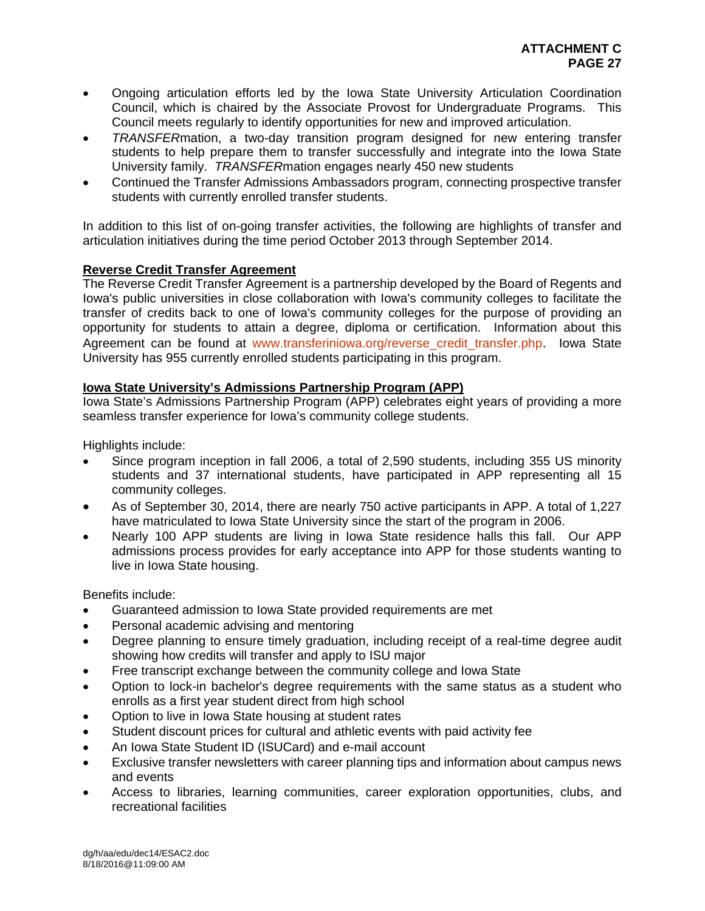- Ongoing articulation efforts led by the Iowa State University Articulation Coordination Council, which is chaired by the Associate Provost for Undergraduate Programs. This Council meets regularly to identify opportunities for new and improved articulation.
- *TRANSFER*mation, a two-day transition program designed for new entering transfer students to help prepare them to transfer successfully and integrate into the Iowa State University family. *TRANSFER*mation engages nearly 450 new students
- Continued the Transfer Admissions Ambassadors program, connecting prospective transfer students with currently enrolled transfer students.

In addition to this list of on-going transfer activities, the following are highlights of transfer and articulation initiatives during the time period October 2013 through September 2014.

**<u>Reverse Credit Transfer Agreement</u>**

The Reverse Credit Transfer Agreement is a partnership developed by the Board of Regents and Iowa's public universities in close collaboration with Iowa's community colleges to facilitate the transfer of credits back to one of Iowa's community colleges for the purpose of providing an opportunity for students to attain a degree, diploma or certification. Information about this Agreement can be found at www.transferiniowa.org/reverse_credit_transfer.php. Iowa State University has 955 currently enrolled students participating in this program.

**<u>Iowa State University's Admissions Partnership Program (APP)</u>**

Iowa State's Admissions Partnership Program (APP) celebrates eight years of providing a more seamless transfer experience for Iowa's community college students.

Highlights include:

- Since program inception in fall 2006, a total of 2,590 students, including 355 US minority students and 37 international students, have participated in APP representing all 15 community colleges.
- As of September 30, 2014, there are nearly 750 active participants in APP. A total of 1,227 have matriculated to Iowa State University since the start of the program in 2006.
- Nearly 100 APP students are living in Iowa State residence halls this fall. Our APP admissions process provides for early acceptance into APP for those students wanting to live in Iowa State housing.

Benefits include:

- Guaranteed admission to Iowa State provided requirements are met
- Personal academic advising and mentoring
- Degree planning to ensure timely graduation, including receipt of a real-time degree audit showing how credits will transfer and apply to ISU major
- Free transcript exchange between the community college and Iowa State
- Option to lock-in bachelor's degree requirements with the same status as a student who enrolls as a first year student direct from high school
- Option to live in Iowa State housing at student rates
- Student discount prices for cultural and athletic events with paid activity fee
- An Iowa State Student ID (ISUCard) and e-mail account
- Exclusive transfer newsletters with career planning tips and information about campus news and events
- Access to libraries, learning communities, career exploration opportunities, clubs, and recreational facilities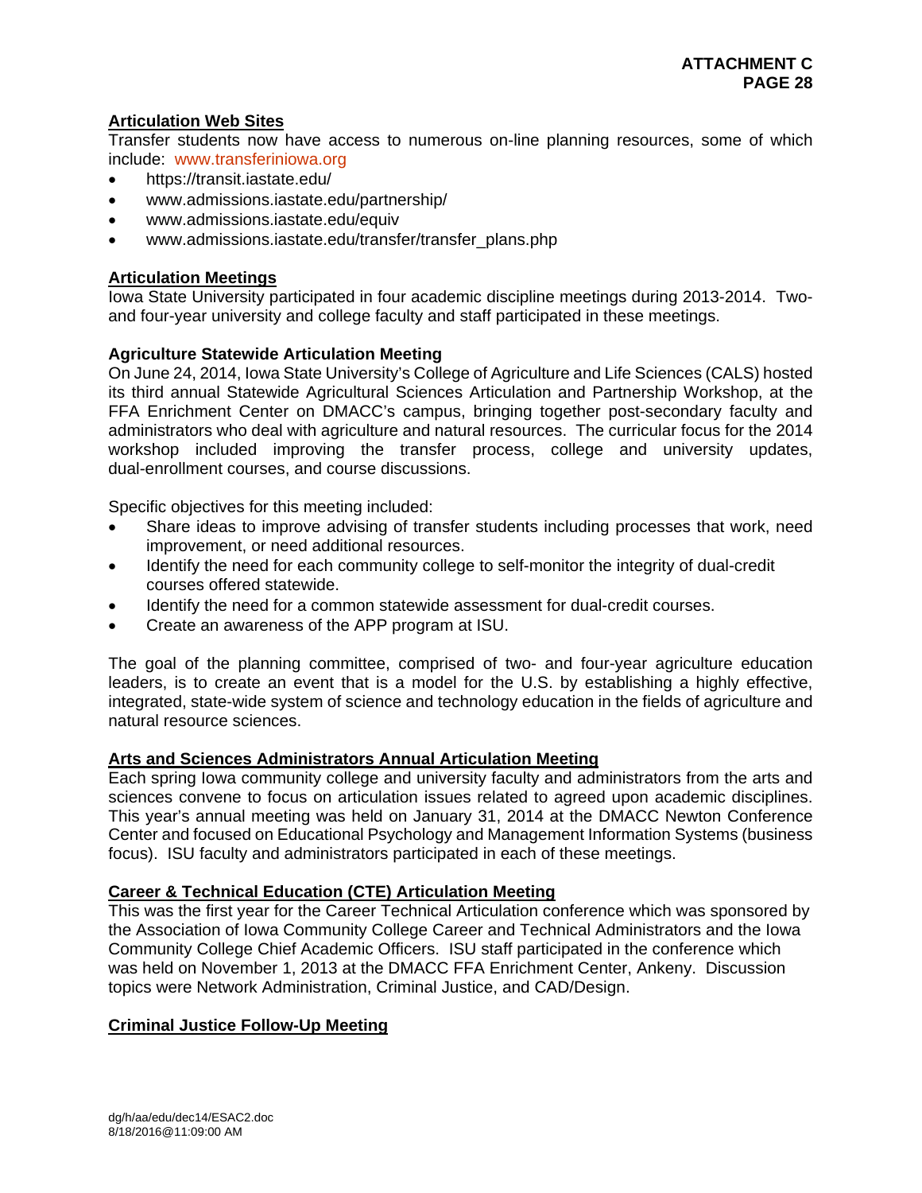## Articulation Web Sites

Transfer students now have access to numerous on-line planning resources, some of which include: www.transferiniowa.org

- https://transit.iastate.edu/
- www.admissions.iastate.edu/partnership/
- www.admissions.iastate.edu/equiv
- www.admissions.iastate.edu/transfer/transfer_plans.php

## Articulation Meetings

Iowa State University participated in four academic discipline meetings during 2013-2014. Two- and four-year university and college faculty and staff participated in these meetings.

### Agriculture Statewide Articulation Meeting

On June 24, 2014, Iowa State University's College of Agriculture and Life Sciences (CALS) hosted its third annual Statewide Agricultural Sciences Articulation and Partnership Workshop, at the FFA Enrichment Center on DMACC's campus, bringing together post-secondary faculty and administrators who deal with agriculture and natural resources. The curricular focus for the 2014 workshop included improving the transfer process, college and university updates, dual-enrollment courses, and course discussions.

Specific objectives for this meeting included:

- Share ideas to improve advising of transfer students including processes that work, need improvement, or need additional resources.
- Identify the need for each community college to self-monitor the integrity of dual-credit courses offered statewide.
- Identify the need for a common statewide assessment for dual-credit courses.
- Create an awareness of the APP program at ISU.

The goal of the planning committee, comprised of two- and four-year agriculture education leaders, is to create an event that is a model for the U.S. by establishing a highly effective, integrated, state-wide system of science and technology education in the fields of agriculture and natural resource sciences.

### Arts and Sciences Administrators Annual Articulation Meeting

Each spring Iowa community college and university faculty and administrators from the arts and sciences convene to focus on articulation issues related to agreed upon academic disciplines. This year's annual meeting was held on January 31, 2014 at the DMACC Newton Conference Center and focused on Educational Psychology and Management Information Systems (business focus). ISU faculty and administrators participated in each of these meetings.

### Career & Technical Education (CTE) Articulation Meeting

This was the first year for the Career Technical Articulation conference which was sponsored by the Association of Iowa Community College Career and Technical Administrators and the Iowa Community College Chief Academic Officers. ISU staff participated in the conference which was held on November 1, 2013 at the DMACC FFA Enrichment Center, Ankeny. Discussion topics were Network Administration, Criminal Justice, and CAD/Design.

### Criminal Justice Follow-Up Meeting

dg/h/aa/edu/dec14/ESAC2.doc
8/18/2016@11:09:00 AM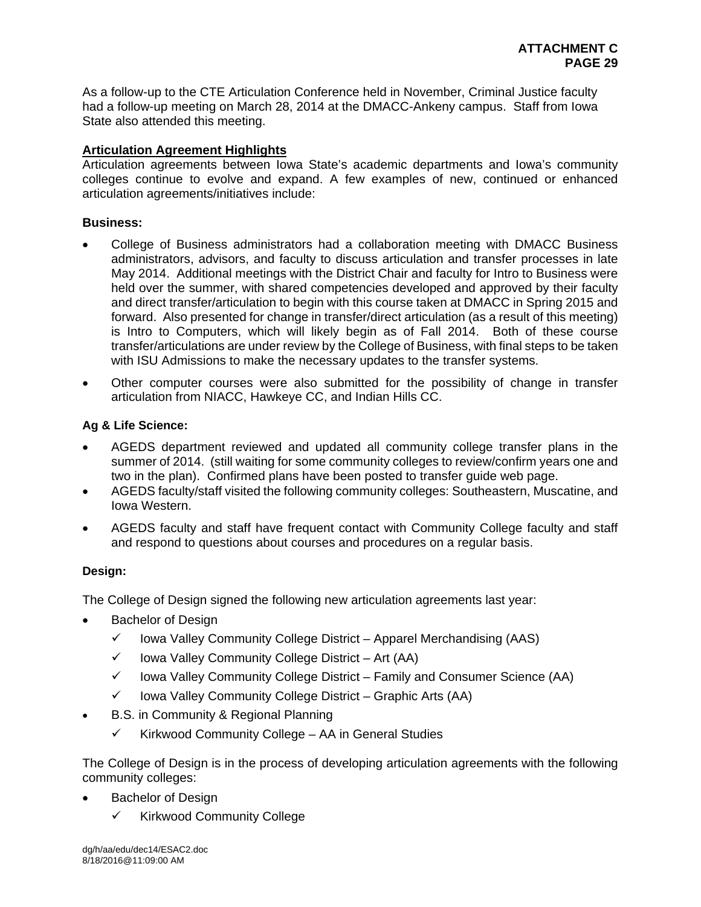As a follow-up to the CTE Articulation Conference held in November, Criminal Justice faculty had a follow-up meeting on March 28, 2014 at the DMACC-Ankeny campus. Staff from Iowa State also attended this meeting.

**Articulation Agreement Highlights**

Articulation agreements between Iowa State's academic departments and Iowa's community colleges continue to evolve and expand. A few examples of new, continued or enhanced articulation agreements/initiatives include:

**Business:**

- College of Business administrators had a collaboration meeting with DMACC Business administrators, advisors, and faculty to discuss articulation and transfer processes in late May 2014. Additional meetings with the District Chair and faculty for Intro to Business were held over the summer, with shared competencies developed and approved by their faculty and direct transfer/articulation to begin with this course taken at DMACC in Spring 2015 and forward. Also presented for change in transfer/direct articulation (as a result of this meeting) is Intro to Computers, which will likely begin as of Fall 2014. Both of these course transfer/articulations are under review by the College of Business, with final steps to be taken with ISU Admissions to make the necessary updates to the transfer systems.
- Other computer courses were also submitted for the possibility of change in transfer articulation from NIACC, Hawkeye CC, and Indian Hills CC.

**Ag & Life Science:**

- AGEDS department reviewed and updated all community college transfer plans in the summer of 2014. (still waiting for some community colleges to review/confirm years one and two in the plan). Confirmed plans have been posted to transfer guide web page.
- AGEDS faculty/staff visited the following community colleges: Southeastern, Muscatine, and Iowa Western.
- AGEDS faculty and staff have frequent contact with Community College faculty and staff and respond to questions about courses and procedures on a regular basis.

**Design:**

The College of Design signed the following new articulation agreements last year:

- Bachelor of Design
  - ✓ Iowa Valley Community College District – Apparel Merchandising (AAS)
  - ✓ Iowa Valley Community College District – Art (AA)
  - ✓ Iowa Valley Community College District – Family and Consumer Science (AA)
  - ✓ Iowa Valley Community College District – Graphic Arts (AA)
- B.S. in Community & Regional Planning
  - ✓ Kirkwood Community College – AA in General Studies

The College of Design is in the process of developing articulation agreements with the following community colleges:

- Bachelor of Design
  - ✓ Kirkwood Community College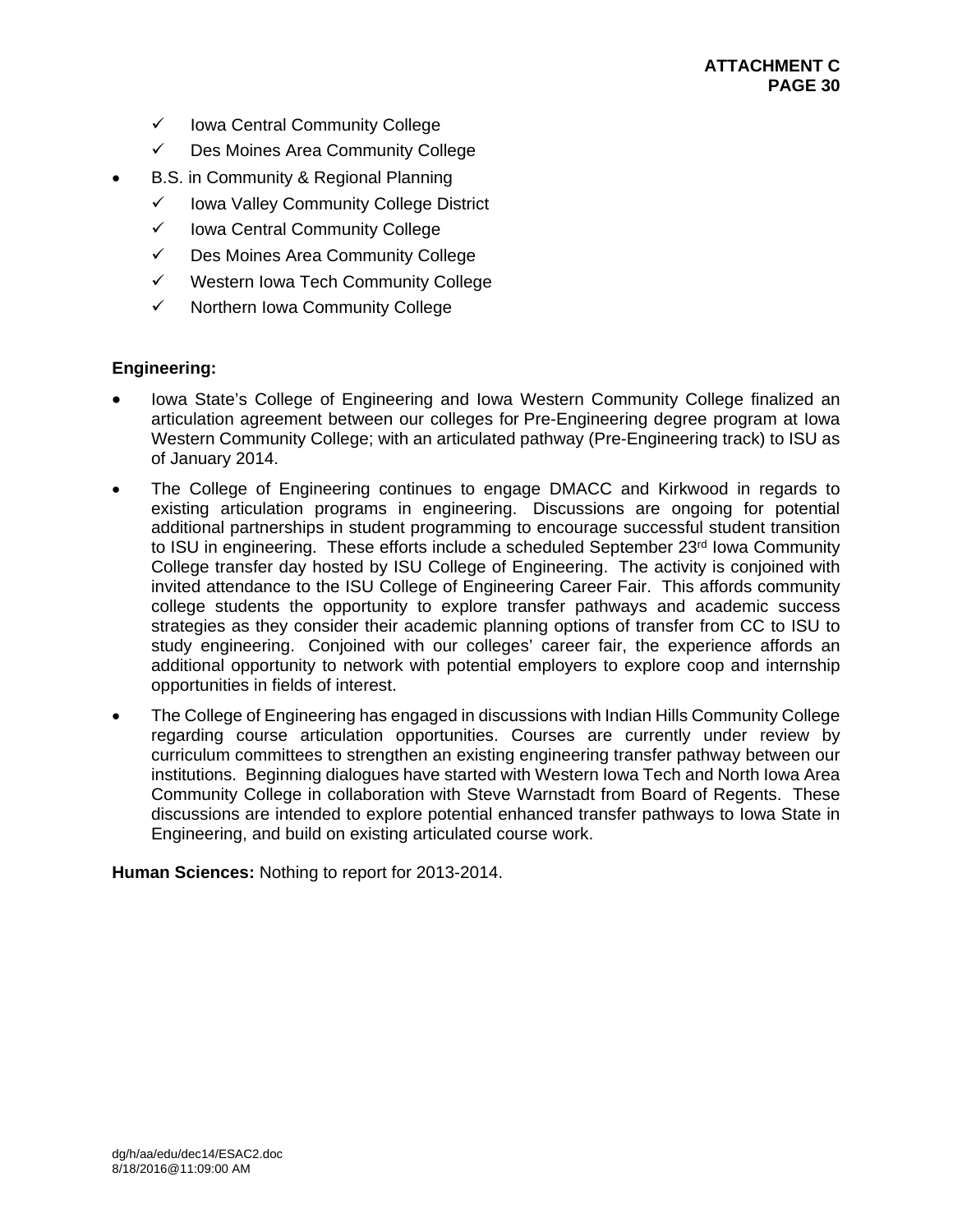- ✓ Iowa Central Community College
- ✓ Des Moines Area Community College

- B.S. in Community & Regional Planning
  - ✓ Iowa Valley Community College District
  - ✓ Iowa Central Community College
  - ✓ Des Moines Area Community College
  - ✓ Western Iowa Tech Community College
  - ✓ Northern Iowa Community College

**Engineering:**

- Iowa State's College of Engineering and Iowa Western Community College finalized an articulation agreement between our colleges for Pre-Engineering degree program at Iowa Western Community College; with an articulated pathway (Pre-Engineering track) to ISU as of January 2014.
- The College of Engineering continues to engage DMACC and Kirkwood in regards to existing articulation programs in engineering. Discussions are ongoing for potential additional partnerships in student programming to encourage successful student transition to ISU in engineering. These efforts include a scheduled September 23rd Iowa Community College transfer day hosted by ISU College of Engineering. The activity is conjoined with invited attendance to the ISU College of Engineering Career Fair. This affords community college students the opportunity to explore transfer pathways and academic success strategies as they consider their academic planning options of transfer from CC to ISU to study engineering. Conjoined with our colleges' career fair, the experience affords an additional opportunity to network with potential employers to explore coop and internship opportunities in fields of interest.
- The College of Engineering has engaged in discussions with Indian Hills Community College regarding course articulation opportunities. Courses are currently under review by curriculum committees to strengthen an existing engineering transfer pathway between our institutions. Beginning dialogues have started with Western Iowa Tech and North Iowa Area Community College in collaboration with Steve Warnstadt from Board of Regents. These discussions are intended to explore potential enhanced transfer pathways to Iowa State in Engineering, and build on existing articulated course work.

**Human Sciences:** Nothing to report for 2013-2014.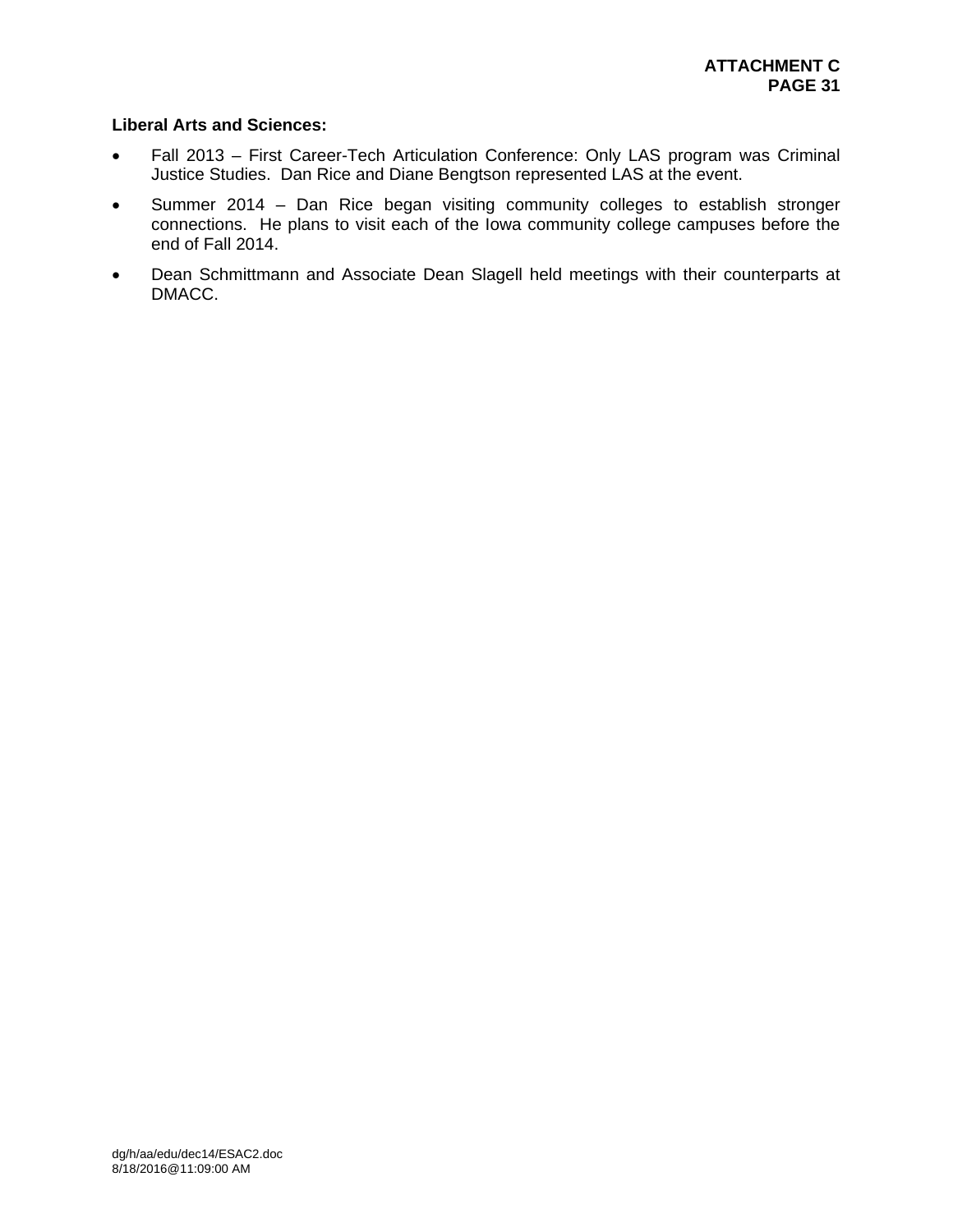**Liberal Arts and Sciences:**

- Fall 2013 – First Career-Tech Articulation Conference: Only LAS program was Criminal Justice Studies. Dan Rice and Diane Bengtson represented LAS at the event.
- Summer 2014 – Dan Rice began visiting community colleges to establish stronger connections. He plans to visit each of the Iowa community college campuses before the end of Fall 2014.
- Dean Schmittmann and Associate Dean Slagell held meetings with their counterparts at DMACC.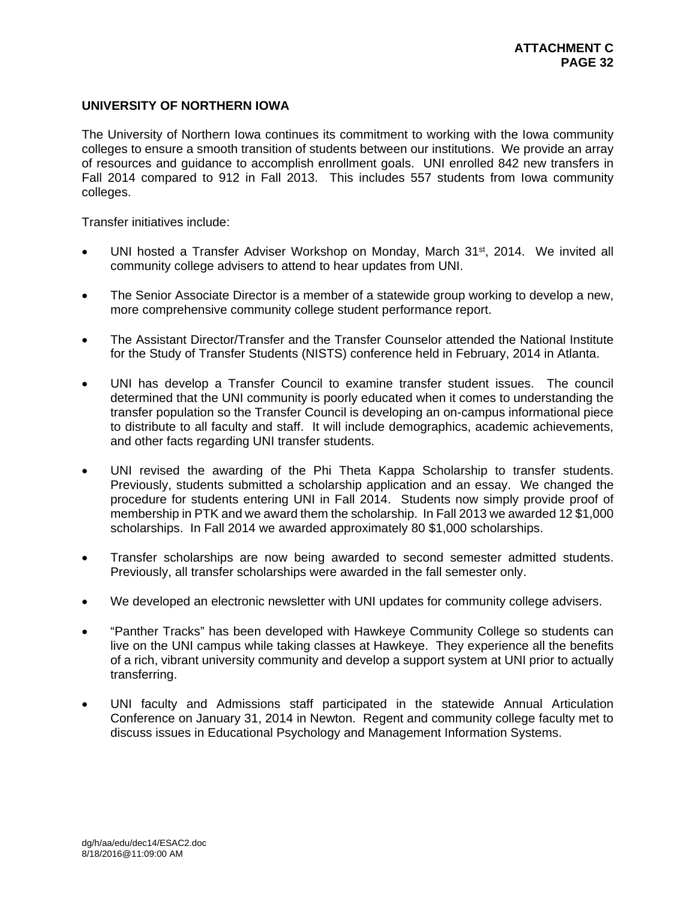## UNIVERSITY OF NORTHERN IOWA

The University of Northern Iowa continues its commitment to working with the Iowa community colleges to ensure a smooth transition of students between our institutions. We provide an array of resources and guidance to accomplish enrollment goals. UNI enrolled 842 new transfers in Fall 2014 compared to 912 in Fall 2013. This includes 557 students from Iowa community colleges.

Transfer initiatives include:

- UNI hosted a Transfer Adviser Workshop on Monday, March 31st, 2014. We invited all community college advisers to attend to hear updates from UNI.
- The Senior Associate Director is a member of a statewide group working to develop a new, more comprehensive community college student performance report.
- The Assistant Director/Transfer and the Transfer Counselor attended the National Institute for the Study of Transfer Students (NISTS) conference held in February, 2014 in Atlanta.
- UNI has develop a Transfer Council to examine transfer student issues. The council determined that the UNI community is poorly educated when it comes to understanding the transfer population so the Transfer Council is developing an on-campus informational piece to distribute to all faculty and staff. It will include demographics, academic achievements, and other facts regarding UNI transfer students.
- UNI revised the awarding of the Phi Theta Kappa Scholarship to transfer students. Previously, students submitted a scholarship application and an essay. We changed the procedure for students entering UNI in Fall 2014. Students now simply provide proof of membership in PTK and we award them the scholarship. In Fall 2013 we awarded 12 $1,000 scholarships. In Fall 2014 we awarded approximately 80 $1,000 scholarships.
- Transfer scholarships are now being awarded to second semester admitted students. Previously, all transfer scholarships were awarded in the fall semester only.
- We developed an electronic newsletter with UNI updates for community college advisers.
- "Panther Tracks" has been developed with Hawkeye Community College so students can live on the UNI campus while taking classes at Hawkeye. They experience all the benefits of a rich, vibrant university community and develop a support system at UNI prior to actually transferring.
- UNI faculty and Admissions staff participated in the statewide Annual Articulation Conference on January 31, 2014 in Newton. Regent and community college faculty met to discuss issues in Educational Psychology and Management Information Systems.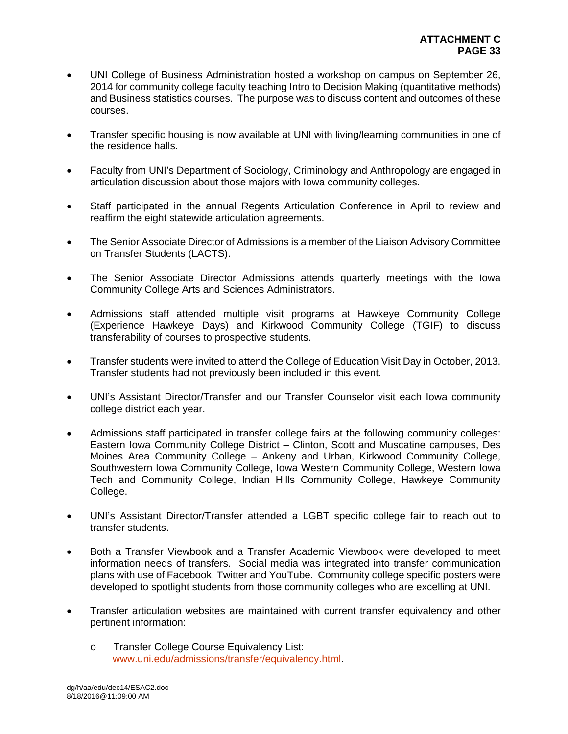- UNI College of Business Administration hosted a workshop on campus on September 26, 2014 for community college faculty teaching Intro to Decision Making (quantitative methods) and Business statistics courses. The purpose was to discuss content and outcomes of these courses.

- Transfer specific housing is now available at UNI with living/learning communities in one of the residence halls.

- Faculty from UNI's Department of Sociology, Criminology and Anthropology are engaged in articulation discussion about those majors with Iowa community colleges.

- Staff participated in the annual Regents Articulation Conference in April to review and reaffirm the eight statewide articulation agreements.

- The Senior Associate Director of Admissions is a member of the Liaison Advisory Committee on Transfer Students (LACTS).

- The Senior Associate Director Admissions attends quarterly meetings with the Iowa Community College Arts and Sciences Administrators.

- Admissions staff attended multiple visit programs at Hawkeye Community College (Experience Hawkeye Days) and Kirkwood Community College (TGIF) to discuss transferability of courses to prospective students.

- Transfer students were invited to attend the College of Education Visit Day in October, 2013. Transfer students had not previously been included in this event.

- UNI's Assistant Director/Transfer and our Transfer Counselor visit each Iowa community college district each year.

- Admissions staff participated in transfer college fairs at the following community colleges: Eastern Iowa Community College District – Clinton, Scott and Muscatine campuses, Des Moines Area Community College – Ankeny and Urban, Kirkwood Community College, Southwestern Iowa Community College, Iowa Western Community College, Western Iowa Tech and Community College, Indian Hills Community College, Hawkeye Community College.

- UNI's Assistant Director/Transfer attended a LGBT specific college fair to reach out to transfer students.

- Both a Transfer Viewbook and a Transfer Academic Viewbook were developed to meet information needs of transfers. Social media was integrated into transfer communication plans with use of Facebook, Twitter and YouTube. Community college specific posters were developed to spotlight students from those community colleges who are excelling at UNI.

- Transfer articulation websites are maintained with current transfer equivalency and other pertinent information:

  - Transfer College Course Equivalency List: www.uni.edu/admissions/transfer/equivalency.html.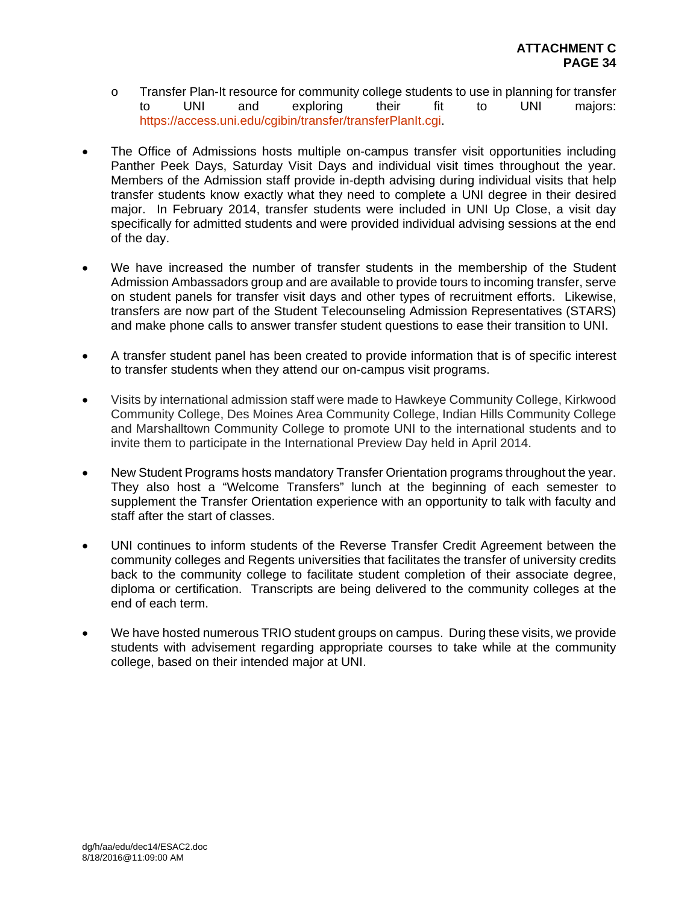- Transfer Plan-It resource for community college students to use in planning for transfer to UNI and exploring their fit to UNI majors: https://access.uni.edu/cgibin/transfer/transferPlanIt.cgi.

- The Office of Admissions hosts multiple on-campus transfer visit opportunities including Panther Peek Days, Saturday Visit Days and individual visit times throughout the year. Members of the Admission staff provide in-depth advising during individual visits that help transfer students know exactly what they need to complete a UNI degree in their desired major. In February 2014, transfer students were included in UNI Up Close, a visit day specifically for admitted students and were provided individual advising sessions at the end of the day.

- We have increased the number of transfer students in the membership of the Student Admission Ambassadors group and are available to provide tours to incoming transfer, serve on student panels for transfer visit days and other types of recruitment efforts. Likewise, transfers are now part of the Student Telecounseling Admission Representatives (STARS) and make phone calls to answer transfer student questions to ease their transition to UNI.

- A transfer student panel has been created to provide information that is of specific interest to transfer students when they attend our on-campus visit programs.

- Visits by international admission staff were made to Hawkeye Community College, Kirkwood Community College, Des Moines Area Community College, Indian Hills Community College and Marshalltown Community College to promote UNI to the international students and to invite them to participate in the International Preview Day held in April 2014.

- New Student Programs hosts mandatory Transfer Orientation programs throughout the year. They also host a "Welcome Transfers" lunch at the beginning of each semester to supplement the Transfer Orientation experience with an opportunity to talk with faculty and staff after the start of classes.

- UNI continues to inform students of the Reverse Transfer Credit Agreement between the community colleges and Regents universities that facilitates the transfer of university credits back to the community college to facilitate student completion of their associate degree, diploma or certification. Transcripts are being delivered to the community colleges at the end of each term.

- We have hosted numerous TRIO student groups on campus. During these visits, we provide students with advisement regarding appropriate courses to take while at the community college, based on their intended major at UNI.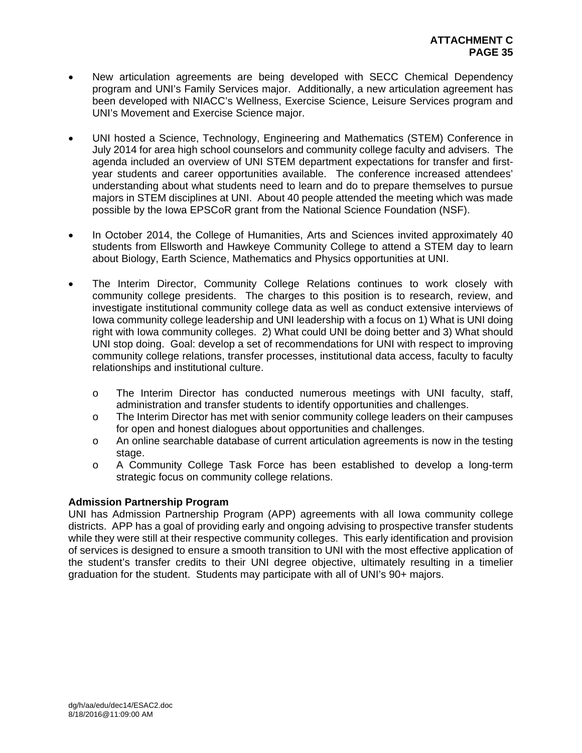- New articulation agreements are being developed with SECC Chemical Dependency program and UNI's Family Services major. Additionally, a new articulation agreement has been developed with NIACC's Wellness, Exercise Science, Leisure Services program and UNI's Movement and Exercise Science major.

- UNI hosted a Science, Technology, Engineering and Mathematics (STEM) Conference in July 2014 for area high school counselors and community college faculty and advisers. The agenda included an overview of UNI STEM department expectations for transfer and first-year students and career opportunities available. The conference increased attendees' understanding about what students need to learn and do to prepare themselves to pursue majors in STEM disciplines at UNI. About 40 people attended the meeting which was made possible by the Iowa EPSCoR grant from the National Science Foundation (NSF).

- In October 2014, the College of Humanities, Arts and Sciences invited approximately 40 students from Ellsworth and Hawkeye Community College to attend a STEM day to learn about Biology, Earth Science, Mathematics and Physics opportunities at UNI.

- The Interim Director, Community College Relations continues to work closely with community college presidents. The charges to this position is to research, review, and investigate institutional community college data as well as conduct extensive interviews of Iowa community college leadership and UNI leadership with a focus on 1) What is UNI doing right with Iowa community colleges. 2) What could UNI be doing better and 3) What should UNI stop doing. Goal: develop a set of recommendations for UNI with respect to improving community college relations, transfer processes, institutional data access, faculty to faculty relationships and institutional culture.

  - The Interim Director has conducted numerous meetings with UNI faculty, staff, administration and transfer students to identify opportunities and challenges.
  - The Interim Director has met with senior community college leaders on their campuses for open and honest dialogues about opportunities and challenges.
  - An online searchable database of current articulation agreements is now in the testing stage.
  - A Community College Task Force has been established to develop a long-term strategic focus on community college relations.

**Admission Partnership Program**
UNI has Admission Partnership Program (APP) agreements with all Iowa community college districts. APP has a goal of providing early and ongoing advising to prospective transfer students while they were still at their respective community colleges. This early identification and provision of services is designed to ensure a smooth transition to UNI with the most effective application of the student's transfer credits to their UNI degree objective, ultimately resulting in a timelier graduation for the student. Students may participate with all of UNI's 90+ majors.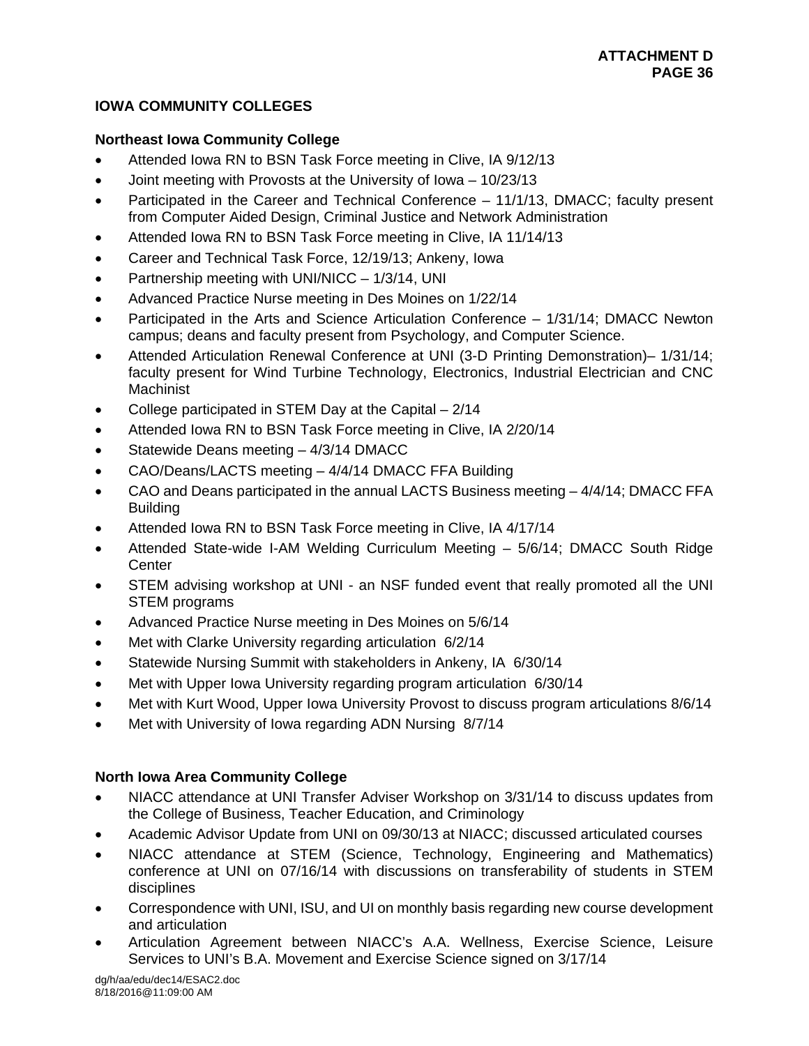## IOWA COMMUNITY COLLEGES

### Northeast Iowa Community College

- Attended Iowa RN to BSN Task Force meeting in Clive, IA 9/12/13
- Joint meeting with Provosts at the University of Iowa – 10/23/13
- Participated in the Career and Technical Conference – 11/1/13, DMACC; faculty present from Computer Aided Design, Criminal Justice and Network Administration
- Attended Iowa RN to BSN Task Force meeting in Clive, IA 11/14/13
- Career and Technical Task Force, 12/19/13; Ankeny, Iowa
- Partnership meeting with UNI/NICC – 1/3/14, UNI
- Advanced Practice Nurse meeting in Des Moines on 1/22/14
- Participated in the Arts and Science Articulation Conference – 1/31/14; DMACC Newton campus; deans and faculty present from Psychology, and Computer Science.
- Attended Articulation Renewal Conference at UNI (3-D Printing Demonstration)– 1/31/14; faculty present for Wind Turbine Technology, Electronics, Industrial Electrician and CNC Machinist
- College participated in STEM Day at the Capital – 2/14
- Attended Iowa RN to BSN Task Force meeting in Clive, IA 2/20/14
- Statewide Deans meeting – 4/3/14 DMACC
- CAO/Deans/LACTS meeting – 4/4/14 DMACC FFA Building
- CAO and Deans participated in the annual LACTS Business meeting – 4/4/14; DMACC FFA Building
- Attended Iowa RN to BSN Task Force meeting in Clive, IA 4/17/14
- Attended State-wide I-AM Welding Curriculum Meeting – 5/6/14; DMACC South Ridge Center
- STEM advising workshop at UNI - an NSF funded event that really promoted all the UNI STEM programs
- Advanced Practice Nurse meeting in Des Moines on 5/6/14
- Met with Clarke University regarding articulation 6/2/14
- Statewide Nursing Summit with stakeholders in Ankeny, IA 6/30/14
- Met with Upper Iowa University regarding program articulation 6/30/14
- Met with Kurt Wood, Upper Iowa University Provost to discuss program articulations 8/6/14
- Met with University of Iowa regarding ADN Nursing 8/7/14

### North Iowa Area Community College

- NIACC attendance at UNI Transfer Adviser Workshop on 3/31/14 to discuss updates from the College of Business, Teacher Education, and Criminology
- Academic Advisor Update from UNI on 09/30/13 at NIACC; discussed articulated courses
- NIACC attendance at STEM (Science, Technology, Engineering and Mathematics) conference at UNI on 07/16/14 with discussions on transferability of students in STEM disciplines
- Correspondence with UNI, ISU, and UI on monthly basis regarding new course development and articulation
- Articulation Agreement between NIACC's A.A. Wellness, Exercise Science, Leisure Services to UNI's B.A. Movement and Exercise Science signed on 3/17/14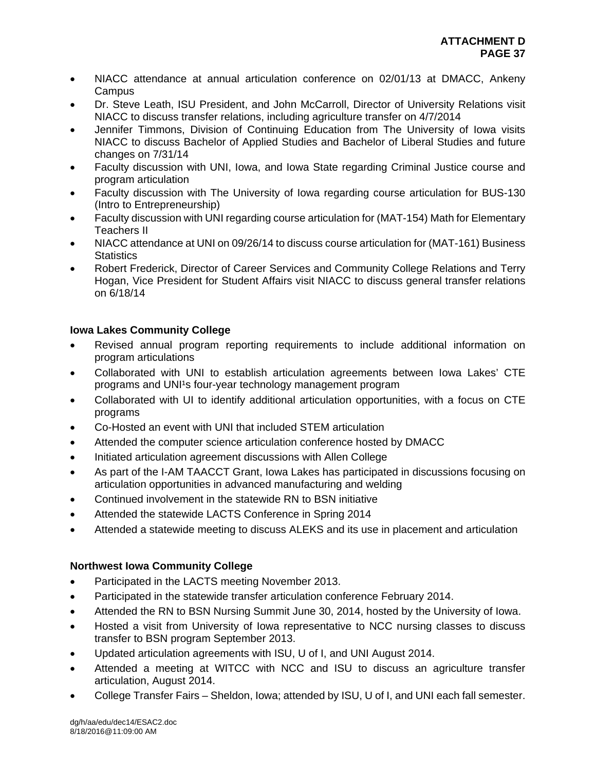- NIACC attendance at annual articulation conference on 02/01/13 at DMACC, Ankeny Campus
- Dr. Steve Leath, ISU President, and John McCarroll, Director of University Relations visit NIACC to discuss transfer relations, including agriculture transfer on 4/7/2014
- Jennifer Timmons, Division of Continuing Education from The University of Iowa visits NIACC to discuss Bachelor of Applied Studies and Bachelor of Liberal Studies and future changes on 7/31/14
- Faculty discussion with UNI, Iowa, and Iowa State regarding Criminal Justice course and program articulation
- Faculty discussion with The University of Iowa regarding course articulation for BUS-130 (Intro to Entrepreneurship)
- Faculty discussion with UNI regarding course articulation for (MAT-154) Math for Elementary Teachers II
- NIACC attendance at UNI on 09/26/14 to discuss course articulation for (MAT-161) Business Statistics
- Robert Frederick, Director of Career Services and Community College Relations and Terry Hogan, Vice President for Student Affairs visit NIACC to discuss general transfer relations on 6/18/14

**Iowa Lakes Community College**

- Revised annual program reporting requirements to include additional information on program articulations
- Collaborated with UNI to establish articulation agreements between Iowa Lakes' CTE programs and UNI¹s four-year technology management program
- Collaborated with UI to identify additional articulation opportunities, with a focus on CTE programs
- Co-Hosted an event with UNI that included STEM articulation
- Attended the computer science articulation conference hosted by DMACC
- Initiated articulation agreement discussions with Allen College
- As part of the I-AM TAACCT Grant, Iowa Lakes has participated in discussions focusing on articulation opportunities in advanced manufacturing and welding
- Continued involvement in the statewide RN to BSN initiative
- Attended the statewide LACTS Conference in Spring 2014
- Attended a statewide meeting to discuss ALEKS and its use in placement and articulation

**Northwest Iowa Community College**

- Participated in the LACTS meeting November 2013.
- Participated in the statewide transfer articulation conference February 2014.
- Attended the RN to BSN Nursing Summit June 30, 2014, hosted by the University of Iowa.
- Hosted a visit from University of Iowa representative to NCC nursing classes to discuss transfer to BSN program September 2013.
- Updated articulation agreements with ISU, U of I, and UNI August 2014.
- Attended a meeting at WITCC with NCC and ISU to discuss an agriculture transfer articulation, August 2014.
- College Transfer Fairs – Sheldon, Iowa; attended by ISU, U of I, and UNI each fall semester.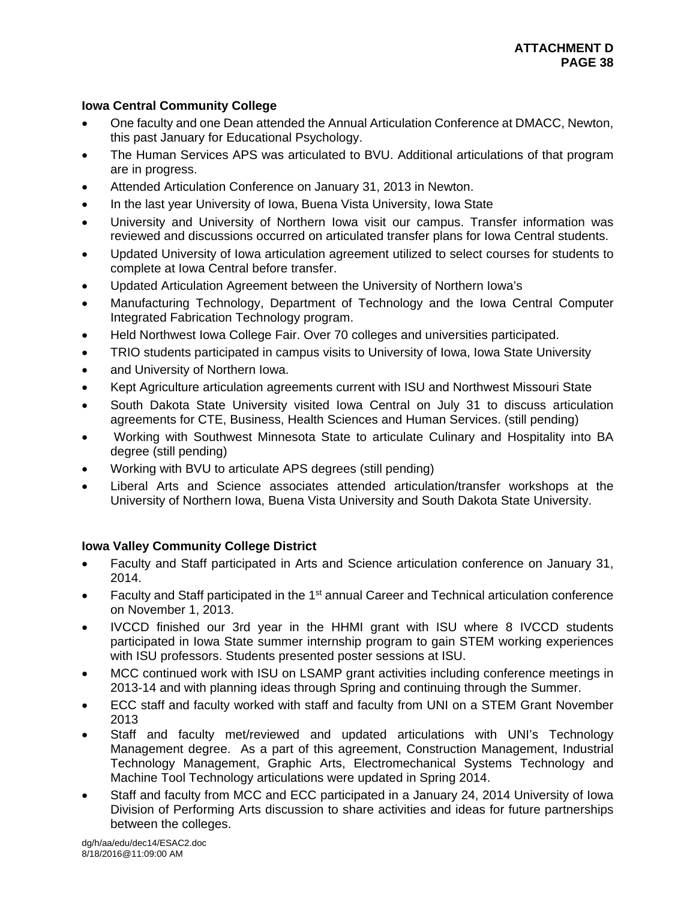**Iowa Central Community College**

- One faculty and one Dean attended the Annual Articulation Conference at DMACC, Newton, this past January for Educational Psychology.
- The Human Services APS was articulated to BVU. Additional articulations of that program are in progress.
- Attended Articulation Conference on January 31, 2013 in Newton.
- In the last year University of Iowa, Buena Vista University, Iowa State
- University and University of Northern Iowa visit our campus. Transfer information was reviewed and discussions occurred on articulated transfer plans for Iowa Central students.
- Updated University of Iowa articulation agreement utilized to select courses for students to complete at Iowa Central before transfer.
- Updated Articulation Agreement between the University of Northern Iowa's
- Manufacturing Technology, Department of Technology and the Iowa Central Computer Integrated Fabrication Technology program.
- Held Northwest Iowa College Fair. Over 70 colleges and universities participated.
- TRIO students participated in campus visits to University of Iowa, Iowa State University
- and University of Northern Iowa.
- Kept Agriculture articulation agreements current with ISU and Northwest Missouri State
- South Dakota State University visited Iowa Central on July 31 to discuss articulation agreements for CTE, Business, Health Sciences and Human Services. (still pending)
- Working with Southwest Minnesota State to articulate Culinary and Hospitality into BA degree (still pending)
- Working with BVU to articulate APS degrees (still pending)
- Liberal Arts and Science associates attended articulation/transfer workshops at the University of Northern Iowa, Buena Vista University and South Dakota State University.

**Iowa Valley Community College District**

- Faculty and Staff participated in Arts and Science articulation conference on January 31, 2014.
- Faculty and Staff participated in the 1st annual Career and Technical articulation conference on November 1, 2013.
- IVCCD finished our 3rd year in the HHMI grant with ISU where 8 IVCCD students participated in Iowa State summer internship program to gain STEM working experiences with ISU professors. Students presented poster sessions at ISU.
- MCC continued work with ISU on LSAMP grant activities including conference meetings in 2013-14 and with planning ideas through Spring and continuing through the Summer.
- ECC staff and faculty worked with staff and faculty from UNI on a STEM Grant November 2013
- Staff and faculty met/reviewed and updated articulations with UNI's Technology Management degree. As a part of this agreement, Construction Management, Industrial Technology Management, Graphic Arts, Electromechanical Systems Technology and Machine Tool Technology articulations were updated in Spring 2014.
- Staff and faculty from MCC and ECC participated in a January 24, 2014 University of Iowa Division of Performing Arts discussion to share activities and ideas for future partnerships between the colleges.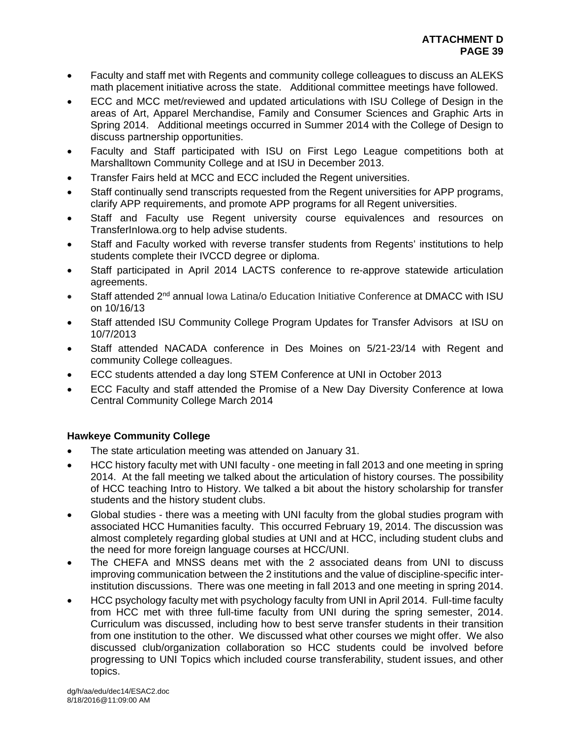- Faculty and staff met with Regents and community college colleagues to discuss an ALEKS math placement initiative across the state. Additional committee meetings have followed.
- ECC and MCC met/reviewed and updated articulations with ISU College of Design in the areas of Art, Apparel Merchandise, Family and Consumer Sciences and Graphic Arts in Spring 2014. Additional meetings occurred in Summer 2014 with the College of Design to discuss partnership opportunities.
- Faculty and Staff participated with ISU on First Lego League competitions both at Marshalltown Community College and at ISU in December 2013.
- Transfer Fairs held at MCC and ECC included the Regent universities.
- Staff continually send transcripts requested from the Regent universities for APP programs, clarify APP requirements, and promote APP programs for all Regent universities.
- Staff and Faculty use Regent university course equivalences and resources on TransferInIowa.org to help advise students.
- Staff and Faculty worked with reverse transfer students from Regents' institutions to help students complete their IVCCD degree or diploma.
- Staff participated in April 2014 LACTS conference to re-approve statewide articulation agreements.
- Staff attended 2nd annual Iowa Latina/o Education Initiative Conference at DMACC with ISU on 10/16/13
- Staff attended ISU Community College Program Updates for Transfer Advisors at ISU on 10/7/2013
- Staff attended NACADA conference in Des Moines on 5/21-23/14 with Regent and community College colleagues.
- ECC students attended a day long STEM Conference at UNI in October 2013
- ECC Faculty and staff attended the Promise of a New Day Diversity Conference at Iowa Central Community College March 2014

**Hawkeye Community College**

- The state articulation meeting was attended on January 31.
- HCC history faculty met with UNI faculty - one meeting in fall 2013 and one meeting in spring 2014. At the fall meeting we talked about the articulation of history courses. The possibility of HCC teaching Intro to History. We talked a bit about the history scholarship for transfer students and the history student clubs.
- Global studies - there was a meeting with UNI faculty from the global studies program with associated HCC Humanities faculty. This occurred February 19, 2014. The discussion was almost completely regarding global studies at UNI and at HCC, including student clubs and the need for more foreign language courses at HCC/UNI.
- The CHEFA and MNSS deans met with the 2 associated deans from UNI to discuss improving communication between the 2 institutions and the value of discipline-specific inter-institution discussions. There was one meeting in fall 2013 and one meeting in spring 2014.
- HCC psychology faculty met with psychology faculty from UNI in April 2014. Full-time faculty from HCC met with three full-time faculty from UNI during the spring semester, 2014. Curriculum was discussed, including how to best serve transfer students in their transition from one institution to the other. We discussed what other courses we might offer. We also discussed club/organization collaboration so HCC students could be involved before progressing to UNI Topics which included course transferability, student issues, and other topics.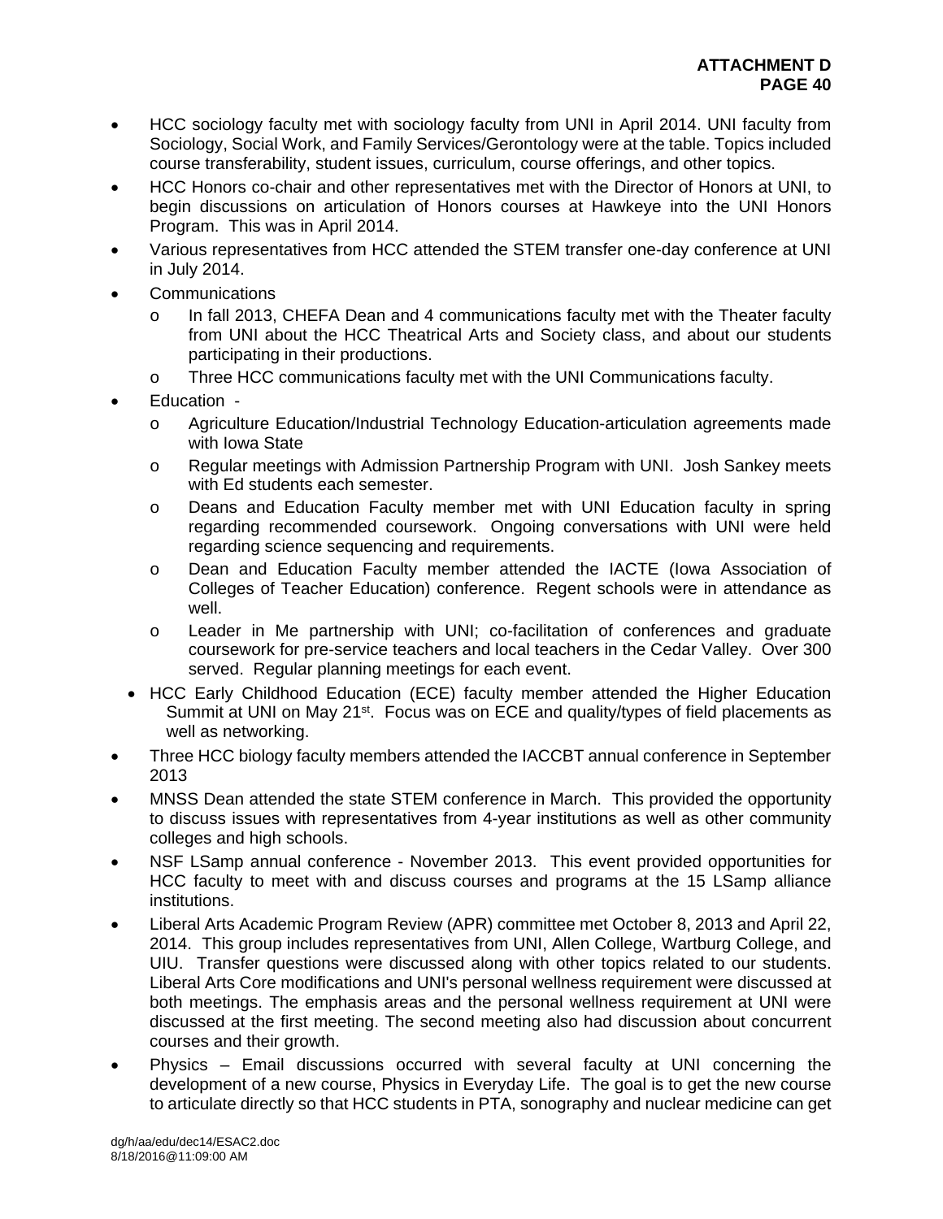- HCC sociology faculty met with sociology faculty from UNI in April 2014. UNI faculty from Sociology, Social Work, and Family Services/Gerontology were at the table. Topics included course transferability, student issues, curriculum, course offerings, and other topics.
- HCC Honors co-chair and other representatives met with the Director of Honors at UNI, to begin discussions on articulation of Honors courses at Hawkeye into the UNI Honors Program. This was in April 2014.
- Various representatives from HCC attended the STEM transfer one-day conference at UNI in July 2014.
- Communications
  - In fall 2013, CHEFA Dean and 4 communications faculty met with the Theater faculty from UNI about the HCC Theatrical Arts and Society class, and about our students participating in their productions.
  - Three HCC communications faculty met with the UNI Communications faculty.
- Education -
  - Agriculture Education/Industrial Technology Education-articulation agreements made with Iowa State
  - Regular meetings with Admission Partnership Program with UNI. Josh Sankey meets with Ed students each semester.
  - Deans and Education Faculty member met with UNI Education faculty in spring regarding recommended coursework. Ongoing conversations with UNI were held regarding science sequencing and requirements.
  - Dean and Education Faculty member attended the IACTE (Iowa Association of Colleges of Teacher Education) conference. Regent schools were in attendance as well.
  - Leader in Me partnership with UNI; co-facilitation of conferences and graduate coursework for pre-service teachers and local teachers in the Cedar Valley. Over 300 served. Regular planning meetings for each event.
- HCC Early Childhood Education (ECE) faculty member attended the Higher Education Summit at UNI on May 21st. Focus was on ECE and quality/types of field placements as well as networking.
- Three HCC biology faculty members attended the IACCBT annual conference in September 2013
- MNSS Dean attended the state STEM conference in March. This provided the opportunity to discuss issues with representatives from 4-year institutions as well as other community colleges and high schools.
- NSF LSamp annual conference - November 2013. This event provided opportunities for HCC faculty to meet with and discuss courses and programs at the 15 LSamp alliance institutions.
- Liberal Arts Academic Program Review (APR) committee met October 8, 2013 and April 22, 2014. This group includes representatives from UNI, Allen College, Wartburg College, and UIU. Transfer questions were discussed along with other topics related to our students. Liberal Arts Core modifications and UNI's personal wellness requirement were discussed at both meetings. The emphasis areas and the personal wellness requirement at UNI were discussed at the first meeting. The second meeting also had discussion about concurrent courses and their growth.
- Physics – Email discussions occurred with several faculty at UNI concerning the development of a new course, Physics in Everyday Life. The goal is to get the new course to articulate directly so that HCC students in PTA, sonography and nuclear medicine can get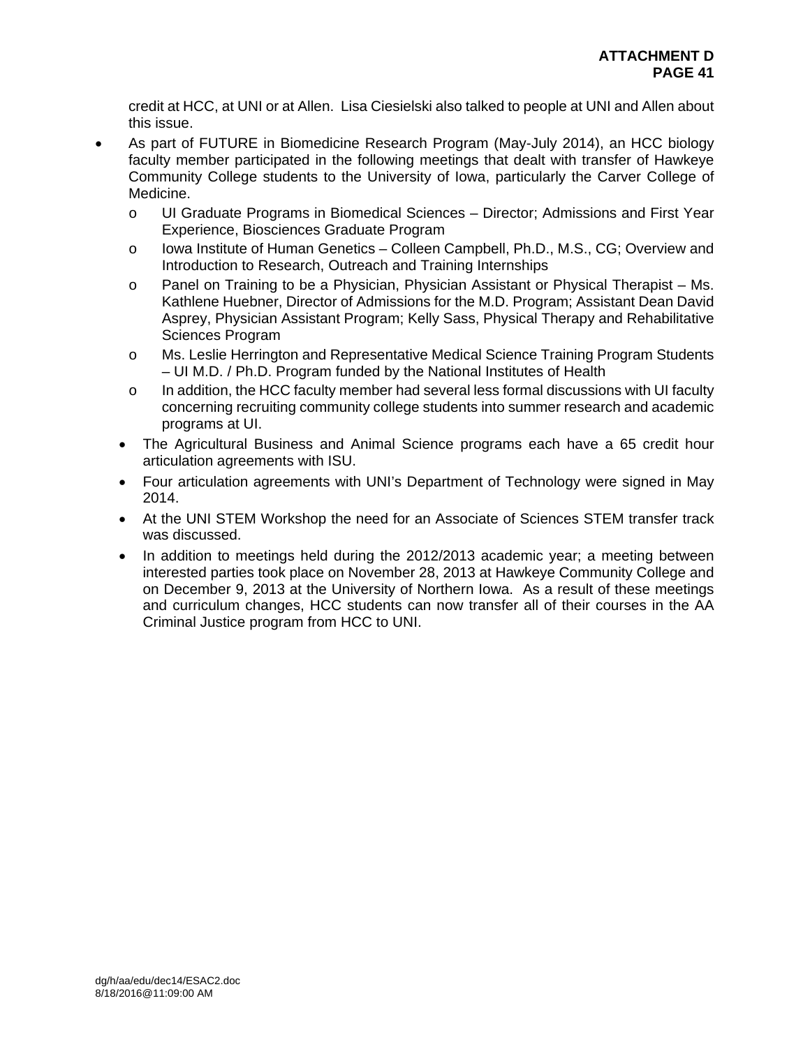credit at HCC, at UNI or at Allen. Lisa Ciesielski also talked to people at UNI and Allen about this issue.

- As part of FUTURE in Biomedicine Research Program (May-July 2014), an HCC biology faculty member participated in the following meetings that dealt with transfer of Hawkeye Community College students to the University of Iowa, particularly the Carver College of Medicine.
  - UI Graduate Programs in Biomedical Sciences – Director; Admissions and First Year Experience, Biosciences Graduate Program
  - Iowa Institute of Human Genetics – Colleen Campbell, Ph.D., M.S., CG; Overview and Introduction to Research, Outreach and Training Internships
  - Panel on Training to be a Physician, Physician Assistant or Physical Therapist – Ms. Kathlene Huebner, Director of Admissions for the M.D. Program; Assistant Dean David Asprey, Physician Assistant Program; Kelly Sass, Physical Therapy and Rehabilitative Sciences Program
  - Ms. Leslie Herrington and Representative Medical Science Training Program Students – UI M.D. / Ph.D. Program funded by the National Institutes of Health
  - In addition, the HCC faculty member had several less formal discussions with UI faculty concerning recruiting community college students into summer research and academic programs at UI.
  - The Agricultural Business and Animal Science programs each have a 65 credit hour articulation agreements with ISU.
  - Four articulation agreements with UNI's Department of Technology were signed in May 2014.
  - At the UNI STEM Workshop the need for an Associate of Sciences STEM transfer track was discussed.
  - In addition to meetings held during the 2012/2013 academic year; a meeting between interested parties took place on November 28, 2013 at Hawkeye Community College and on December 9, 2013 at the University of Northern Iowa. As a result of these meetings and curriculum changes, HCC students can now transfer all of their courses in the AA Criminal Justice program from HCC to UNI.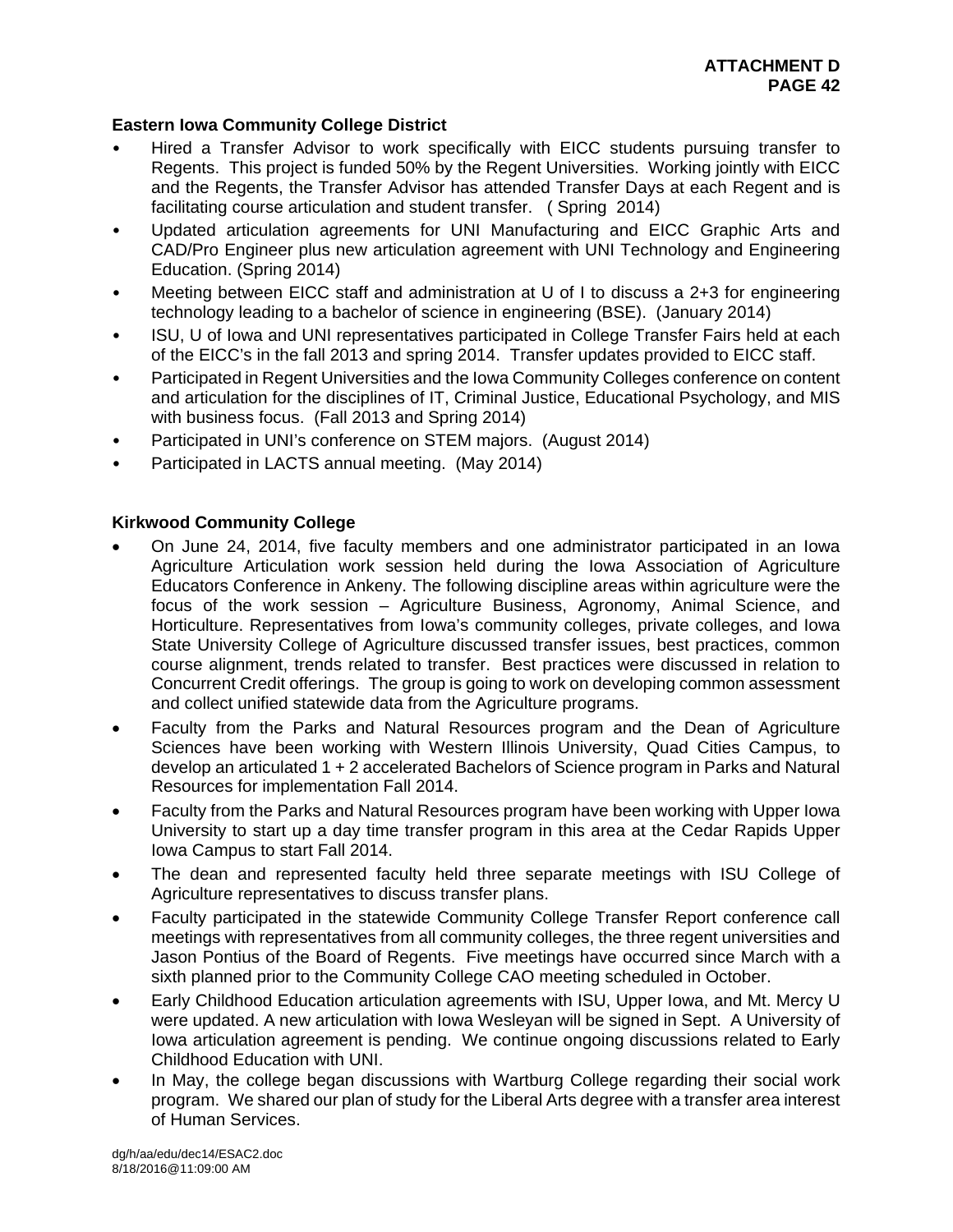**Eastern Iowa Community College District**

- Hired a Transfer Advisor to work specifically with EICC students pursuing transfer to Regents. This project is funded 50% by the Regent Universities. Working jointly with EICC and the Regents, the Transfer Advisor has attended Transfer Days at each Regent and is facilitating course articulation and student transfer. ( Spring 2014)
- Updated articulation agreements for UNI Manufacturing and EICC Graphic Arts and CAD/Pro Engineer plus new articulation agreement with UNI Technology and Engineering Education. (Spring 2014)
- Meeting between EICC staff and administration at U of I to discuss a 2+3 for engineering technology leading to a bachelor of science in engineering (BSE). (January 2014)
- ISU, U of Iowa and UNI representatives participated in College Transfer Fairs held at each of the EICC's in the fall 2013 and spring 2014. Transfer updates provided to EICC staff.
- Participated in Regent Universities and the Iowa Community Colleges conference on content and articulation for the disciplines of IT, Criminal Justice, Educational Psychology, and MIS with business focus. (Fall 2013 and Spring 2014)
- Participated in UNI's conference on STEM majors. (August 2014)
- Participated in LACTS annual meeting. (May 2014)

**Kirkwood Community College**

- On June 24, 2014, five faculty members and one administrator participated in an Iowa Agriculture Articulation work session held during the Iowa Association of Agriculture Educators Conference in Ankeny. The following discipline areas within agriculture were the focus of the work session – Agriculture Business, Agronomy, Animal Science, and Horticulture. Representatives from Iowa's community colleges, private colleges, and Iowa State University College of Agriculture discussed transfer issues, best practices, common course alignment, trends related to transfer. Best practices were discussed in relation to Concurrent Credit offerings. The group is going to work on developing common assessment and collect unified statewide data from the Agriculture programs.
- Faculty from the Parks and Natural Resources program and the Dean of Agriculture Sciences have been working with Western Illinois University, Quad Cities Campus, to develop an articulated 1 + 2 accelerated Bachelors of Science program in Parks and Natural Resources for implementation Fall 2014.
- Faculty from the Parks and Natural Resources program have been working with Upper Iowa University to start up a day time transfer program in this area at the Cedar Rapids Upper Iowa Campus to start Fall 2014.
- The dean and represented faculty held three separate meetings with ISU College of Agriculture representatives to discuss transfer plans.
- Faculty participated in the statewide Community College Transfer Report conference call meetings with representatives from all community colleges, the three regent universities and Jason Pontius of the Board of Regents. Five meetings have occurred since March with a sixth planned prior to the Community College CAO meeting scheduled in October.
- Early Childhood Education articulation agreements with ISU, Upper Iowa, and Mt. Mercy U were updated. A new articulation with Iowa Wesleyan will be signed in Sept. A University of Iowa articulation agreement is pending. We continue ongoing discussions related to Early Childhood Education with UNI.
- In May, the college began discussions with Wartburg College regarding their social work program. We shared our plan of study for the Liberal Arts degree with a transfer area interest of Human Services.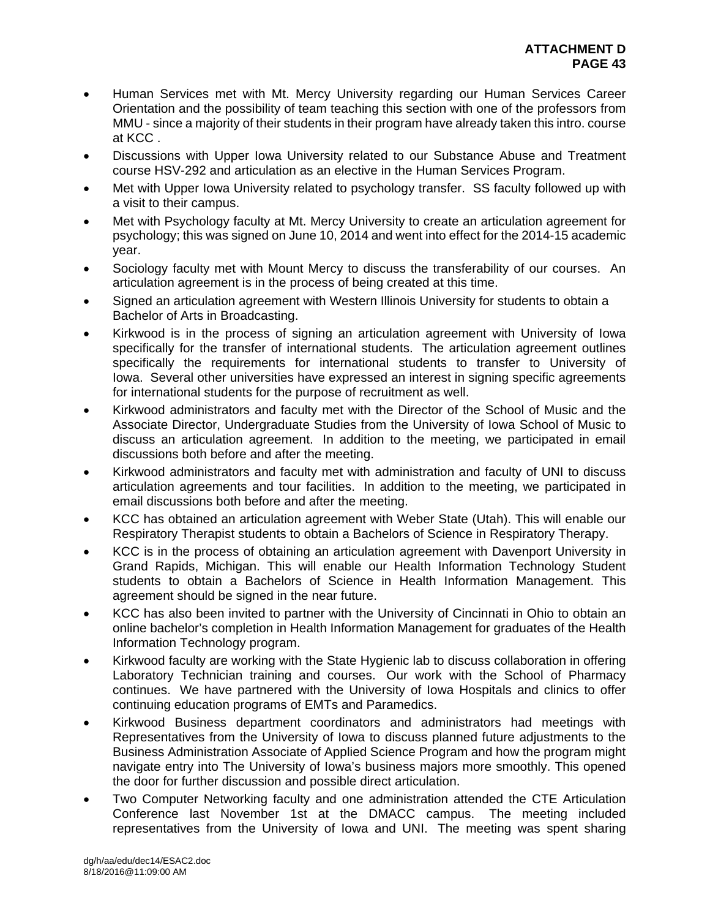- Human Services met with Mt. Mercy University regarding our Human Services Career Orientation and the possibility of team teaching this section with one of the professors from MMU - since a majority of their students in their program have already taken this intro. course at KCC .
- Discussions with Upper Iowa University related to our Substance Abuse and Treatment course HSV-292 and articulation as an elective in the Human Services Program.
- Met with Upper Iowa University related to psychology transfer. SS faculty followed up with a visit to their campus.
- Met with Psychology faculty at Mt. Mercy University to create an articulation agreement for psychology; this was signed on June 10, 2014 and went into effect for the 2014-15 academic year.
- Sociology faculty met with Mount Mercy to discuss the transferability of our courses. An articulation agreement is in the process of being created at this time.
- Signed an articulation agreement with Western Illinois University for students to obtain a Bachelor of Arts in Broadcasting.
- Kirkwood is in the process of signing an articulation agreement with University of Iowa specifically for the transfer of international students. The articulation agreement outlines specifically the requirements for international students to transfer to University of Iowa. Several other universities have expressed an interest in signing specific agreements for international students for the purpose of recruitment as well.
- Kirkwood administrators and faculty met with the Director of the School of Music and the Associate Director, Undergraduate Studies from the University of Iowa School of Music to discuss an articulation agreement. In addition to the meeting, we participated in email discussions both before and after the meeting.
- Kirkwood administrators and faculty met with administration and faculty of UNI to discuss articulation agreements and tour facilities. In addition to the meeting, we participated in email discussions both before and after the meeting.
- KCC has obtained an articulation agreement with Weber State (Utah). This will enable our Respiratory Therapist students to obtain a Bachelors of Science in Respiratory Therapy.
- KCC is in the process of obtaining an articulation agreement with Davenport University in Grand Rapids, Michigan. This will enable our Health Information Technology Student students to obtain a Bachelors of Science in Health Information Management. This agreement should be signed in the near future.
- KCC has also been invited to partner with the University of Cincinnati in Ohio to obtain an online bachelor's completion in Health Information Management for graduates of the Health Information Technology program.
- Kirkwood faculty are working with the State Hygienic lab to discuss collaboration in offering Laboratory Technician training and courses. Our work with the School of Pharmacy continues. We have partnered with the University of Iowa Hospitals and clinics to offer continuing education programs of EMTs and Paramedics.
- Kirkwood Business department coordinators and administrators had meetings with Representatives from the University of Iowa to discuss planned future adjustments to the Business Administration Associate of Applied Science Program and how the program might navigate entry into The University of Iowa's business majors more smoothly. This opened the door for further discussion and possible direct articulation.
- Two Computer Networking faculty and one administration attended the CTE Articulation Conference last November 1st at the DMACC campus. The meeting included representatives from the University of Iowa and UNI. The meeting was spent sharing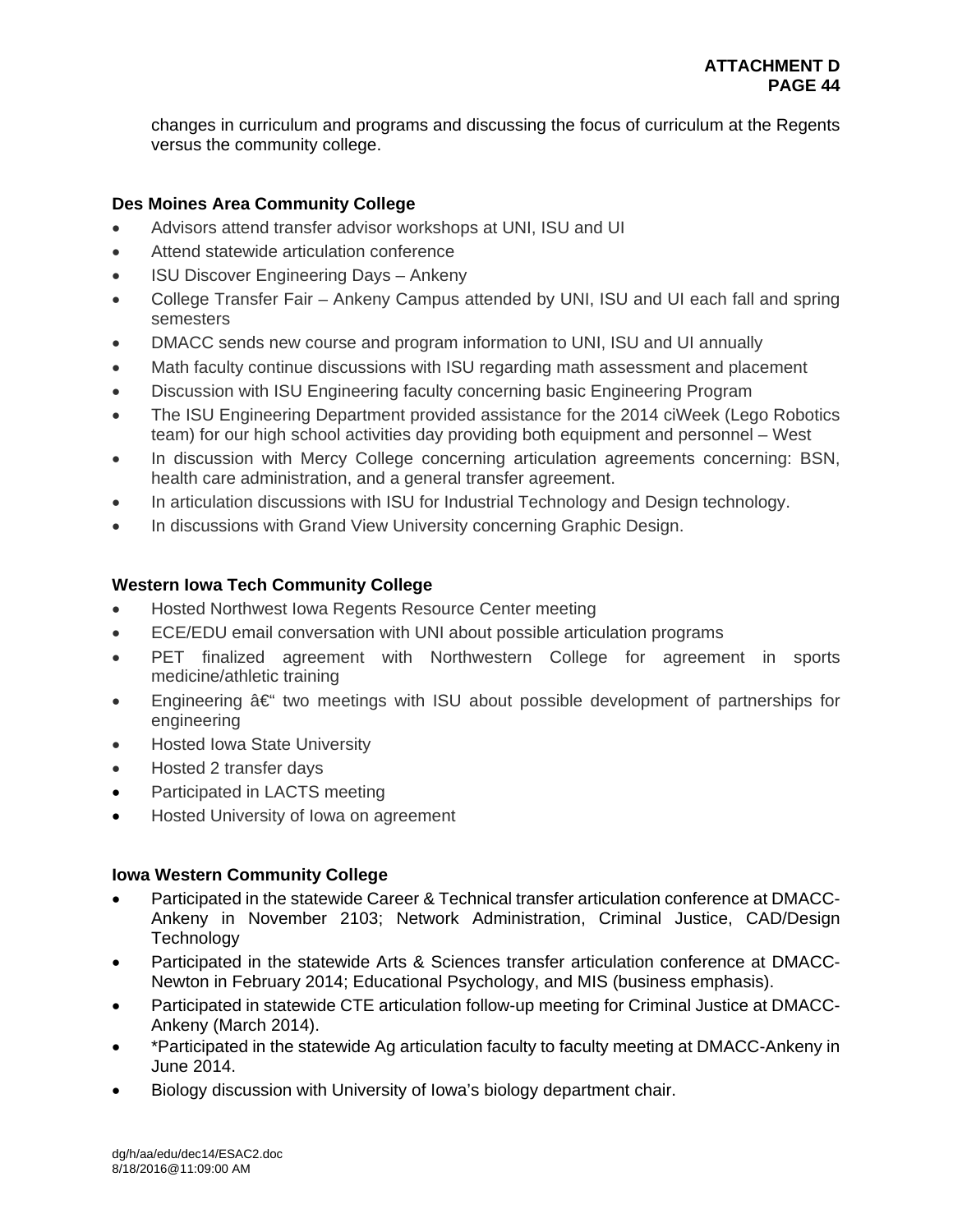changes in curriculum and programs and discussing the focus of curriculum at the Regents versus the community college.

**Des Moines Area Community College**

- Advisors attend transfer advisor workshops at UNI, ISU and UI
- Attend statewide articulation conference
- ISU Discover Engineering Days – Ankeny
- College Transfer Fair – Ankeny Campus attended by UNI, ISU and UI each fall and spring semesters
- DMACC sends new course and program information to UNI, ISU and UI annually
- Math faculty continue discussions with ISU regarding math assessment and placement
- Discussion with ISU Engineering faculty concerning basic Engineering Program
- The ISU Engineering Department provided assistance for the 2014 ciWeek (Lego Robotics team) for our high school activities day providing both equipment and personnel – West
- In discussion with Mercy College concerning articulation agreements concerning: BSN, health care administration, and a general transfer agreement.
- In articulation discussions with ISU for Industrial Technology and Design technology.
- In discussions with Grand View University concerning Graphic Design.

**Western Iowa Tech Community College**

- Hosted Northwest Iowa Regents Resource Center meeting
- ECE/EDU email conversation with UNI about possible articulation programs
- PET finalized agreement with Northwestern College for agreement in sports medicine/athletic training
- Engineering â€“ two meetings with ISU about possible development of partnerships for engineering
- Hosted Iowa State University
- Hosted 2 transfer days
- Participated in LACTS meeting
- Hosted University of Iowa on agreement

**Iowa Western Community College**

- Participated in the statewide Career & Technical transfer articulation conference at DMACC-Ankeny in November 2103; Network Administration, Criminal Justice, CAD/Design Technology
- Participated in the statewide Arts & Sciences transfer articulation conference at DMACC-Newton in February 2014; Educational Psychology, and MIS (business emphasis).
- Participated in statewide CTE articulation follow-up meeting for Criminal Justice at DMACC-Ankeny (March 2014).
- *Participated in the statewide Ag articulation faculty to faculty meeting at DMACC-Ankeny in June 2014.
- Biology discussion with University of Iowa's biology department chair.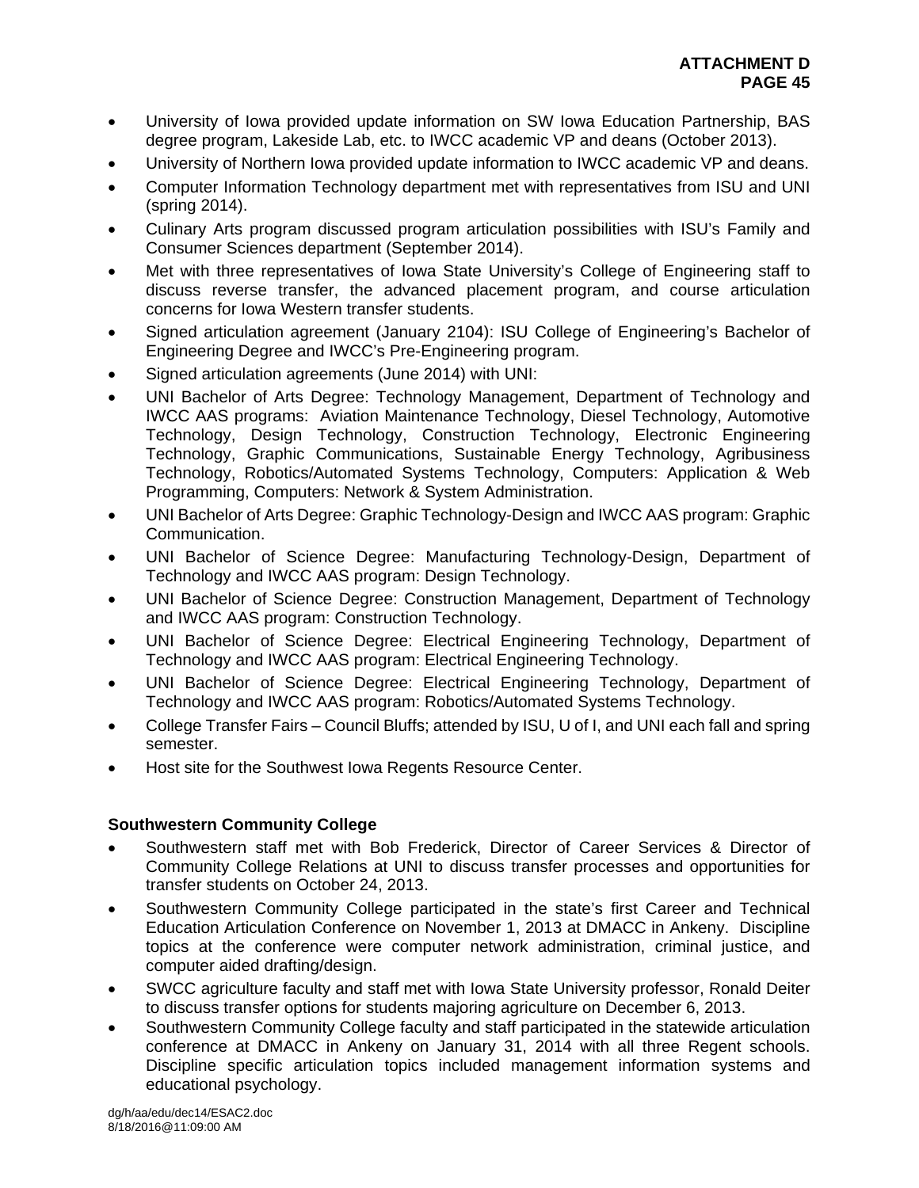- University of Iowa provided update information on SW Iowa Education Partnership, BAS degree program, Lakeside Lab, etc. to IWCC academic VP and deans (October 2013).
- University of Northern Iowa provided update information to IWCC academic VP and deans.
- Computer Information Technology department met with representatives from ISU and UNI (spring 2014).
- Culinary Arts program discussed program articulation possibilities with ISU's Family and Consumer Sciences department (September 2014).
- Met with three representatives of Iowa State University's College of Engineering staff to discuss reverse transfer, the advanced placement program, and course articulation concerns for Iowa Western transfer students.
- Signed articulation agreement (January 2104): ISU College of Engineering's Bachelor of Engineering Degree and IWCC's Pre-Engineering program.
- Signed articulation agreements (June 2014) with UNI:
- UNI Bachelor of Arts Degree: Technology Management, Department of Technology and IWCC AAS programs: Aviation Maintenance Technology, Diesel Technology, Automotive Technology, Design Technology, Construction Technology, Electronic Engineering Technology, Graphic Communications, Sustainable Energy Technology, Agribusiness Technology, Robotics/Automated Systems Technology, Computers: Application & Web Programming, Computers: Network & System Administration.
- UNI Bachelor of Arts Degree: Graphic Technology-Design and IWCC AAS program: Graphic Communication.
- UNI Bachelor of Science Degree: Manufacturing Technology-Design, Department of Technology and IWCC AAS program: Design Technology.
- UNI Bachelor of Science Degree: Construction Management, Department of Technology and IWCC AAS program: Construction Technology.
- UNI Bachelor of Science Degree: Electrical Engineering Technology, Department of Technology and IWCC AAS program: Electrical Engineering Technology.
- UNI Bachelor of Science Degree: Electrical Engineering Technology, Department of Technology and IWCC AAS program: Robotics/Automated Systems Technology.
- College Transfer Fairs – Council Bluffs; attended by ISU, U of I, and UNI each fall and spring semester.
- Host site for the Southwest Iowa Regents Resource Center.

**Southwestern Community College**

- Southwestern staff met with Bob Frederick, Director of Career Services & Director of Community College Relations at UNI to discuss transfer processes and opportunities for transfer students on October 24, 2013.
- Southwestern Community College participated in the state's first Career and Technical Education Articulation Conference on November 1, 2013 at DMACC in Ankeny. Discipline topics at the conference were computer network administration, criminal justice, and computer aided drafting/design.
- SWCC agriculture faculty and staff met with Iowa State University professor, Ronald Deiter to discuss transfer options for students majoring agriculture on December 6, 2013.
- Southwestern Community College faculty and staff participated in the statewide articulation conference at DMACC in Ankeny on January 31, 2014 with all three Regent schools. Discipline specific articulation topics included management information systems and educational psychology.

dg/h/aa/edu/dec14/ESAC2.doc
8/18/2016@11:09:00 AM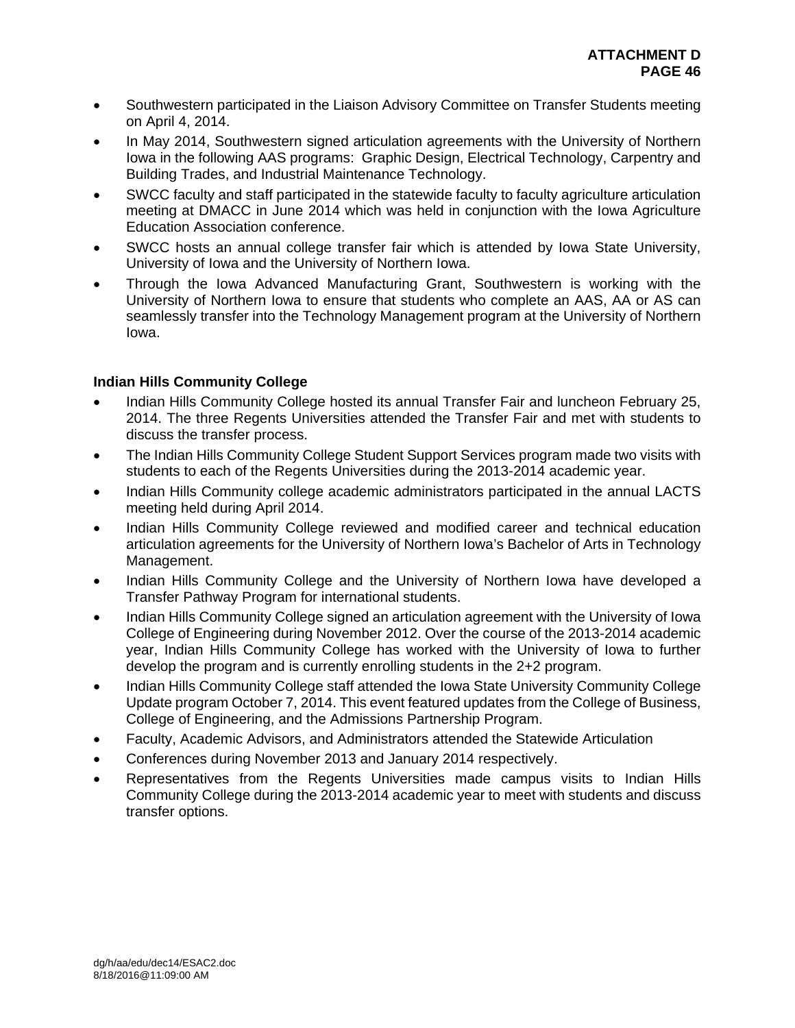- Southwestern participated in the Liaison Advisory Committee on Transfer Students meeting on April 4, 2014.
- In May 2014, Southwestern signed articulation agreements with the University of Northern Iowa in the following AAS programs: Graphic Design, Electrical Technology, Carpentry and Building Trades, and Industrial Maintenance Technology.
- SWCC faculty and staff participated in the statewide faculty to faculty agriculture articulation meeting at DMACC in June 2014 which was held in conjunction with the Iowa Agriculture Education Association conference.
- SWCC hosts an annual college transfer fair which is attended by Iowa State University, University of Iowa and the University of Northern Iowa.
- Through the Iowa Advanced Manufacturing Grant, Southwestern is working with the University of Northern Iowa to ensure that students who complete an AAS, AA or AS can seamlessly transfer into the Technology Management program at the University of Northern Iowa.

**Indian Hills Community College**

- Indian Hills Community College hosted its annual Transfer Fair and luncheon February 25, 2014. The three Regents Universities attended the Transfer Fair and met with students to discuss the transfer process.
- The Indian Hills Community College Student Support Services program made two visits with students to each of the Regents Universities during the 2013-2014 academic year.
- Indian Hills Community college academic administrators participated in the annual LACTS meeting held during April 2014.
- Indian Hills Community College reviewed and modified career and technical education articulation agreements for the University of Northern Iowa's Bachelor of Arts in Technology Management.
- Indian Hills Community College and the University of Northern Iowa have developed a Transfer Pathway Program for international students.
- Indian Hills Community College signed an articulation agreement with the University of Iowa College of Engineering during November 2012. Over the course of the 2013-2014 academic year, Indian Hills Community College has worked with the University of Iowa to further develop the program and is currently enrolling students in the 2+2 program.
- Indian Hills Community College staff attended the Iowa State University Community College Update program October 7, 2014. This event featured updates from the College of Business, College of Engineering, and the Admissions Partnership Program.
- Faculty, Academic Advisors, and Administrators attended the Statewide Articulation
- Conferences during November 2013 and January 2014 respectively.
- Representatives from the Regents Universities made campus visits to Indian Hills Community College during the 2013-2014 academic year to meet with students and discuss transfer options.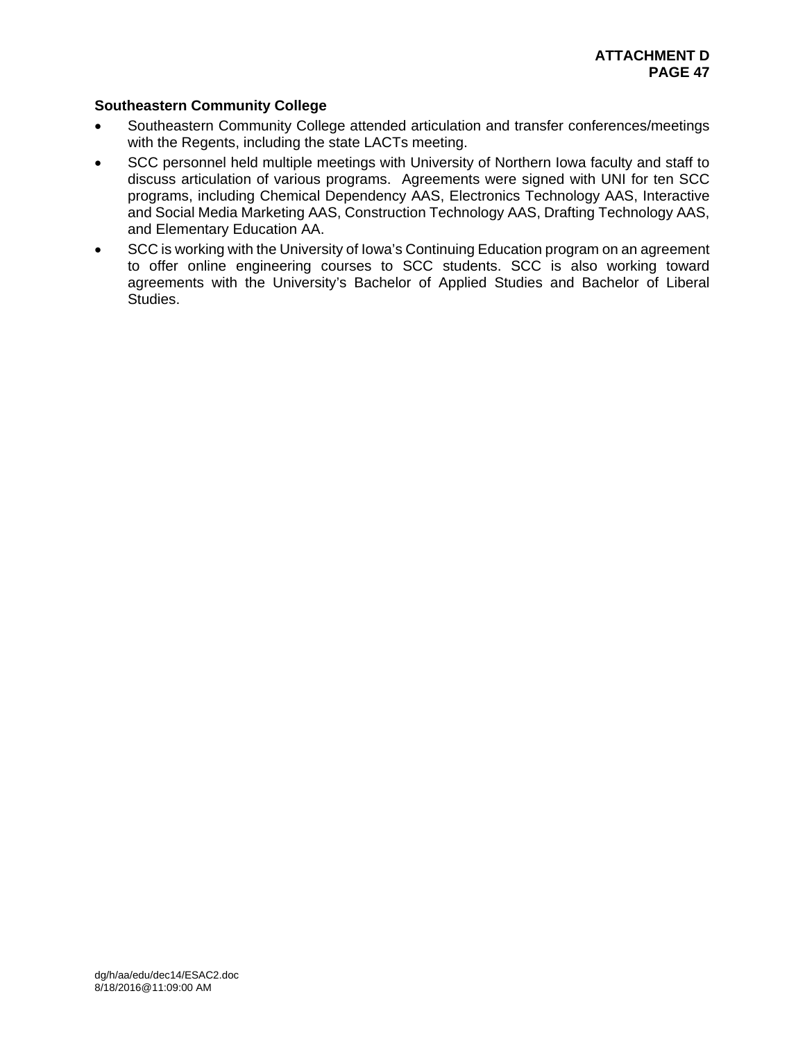**Southeastern Community College**

- Southeastern Community College attended articulation and transfer conferences/meetings with the Regents, including the state LACTs meeting.
- SCC personnel held multiple meetings with University of Northern Iowa faculty and staff to discuss articulation of various programs. Agreements were signed with UNI for ten SCC programs, including Chemical Dependency AAS, Electronics Technology AAS, Interactive and Social Media Marketing AAS, Construction Technology AAS, Drafting Technology AAS, and Elementary Education AA.
- SCC is working with the University of Iowa's Continuing Education program on an agreement to offer online engineering courses to SCC students. SCC is also working toward agreements with the University's Bachelor of Applied Studies and Bachelor of Liberal Studies.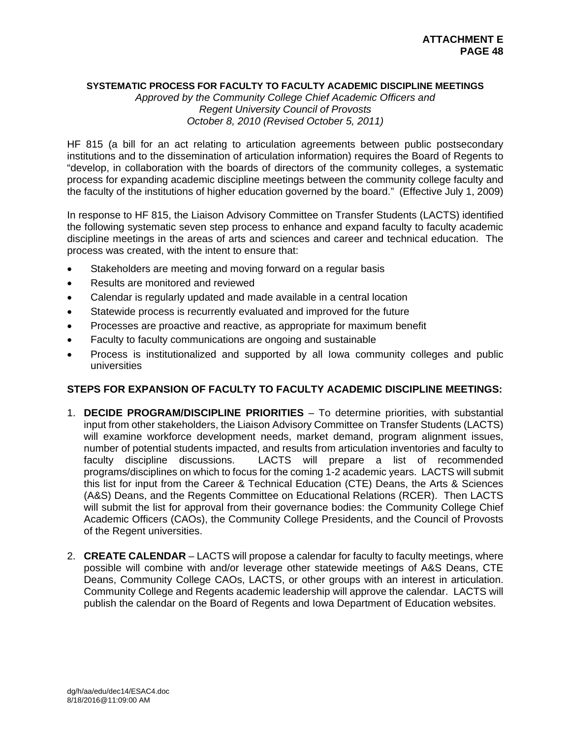**SYSTEMATIC PROCESS FOR FACULTY TO FACULTY ACADEMIC DISCIPLINE MEETINGS**

*Approved by the Community College Chief Academic Officers and*
*Regent University Council of Provosts*
*October 8, 2010 (Revised October 5, 2011)*

HF 815 (a bill for an act relating to articulation agreements between public postsecondary institutions and to the dissemination of articulation information) requires the Board of Regents to "develop, in collaboration with the boards of directors of the community colleges, a systematic process for expanding academic discipline meetings between the community college faculty and the faculty of the institutions of higher education governed by the board." (Effective July 1, 2009)

In response to HF 815, the Liaison Advisory Committee on Transfer Students (LACTS) identified the following systematic seven step process to enhance and expand faculty to faculty academic discipline meetings in the areas of arts and sciences and career and technical education. The process was created, with the intent to ensure that:

- Stakeholders are meeting and moving forward on a regular basis
- Results are monitored and reviewed
- Calendar is regularly updated and made available in a central location
- Statewide process is recurrently evaluated and improved for the future
- Processes are proactive and reactive, as appropriate for maximum benefit
- Faculty to faculty communications are ongoing and sustainable
- Process is institutionalized and supported by all Iowa community colleges and public universities

**STEPS FOR EXPANSION OF FACULTY TO FACULTY ACADEMIC DISCIPLINE MEETINGS:**

1. **DECIDE PROGRAM/DISCIPLINE PRIORITIES** – To determine priorities, with substantial input from other stakeholders, the Liaison Advisory Committee on Transfer Students (LACTS) will examine workforce development needs, market demand, program alignment issues, number of potential students impacted, and results from articulation inventories and faculty to faculty discipline discussions. LACTS will prepare a list of recommended programs/disciplines on which to focus for the coming 1-2 academic years. LACTS will submit this list for input from the Career & Technical Education (CTE) Deans, the Arts & Sciences (A&S) Deans, and the Regents Committee on Educational Relations (RCER). Then LACTS will submit the list for approval from their governance bodies: the Community College Chief Academic Officers (CAOs), the Community College Presidents, and the Council of Provosts of the Regent universities.

2. **CREATE CALENDAR** – LACTS will propose a calendar for faculty to faculty meetings, where possible will combine with and/or leverage other statewide meetings of A&S Deans, CTE Deans, Community College CAOs, LACTS, or other groups with an interest in articulation. Community College and Regents academic leadership will approve the calendar. LACTS will publish the calendar on the Board of Regents and Iowa Department of Education websites.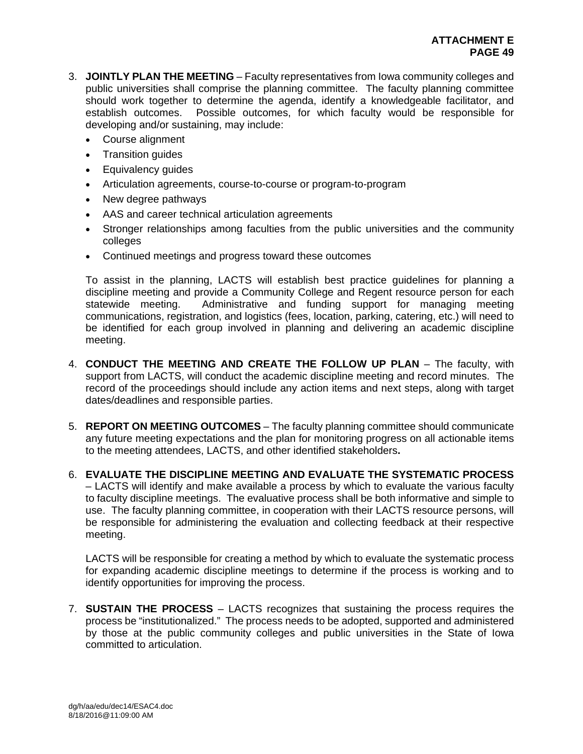3. **JOINTLY PLAN THE MEETING** – Faculty representatives from Iowa community colleges and public universities shall comprise the planning committee. The faculty planning committee should work together to determine the agenda, identify a knowledgeable facilitator, and establish outcomes. Possible outcomes, for which faculty would be responsible for developing and/or sustaining, may include:
   - Course alignment
   - Transition guides
   - Equivalency guides
   - Articulation agreements, course-to-course or program-to-program
   - New degree pathways
   - AAS and career technical articulation agreements
   - Stronger relationships among faculties from the public universities and the community colleges
   - Continued meetings and progress toward these outcomes

   To assist in the planning, LACTS will establish best practice guidelines for planning a discipline meeting and provide a Community College and Regent resource person for each statewide meeting. Administrative and funding support for managing meeting communications, registration, and logistics (fees, location, parking, catering, etc.) will need to be identified for each group involved in planning and delivering an academic discipline meeting.

4. **CONDUCT THE MEETING AND CREATE THE FOLLOW UP PLAN** – The faculty, with support from LACTS, will conduct the academic discipline meeting and record minutes. The record of the proceedings should include any action items and next steps, along with target dates/deadlines and responsible parties.

5. **REPORT ON MEETING OUTCOMES** – The faculty planning committee should communicate any future meeting expectations and the plan for monitoring progress on all actionable items to the meeting attendees, LACTS, and other identified stakeholders**.**

6. **EVALUATE THE DISCIPLINE MEETING AND EVALUATE THE SYSTEMATIC PROCESS** – LACTS will identify and make available a process by which to evaluate the various faculty to faculty discipline meetings. The evaluative process shall be both informative and simple to use. The faculty planning committee, in cooperation with their LACTS resource persons, will be responsible for administering the evaluation and collecting feedback at their respective meeting.

   LACTS will be responsible for creating a method by which to evaluate the systematic process for expanding academic discipline meetings to determine if the process is working and to identify opportunities for improving the process.

7. **SUSTAIN THE PROCESS** – LACTS recognizes that sustaining the process requires the process be "institutionalized." The process needs to be adopted, supported and administered by those at the public community colleges and public universities in the State of Iowa committed to articulation.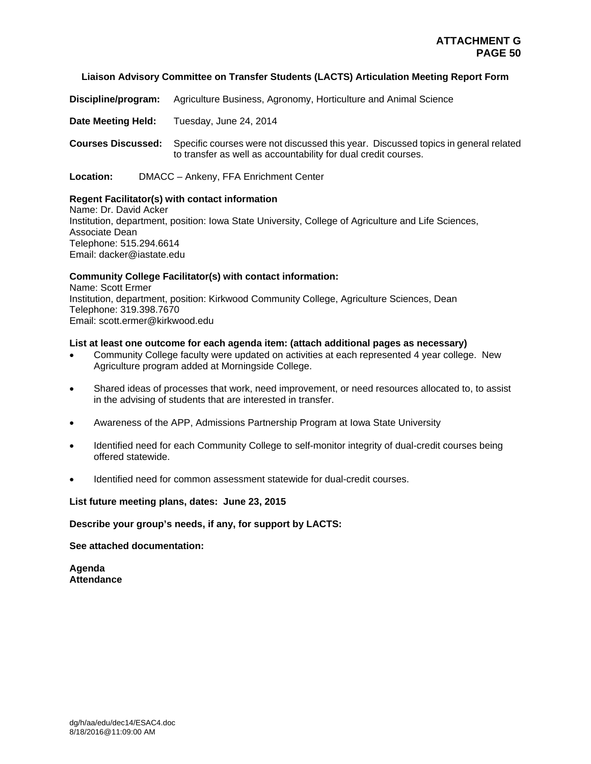**ATTACHMENT G**
**PAGE 50**

**Liaison Advisory Committee on Transfer Students (LACTS) Articulation Meeting Report Form**

**Discipline/program:** Agriculture Business, Agronomy, Horticulture and Animal Science

**Date Meeting Held:** Tuesday, June 24, 2014

**Courses Discussed:** Specific courses were not discussed this year. Discussed topics in general related to transfer as well as accountability for dual credit courses.

**Location:** DMACC – Ankeny, FFA Enrichment Center

**Regent Facilitator(s) with contact information**
Name: Dr. David Acker
Institution, department, position: Iowa State University, College of Agriculture and Life Sciences, Associate Dean
Telephone: 515.294.6614
Email: dacker@iastate.edu

**Community College Facilitator(s) with contact information:**
Name: Scott Ermer
Institution, department, position: Kirkwood Community College, Agriculture Sciences, Dean
Telephone: 319.398.7670
Email: scott.ermer@kirkwood.edu

**List at least one outcome for each agenda item: (attach additional pages as necessary)**

- Community College faculty were updated on activities at each represented 4 year college. New Agriculture program added at Morningside College.
- Shared ideas of processes that work, need improvement, or need resources allocated to, to assist in the advising of students that are interested in transfer.
- Awareness of the APP, Admissions Partnership Program at Iowa State University
- Identified need for each Community College to self-monitor integrity of dual-credit courses being offered statewide.
- Identified need for common assessment statewide for dual-credit courses.

**List future meeting plans, dates: June 23, 2015**

**Describe your group's needs, if any, for support by LACTS:**

**See attached documentation:**

**Agenda**
**Attendance**

dg/h/aa/edu/dec14/ESAC4.doc
8/18/2016@11:09:00 AM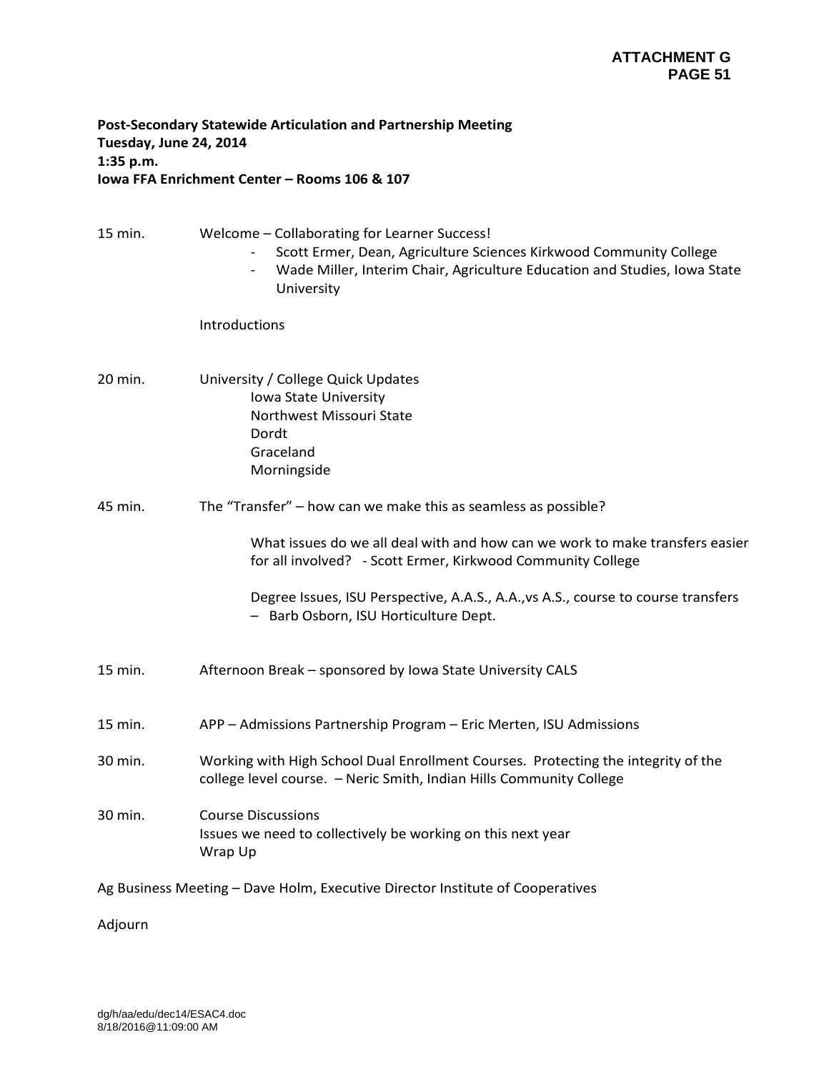**Post-Secondary Statewide Articulation and Partnership Meeting**
**Tuesday, June 24, 2014**
**1:35 p.m.**
**Iowa FFA Enrichment Center – Rooms 106 & 107**

15 min. Welcome – Collaborating for Learner Success!

- Scott Ermer, Dean, Agriculture Sciences Kirkwood Community College
- Wade Miller, Interim Chair, Agriculture Education and Studies, Iowa State University

Introductions

20 min. University / College Quick Updates

Iowa State University
Northwest Missouri State
Dordt
Graceland
Morningside

45 min. The "Transfer" – how can we make this as seamless as possible?

What issues do we all deal with and how can we work to make transfers easier for all involved? - Scott Ermer, Kirkwood Community College

Degree Issues, ISU Perspective, A.A.S., A.A.,vs A.S., course to course transfers – Barb Osborn, ISU Horticulture Dept.

15 min. Afternoon Break – sponsored by Iowa State University CALS

15 min. APP – Admissions Partnership Program – Eric Merten, ISU Admissions

30 min. Working with High School Dual Enrollment Courses. Protecting the integrity of the college level course. – Neric Smith, Indian Hills Community College

30 min. Course Discussions
Issues we need to collectively be working on this next year
Wrap Up

Ag Business Meeting – Dave Holm, Executive Director Institute of Cooperatives

Adjourn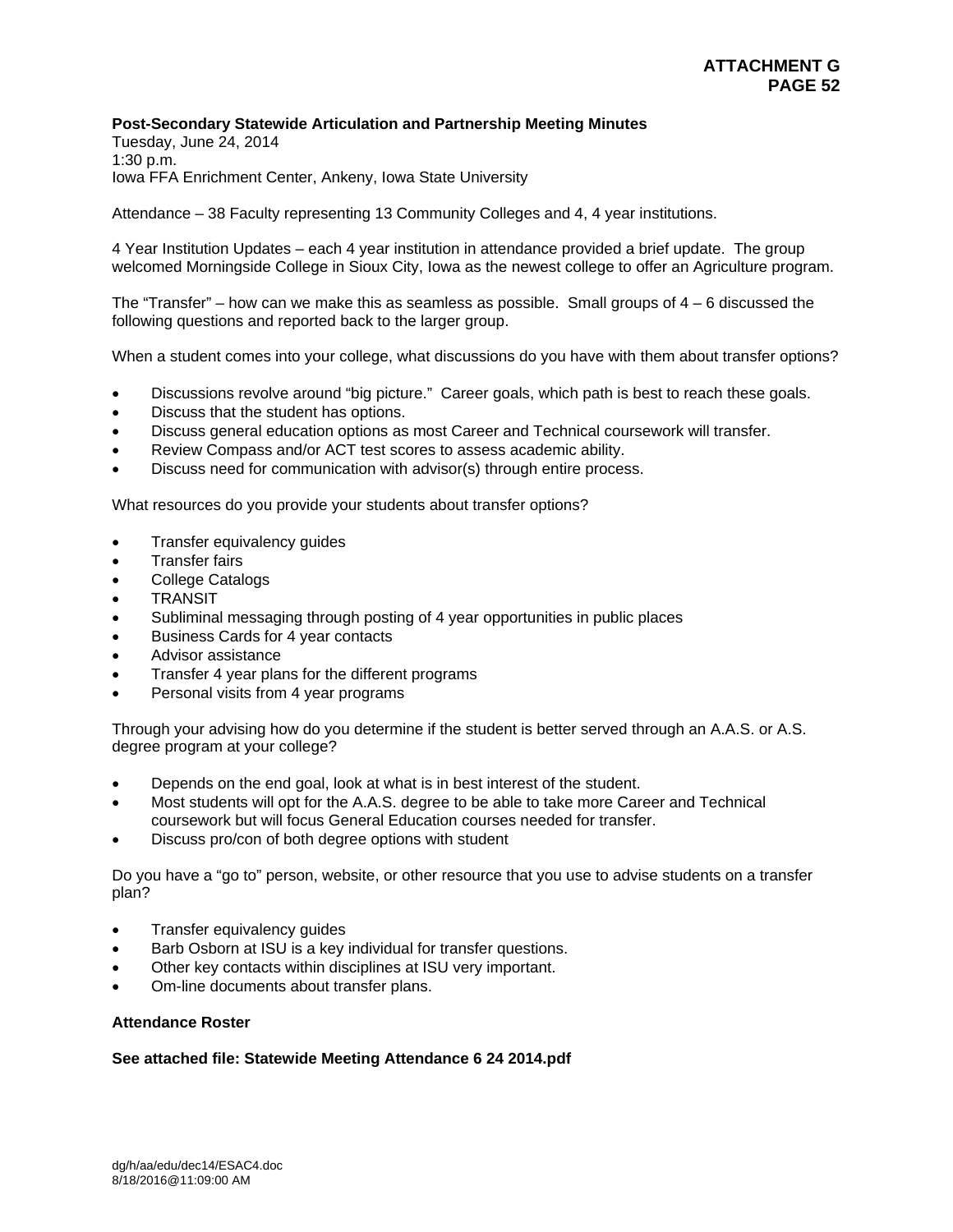**Post-Secondary Statewide Articulation and Partnership Meeting Minutes**
Tuesday, June 24, 2014
1:30 p.m.
Iowa FFA Enrichment Center, Ankeny, Iowa State University

Attendance – 38 Faculty representing 13 Community Colleges and 4, 4 year institutions.

4 Year Institution Updates – each 4 year institution in attendance provided a brief update. The group welcomed Morningside College in Sioux City, Iowa as the newest college to offer an Agriculture program.

The "Transfer" – how can we make this as seamless as possible. Small groups of 4 – 6 discussed the following questions and reported back to the larger group.

When a student comes into your college, what discussions do you have with them about transfer options?

- Discussions revolve around "big picture." Career goals, which path is best to reach these goals.
- Discuss that the student has options.
- Discuss general education options as most Career and Technical coursework will transfer.
- Review Compass and/or ACT test scores to assess academic ability.
- Discuss need for communication with advisor(s) through entire process.

What resources do you provide your students about transfer options?

- Transfer equivalency guides
- Transfer fairs
- College Catalogs
- TRANSIT
- Subliminal messaging through posting of 4 year opportunities in public places
- Business Cards for 4 year contacts
- Advisor assistance
- Transfer 4 year plans for the different programs
- Personal visits from 4 year programs

Through your advising how do you determine if the student is better served through an A.A.S. or A.S. degree program at your college?

- Depends on the end goal, look at what is in best interest of the student.
- Most students will opt for the A.A.S. degree to be able to take more Career and Technical coursework but will focus General Education courses needed for transfer.
- Discuss pro/con of both degree options with student

Do you have a "go to" person, website, or other resource that you use to advise students on a transfer plan?

- Transfer equivalency guides
- Barb Osborn at ISU is a key individual for transfer questions.
- Other key contacts within disciplines at ISU very important.
- Om-line documents about transfer plans.

**Attendance Roster**

**See attached file: Statewide Meeting Attendance 6 24 2014.pdf**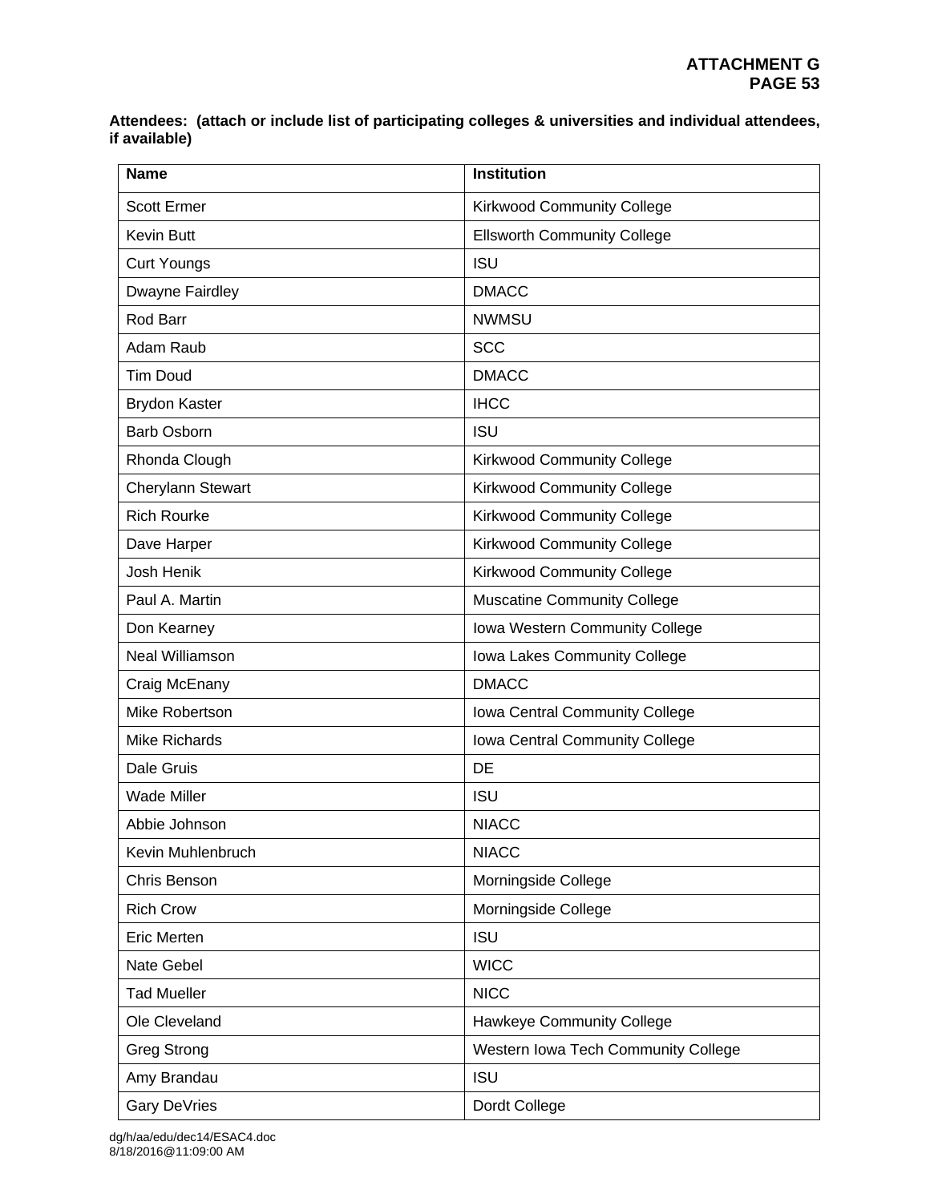**ATTACHMENT G**
**PAGE 53**

**Attendees: (attach or include list of participating colleges & universities and individual attendees, if available)**

| Name | Institution |
|---|---|
| Scott Ermer | Kirkwood Community College |
| Kevin Butt | Ellsworth Community College |
| Curt Youngs | ISU |
| Dwayne Fairdley | DMACC |
| Rod Barr | NWMSU |
| Adam Raub | SCC |
| Tim Doud | DMACC |
| Brydon Kaster | IHCC |
| Barb Osborn | ISU |
| Rhonda Clough | Kirkwood Community College |
| Cherylann Stewart | Kirkwood Community College |
| Rich Rourke | Kirkwood Community College |
| Dave Harper | Kirkwood Community College |
| Josh Henik | Kirkwood Community College |
| Paul A. Martin | Muscatine Community College |
| Don Kearney | Iowa Western Community College |
| Neal Williamson | Iowa Lakes Community College |
| Craig McEnany | DMACC |
| Mike Robertson | Iowa Central Community College |
| Mike Richards | Iowa Central Community College |
| Dale Gruis | DE |
| Wade Miller | ISU |
| Abbie Johnson | NIACC |
| Kevin Muhlenbruch | NIACC |
| Chris Benson | Morningside College |
| Rich Crow | Morningside College |
| Eric Merten | ISU |
| Nate Gebel | WICC |
| Tad Mueller | NICC |
| Ole Cleveland | Hawkeye Community College |
| Greg Strong | Western Iowa Tech Community College |
| Amy Brandau | ISU |
| Gary DeVries | Dordt College |

dg/h/aa/edu/dec14/ESAC4.doc
8/18/2016@11:09:00 AM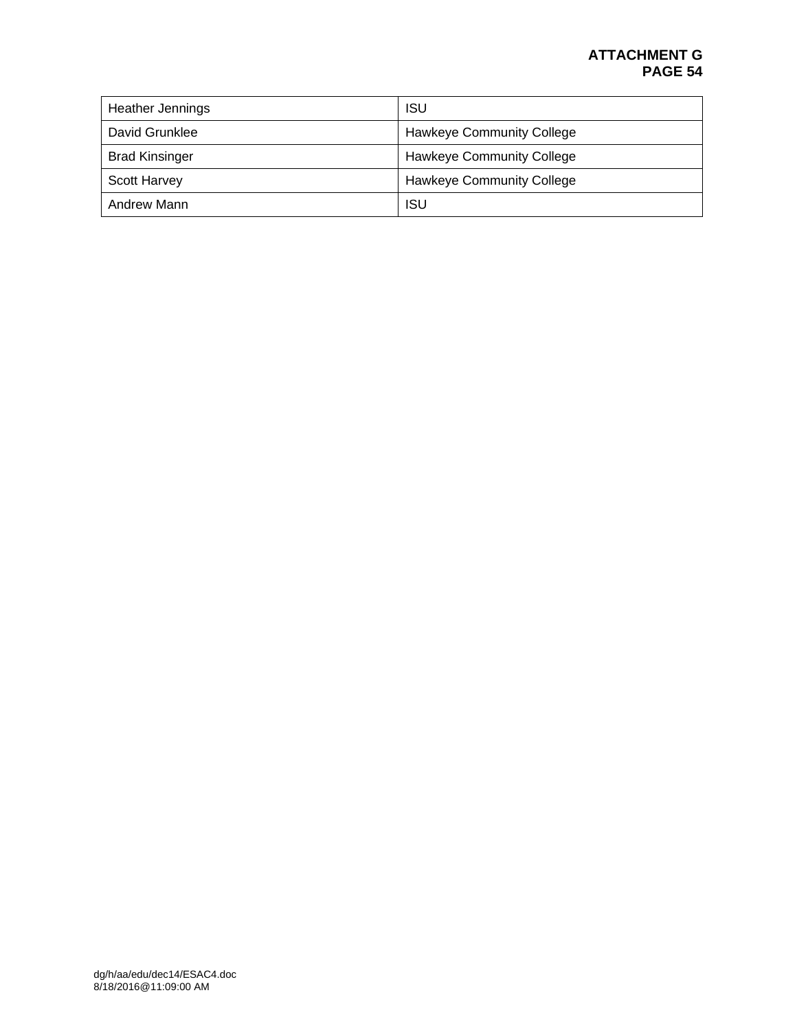| Heather Jennings | ISU |
| --- | --- |
| David Grunklee | Hawkeye Community College |
| Brad Kinsinger | Hawkeye Community College |
| Scott Harvey | Hawkeye Community College |
| Andrew Mann | ISU |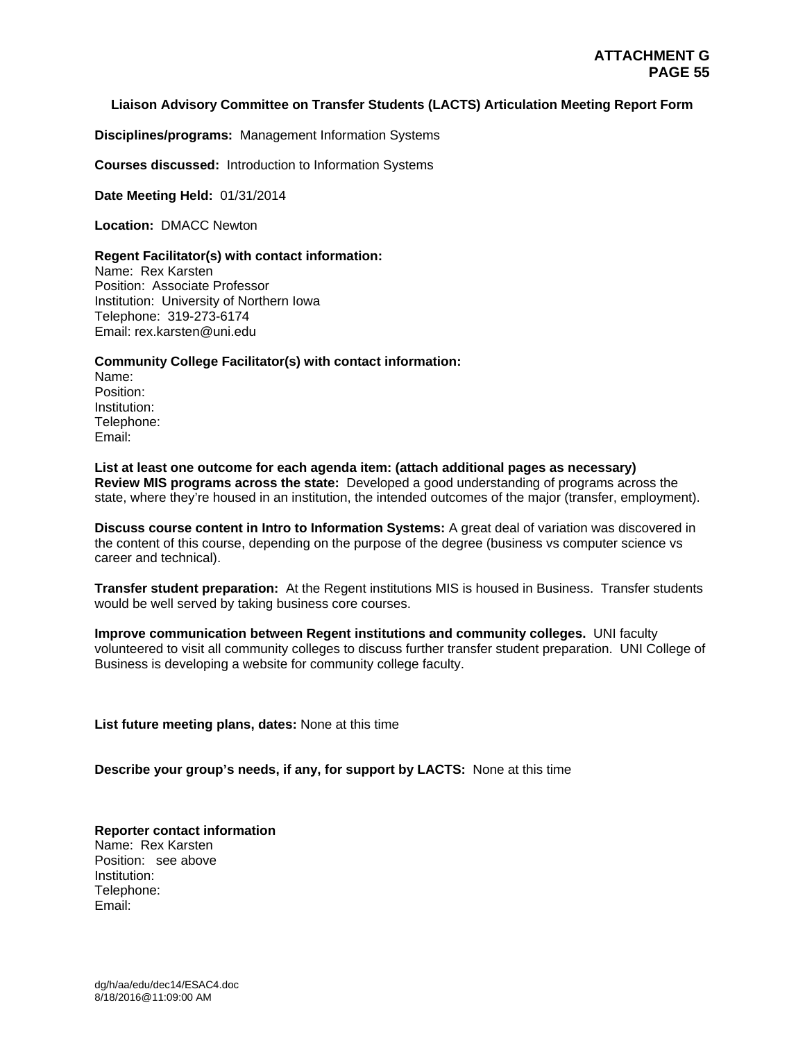**ATTACHMENT G**

### Liaison Advisory Committee on Transfer Students (LACTS) Articulation Meeting Report Form

**Disciplines/programs:** Management Information Systems

**Courses discussed:** Introduction to Information Systems

**Date Meeting Held:** 01/31/2014

**Location:** DMACC Newton

**Regent Facilitator(s) with contact information:**
Name: Rex Karsten
Position: Associate Professor
Institution: University of Northern Iowa
Telephone: 319-273-6174
Email: rex.karsten@uni.edu

**Community College Facilitator(s) with contact information:**
Name:
Position:
Institution:
Telephone:
Email:

**List at least one outcome for each agenda item: (attach additional pages as necessary)**
**Review MIS programs across the state:** Developed a good understanding of programs across the state, where they're housed in an institution, the intended outcomes of the major (transfer, employment).

**Discuss course content in Intro to Information Systems:** A great deal of variation was discovered in the content of this course, depending on the purpose of the degree (business vs computer science vs career and technical).

**Transfer student preparation:** At the Regent institutions MIS is housed in Business. Transfer students would be well served by taking business core courses.

**Improve communication between Regent institutions and community colleges.** UNI faculty volunteered to visit all community colleges to discuss further transfer student preparation. UNI College of Business is developing a website for community college faculty.

**List future meeting plans, dates:** None at this time

**Describe your group's needs, if any, for support by LACTS:** None at this time

**Reporter contact information**
Name: Rex Karsten
Position: see above
Institution:
Telephone:
Email:

dg/h/aa/edu/dec14/ESAC4.doc
8/18/2016@11:09:00 AM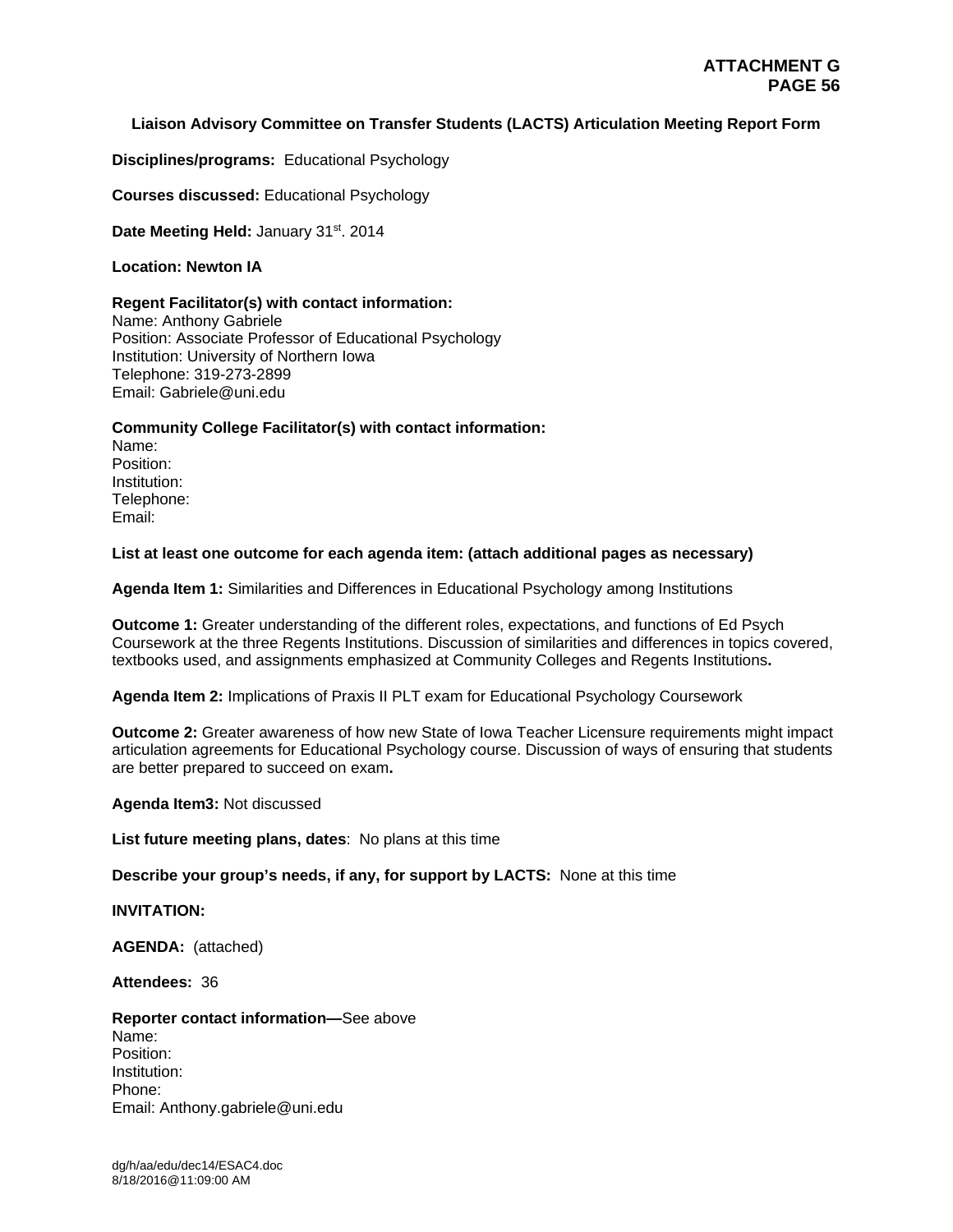**ATTACHMENT G**
**PAGE 56**

**Liaison Advisory Committee on Transfer Students (LACTS) Articulation Meeting Report Form**

**Disciplines/programs:** Educational Psychology

**Courses discussed:** Educational Psychology

**Date Meeting Held:** January 31st. 2014

**Location: Newton IA**

**Regent Facilitator(s) with contact information:**
Name: Anthony Gabriele
Position: Associate Professor of Educational Psychology
Institution: University of Northern Iowa
Telephone: 319-273-2899
Email: Gabriele@uni.edu

**Community College Facilitator(s) with contact information:**
Name:
Position:
Institution:
Telephone:
Email:

**List at least one outcome for each agenda item: (attach additional pages as necessary)**

**Agenda Item 1:** Similarities and Differences in Educational Psychology among Institutions

**Outcome 1:** Greater understanding of the different roles, expectations, and functions of Ed Psych Coursework at the three Regents Institutions. Discussion of similarities and differences in topics covered, textbooks used, and assignments emphasized at Community Colleges and Regents Institutions**.**

**Agenda Item 2:** Implications of Praxis II PLT exam for Educational Psychology Coursework

**Outcome 2:** Greater awareness of how new State of Iowa Teacher Licensure requirements might impact articulation agreements for Educational Psychology course. Discussion of ways of ensuring that students are better prepared to succeed on exam**.**

**Agenda Item3:** Not discussed

**List future meeting plans, dates**: No plans at this time

**Describe your group's needs, if any, for support by LACTS:** None at this time

**INVITATION:**

**AGENDA:** (attached)

**Attendees:** 36

**Reporter contact information—**See above
Name:
Position:
Institution:
Phone:
Email: Anthony.gabriele@uni.edu

dg/h/aa/edu/dec14/ESAC4.doc
8/18/2016@11:09:00 AM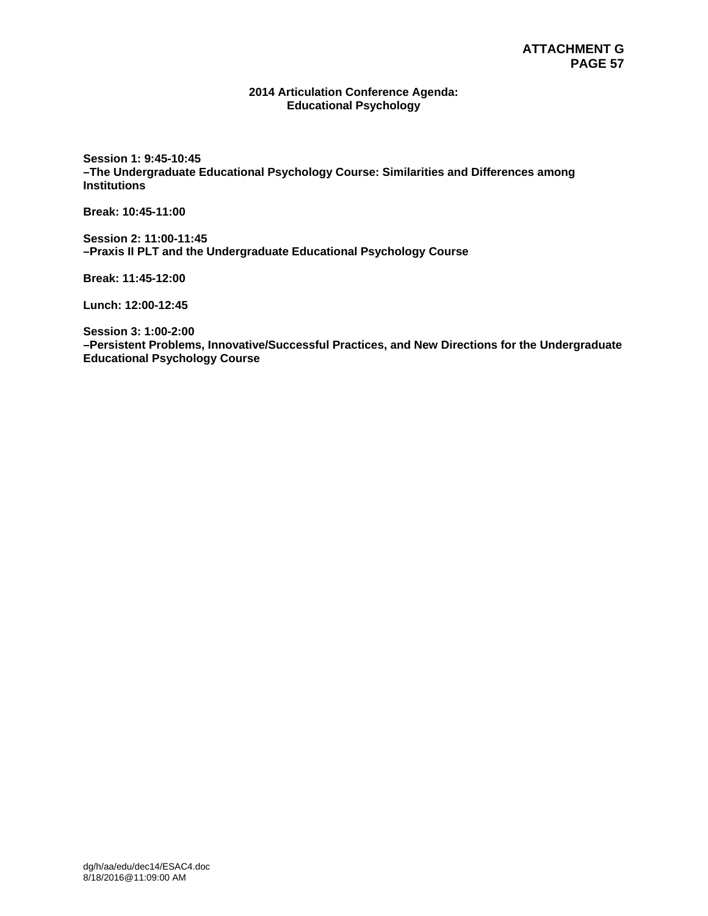**ATTACHMENT G**
**PAGE 57**

## 2014 Articulation Conference Agenda: Educational Psychology

**Session 1: 9:45-10:45**
**–The Undergraduate Educational Psychology Course: Similarities and Differences among Institutions**

**Break: 10:45-11:00**

**Session 2: 11:00-11:45**
**–Praxis II PLT and the Undergraduate Educational Psychology Course**

**Break: 11:45-12:00**

**Lunch: 12:00-12:45**

**Session 3: 1:00-2:00**
**–Persistent Problems, Innovative/Successful Practices, and New Directions for the Undergraduate Educational Psychology Course**

dg/h/aa/edu/dec14/ESAC4.doc
8/18/2016@11:09:00 AM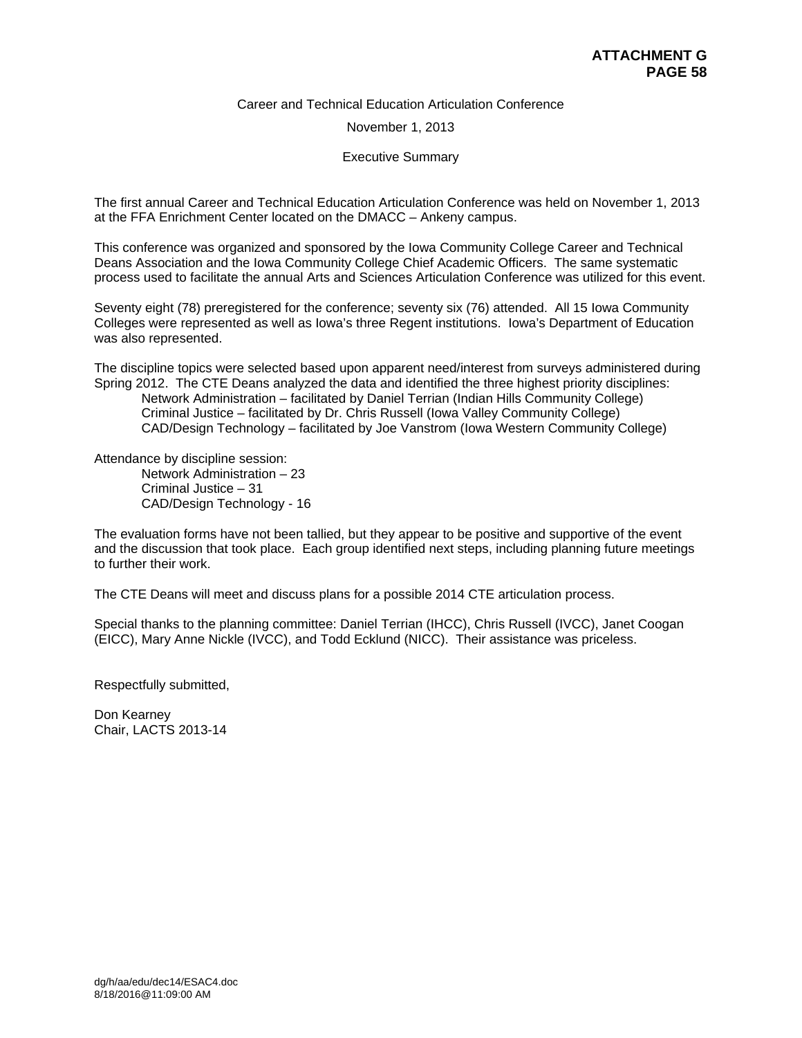**ATTACHMENT G**
**PAGE 58**

Career and Technical Education Articulation Conference

November 1, 2013

Executive Summary

The first annual Career and Technical Education Articulation Conference was held on November 1, 2013 at the FFA Enrichment Center located on the DMACC – Ankeny campus.

This conference was organized and sponsored by the Iowa Community College Career and Technical Deans Association and the Iowa Community College Chief Academic Officers. The same systematic process used to facilitate the annual Arts and Sciences Articulation Conference was utilized for this event.

Seventy eight (78) preregistered for the conference; seventy six (76) attended. All 15 Iowa Community Colleges were represented as well as Iowa's three Regent institutions. Iowa's Department of Education was also represented.

The discipline topics were selected based upon apparent need/interest from surveys administered during Spring 2012. The CTE Deans analyzed the data and identified the three highest priority disciplines:

- Network Administration – facilitated by Daniel Terrian (Indian Hills Community College)
- Criminal Justice – facilitated by Dr. Chris Russell (Iowa Valley Community College)
- CAD/Design Technology – facilitated by Joe Vanstrom (Iowa Western Community College)

Attendance by discipline session:

- Network Administration – 23
- Criminal Justice – 31
- CAD/Design Technology - 16

The evaluation forms have not been tallied, but they appear to be positive and supportive of the event and the discussion that took place. Each group identified next steps, including planning future meetings to further their work.

The CTE Deans will meet and discuss plans for a possible 2014 CTE articulation process.

Special thanks to the planning committee: Daniel Terrian (IHCC), Chris Russell (IVCC), Janet Coogan (EICC), Mary Anne Nickle (IVCC), and Todd Ecklund (NICC). Their assistance was priceless.

Respectfully submitted,

Don Kearney
Chair, LACTS 2013-14

dg/h/aa/edu/dec14/ESAC4.doc
8/18/2016@11:09:00 AM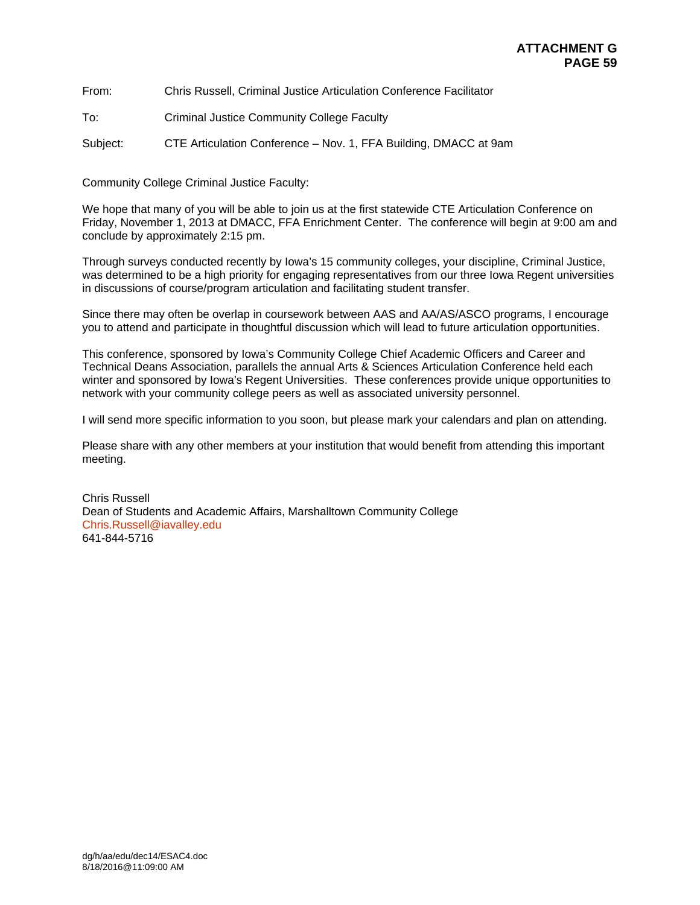**ATTACHMENT G**

From: Chris Russell, Criminal Justice Articulation Conference Facilitator

To: Criminal Justice Community College Faculty

Subject: CTE Articulation Conference – Nov. 1, FFA Building, DMACC at 9am

Community College Criminal Justice Faculty:

We hope that many of you will be able to join us at the first statewide CTE Articulation Conference on Friday, November 1, 2013 at DMACC, FFA Enrichment Center. The conference will begin at 9:00 am and conclude by approximately 2:15 pm.

Through surveys conducted recently by Iowa's 15 community colleges, your discipline, Criminal Justice, was determined to be a high priority for engaging representatives from our three Iowa Regent universities in discussions of course/program articulation and facilitating student transfer.

Since there may often be overlap in coursework between AAS and AA/AS/ASCO programs, I encourage you to attend and participate in thoughtful discussion which will lead to future articulation opportunities.

This conference, sponsored by Iowa's Community College Chief Academic Officers and Career and Technical Deans Association, parallels the annual Arts & Sciences Articulation Conference held each winter and sponsored by Iowa's Regent Universities. These conferences provide unique opportunities to network with your community college peers as well as associated university personnel.

I will send more specific information to you soon, but please mark your calendars and plan on attending.

Please share with any other members at your institution that would benefit from attending this important meeting.

Chris Russell
Dean of Students and Academic Affairs, Marshalltown Community College
Chris.Russell@iavalley.edu
641-844-5716

dg/h/aa/edu/dec14/ESAC4.doc
8/18/2016@11:09:00 AM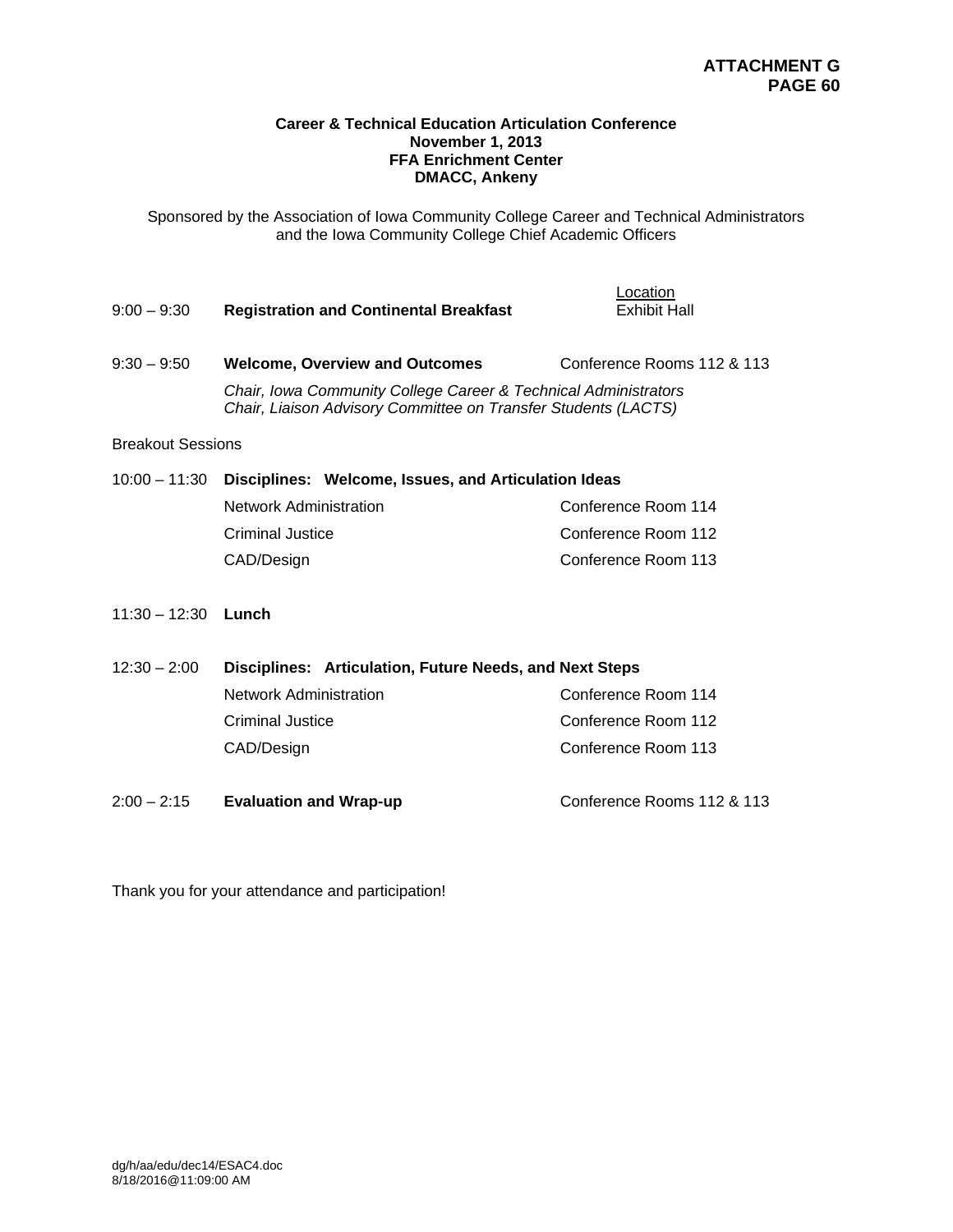**ATTACHMENT G**
**PAGE 60**

**Career & Technical Education Articulation Conference**
**November 1, 2013**
**FFA Enrichment Center**
**DMACC, Ankeny**

Sponsored by the Association of Iowa Community College Career and Technical Administrators and the Iowa Community College Chief Academic Officers

| | | Location |
|---|---|---|
| 9:00 – 9:30 | **Registration and Continental Breakfast** | Exhibit Hall |
| 9:30 – 9:50 | **Welcome, Overview and Outcomes** | Conference Rooms 112 & 113 |
| | *Chair, Iowa Community College Career & Technical Administrators*<br>*Chair, Liaison Advisory Committee on Transfer Students (LACTS)* | |

Breakout Sessions

| | | |
|---|---|---|
| 10:00 – 11:30 | **Disciplines: Welcome, Issues, and Articulation Ideas** | |
| | Network Administration | Conference Room 114 |
| | Criminal Justice | Conference Room 112 |
| | CAD/Design | Conference Room 113 |
| 11:30 – 12:30 | **Lunch** | |
| 12:30 – 2:00 | **Disciplines: Articulation, Future Needs, and Next Steps** | |
| | Network Administration | Conference Room 114 |
| | Criminal Justice | Conference Room 112 |
| | CAD/Design | Conference Room 113 |
| 2:00 – 2:15 | **Evaluation and Wrap-up** | Conference Rooms 112 & 113 |

Thank you for your attendance and participation!

dg/h/aa/edu/dec14/ESAC4.doc
8/18/2016@11:09:00 AM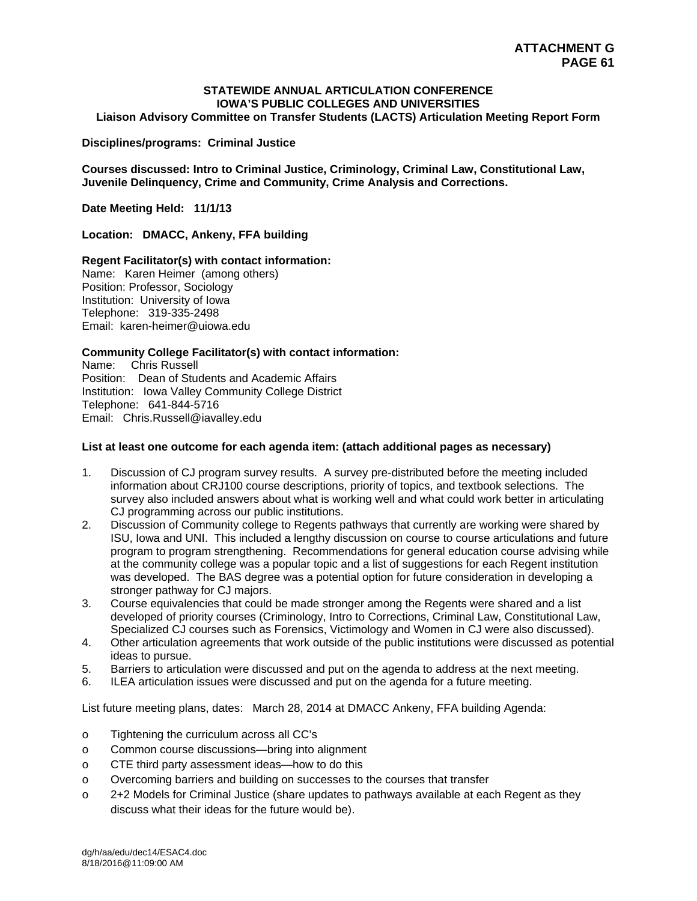**ATTACHMENT G**
**PAGE 61**

**STATEWIDE ANNUAL ARTICULATION CONFERENCE**
**IOWA'S PUBLIC COLLEGES AND UNIVERSITIES**
**Liaison Advisory Committee on Transfer Students (LACTS) Articulation Meeting Report Form**

**Disciplines/programs: Criminal Justice**

**Courses discussed: Intro to Criminal Justice, Criminology, Criminal Law, Constitutional Law, Juvenile Delinquency, Crime and Community, Crime Analysis and Corrections.**

**Date Meeting Held: 11/1/13**

**Location: DMACC, Ankeny, FFA building**

**Regent Facilitator(s) with contact information:**
Name: Karen Heimer (among others)
Position: Professor, Sociology
Institution: University of Iowa
Telephone: 319-335-2498
Email: karen-heimer@uiowa.edu

**Community College Facilitator(s) with contact information:**
Name: Chris Russell
Position: Dean of Students and Academic Affairs
Institution: Iowa Valley Community College District
Telephone: 641-844-5716
Email: Chris.Russell@iavalley.edu

**List at least one outcome for each agenda item: (attach additional pages as necessary)**

1. Discussion of CJ program survey results. A survey pre-distributed before the meeting included information about CRJ100 course descriptions, priority of topics, and textbook selections. The survey also included answers about what is working well and what could work better in articulating CJ programming across our public institutions.
2. Discussion of Community college to Regents pathways that currently are working were shared by ISU, Iowa and UNI. This included a lengthy discussion on course to course articulations and future program to program strengthening. Recommendations for general education course advising while at the community college was a popular topic and a list of suggestions for each Regent institution was developed. The BAS degree was a potential option for future consideration in developing a stronger pathway for CJ majors.
3. Course equivalencies that could be made stronger among the Regents were shared and a list developed of priority courses (Criminology, Intro to Corrections, Criminal Law, Constitutional Law, Specialized CJ courses such as Forensics, Victimology and Women in CJ were also discussed).
4. Other articulation agreements that work outside of the public institutions were discussed as potential ideas to pursue.
5. Barriers to articulation were discussed and put on the agenda to address at the next meeting.
6. ILEA articulation issues were discussed and put on the agenda for a future meeting.

List future meeting plans, dates: March 28, 2014 at DMACC Ankeny, FFA building Agenda:

- Tightening the curriculum across all CC's
- Common course discussions—bring into alignment
- CTE third party assessment ideas—how to do this
- Overcoming barriers and building on successes to the courses that transfer
- 2+2 Models for Criminal Justice (share updates to pathways available at each Regent as they discuss what their ideas for the future would be).

dg/h/aa/edu/dec14/ESAC4.doc
8/18/2016@11:09:00 AM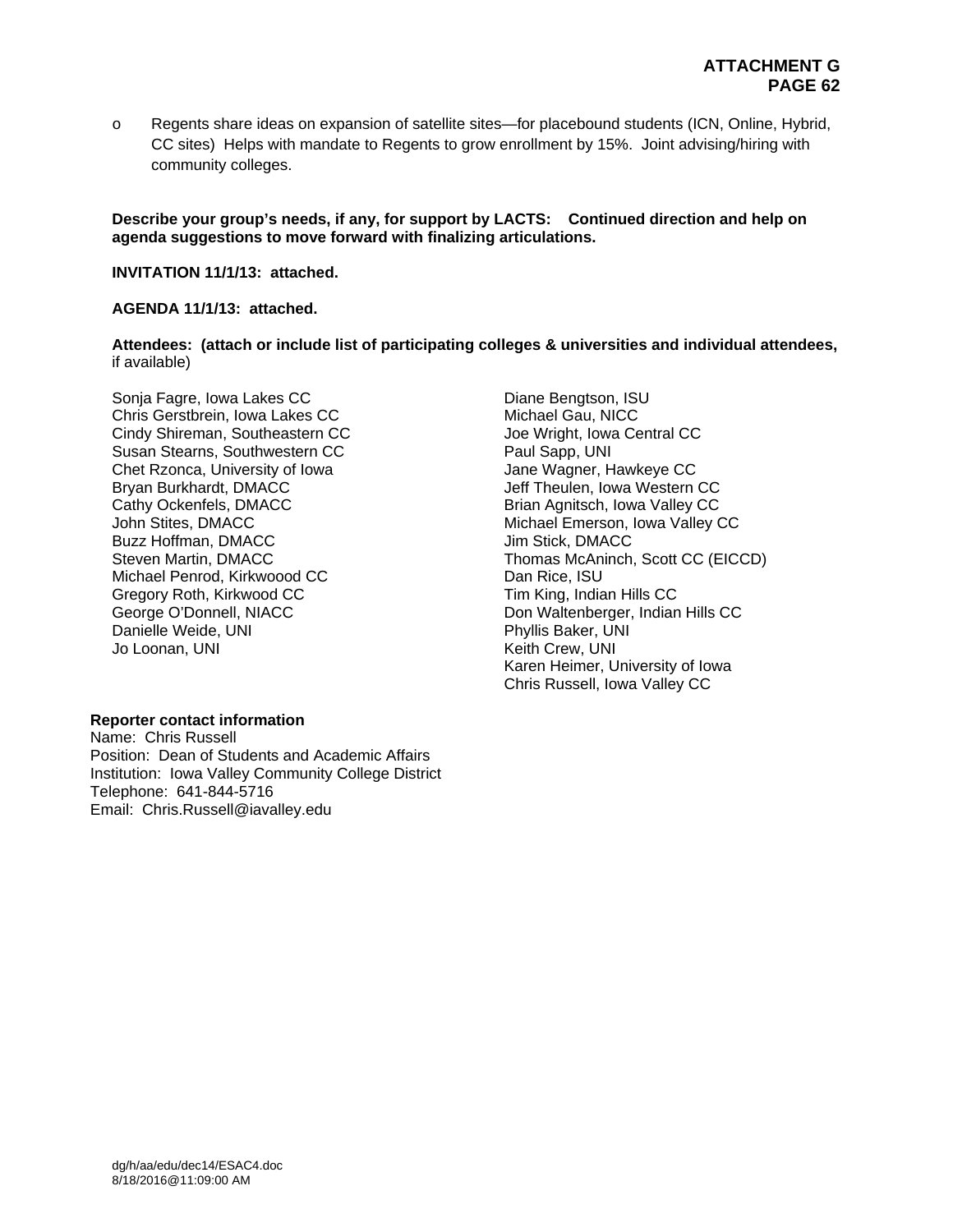- Regents share ideas on expansion of satellite sites—for placebound students (ICN, Online, Hybrid, CC sites) Helps with mandate to Regents to grow enrollment by 15%. Joint advising/hiring with community colleges.

**Describe your group's needs, if any, for support by LACTS: Continued direction and help on agenda suggestions to move forward with finalizing articulations.**

**INVITATION 11/1/13: attached.**

**AGENDA 11/1/13: attached.**

**Attendees: (attach or include list of participating colleges & universities and individual attendees,** if available)

Sonja Fagre, Iowa Lakes CC
Chris Gerstbrein, Iowa Lakes CC
Cindy Shireman, Southeastern CC
Susan Stearns, Southwestern CC
Chet Rzonca, University of Iowa
Bryan Burkhardt, DMACC
Cathy Ockenfels, DMACC
John Stites, DMACC
Buzz Hoffman, DMACC
Steven Martin, DMACC
Michael Penrod, Kirkwoood CC
Gregory Roth, Kirkwood CC
George O'Donnell, NIACC
Danielle Weide, UNI
Jo Loonan, UNI
Diane Bengtson, ISU
Michael Gau, NICC
Joe Wright, Iowa Central CC
Paul Sapp, UNI
Jane Wagner, Hawkeye CC
Jeff Theulen, Iowa Western CC
Brian Agnitsch, Iowa Valley CC
Michael Emerson, Iowa Valley CC
Jim Stick, DMACC
Thomas McAninch, Scott CC (EICCD)
Dan Rice, ISU
Tim King, Indian Hills CC
Don Waltenberger, Indian Hills CC
Phyllis Baker, UNI
Keith Crew, UNI
Karen Heimer, University of Iowa
Chris Russell, Iowa Valley CC

**Reporter contact information**
Name: Chris Russell
Position: Dean of Students and Academic Affairs
Institution: Iowa Valley Community College District
Telephone: 641-844-5716
Email: Chris.Russell@iavalley.edu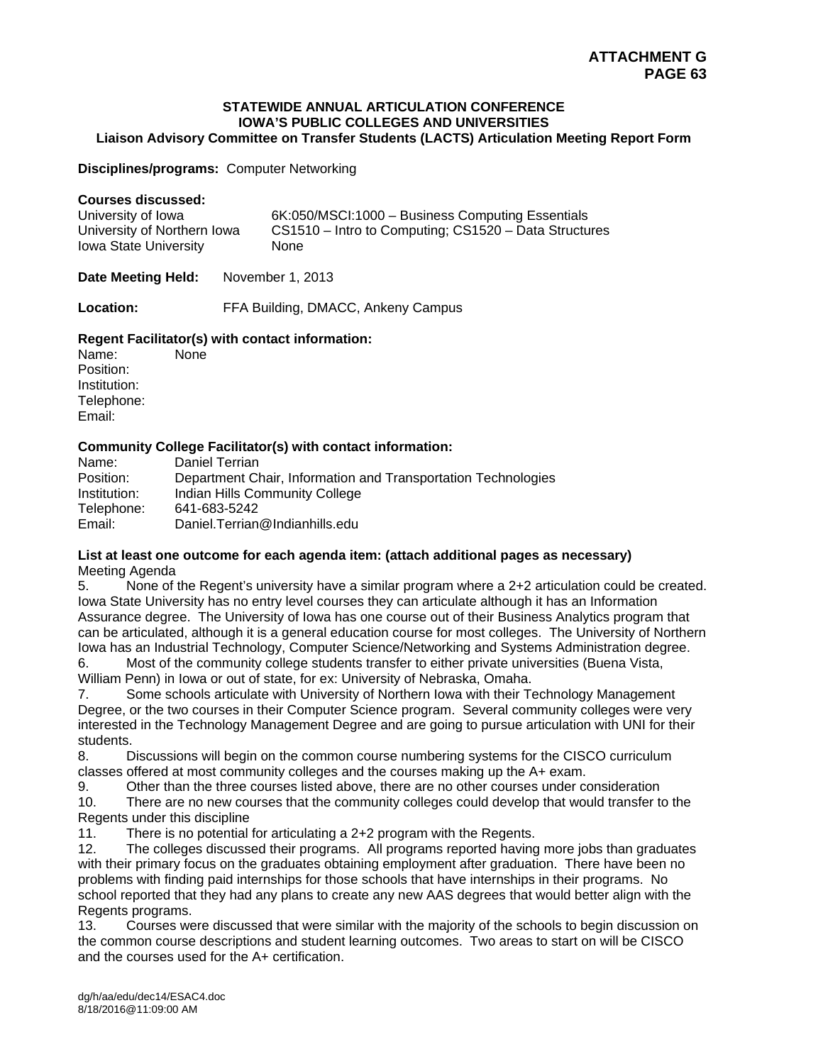**ATTACHMENT G**
**PAGE 63**

**STATEWIDE ANNUAL ARTICULATION CONFERENCE**
**IOWA'S PUBLIC COLLEGES AND UNIVERSITIES**
**Liaison Advisory Committee on Transfer Students (LACTS) Articulation Meeting Report Form**

**Disciplines/programs:** Computer Networking

**Courses discussed:**

| | |
|---|---|
| University of Iowa | 6K:050/MSCI:1000 – Business Computing Essentials |
| University of Northern Iowa | CS1510 – Intro to Computing; CS1520 – Data Structures |
| Iowa State University | None |

**Date Meeting Held:** November 1, 2013

**Location:** FFA Building, DMACC, Ankeny Campus

**Regent Facilitator(s) with contact information:**

Name: None
Position:
Institution:
Telephone:
Email:

**Community College Facilitator(s) with contact information:**

Name: Daniel Terrian
Position: Department Chair, Information and Transportation Technologies
Institution: Indian Hills Community College
Telephone: 641-683-5242
Email: Daniel.Terrian@Indianhills.edu

**List at least one outcome for each agenda item: (attach additional pages as necessary)**

Meeting Agenda

5. None of the Regent's university have a similar program where a 2+2 articulation could be created. Iowa State University has no entry level courses they can articulate although it has an Information Assurance degree. The University of Iowa has one course out of their Business Analytics program that can be articulated, although it is a general education course for most colleges. The University of Northern Iowa has an Industrial Technology, Computer Science/Networking and Systems Administration degree.
6. Most of the community college students transfer to either private universities (Buena Vista, William Penn) in Iowa or out of state, for ex: University of Nebraska, Omaha.
7. Some schools articulate with University of Northern Iowa with their Technology Management Degree, or the two courses in their Computer Science program. Several community colleges were very interested in the Technology Management Degree and are going to pursue articulation with UNI for their students.
8. Discussions will begin on the common course numbering systems for the CISCO curriculum classes offered at most community colleges and the courses making up the A+ exam.
9. Other than the three courses listed above, there are no other courses under consideration
10. There are no new courses that the community colleges could develop that would transfer to the Regents under this discipline
11. There is no potential for articulating a 2+2 program with the Regents.
12. The colleges discussed their programs. All programs reported having more jobs than graduates with their primary focus on the graduates obtaining employment after graduation. There have been no problems with finding paid internships for those schools that have internships in their programs. No school reported that they had any plans to create any new AAS degrees that would better align with the Regents programs.
13. Courses were discussed that were similar with the majority of the schools to begin discussion on the common course descriptions and student learning outcomes. Two areas to start on will be CISCO and the courses used for the A+ certification.

dg/h/aa/edu/dec14/ESAC4.doc
8/18/2016@11:09:00 AM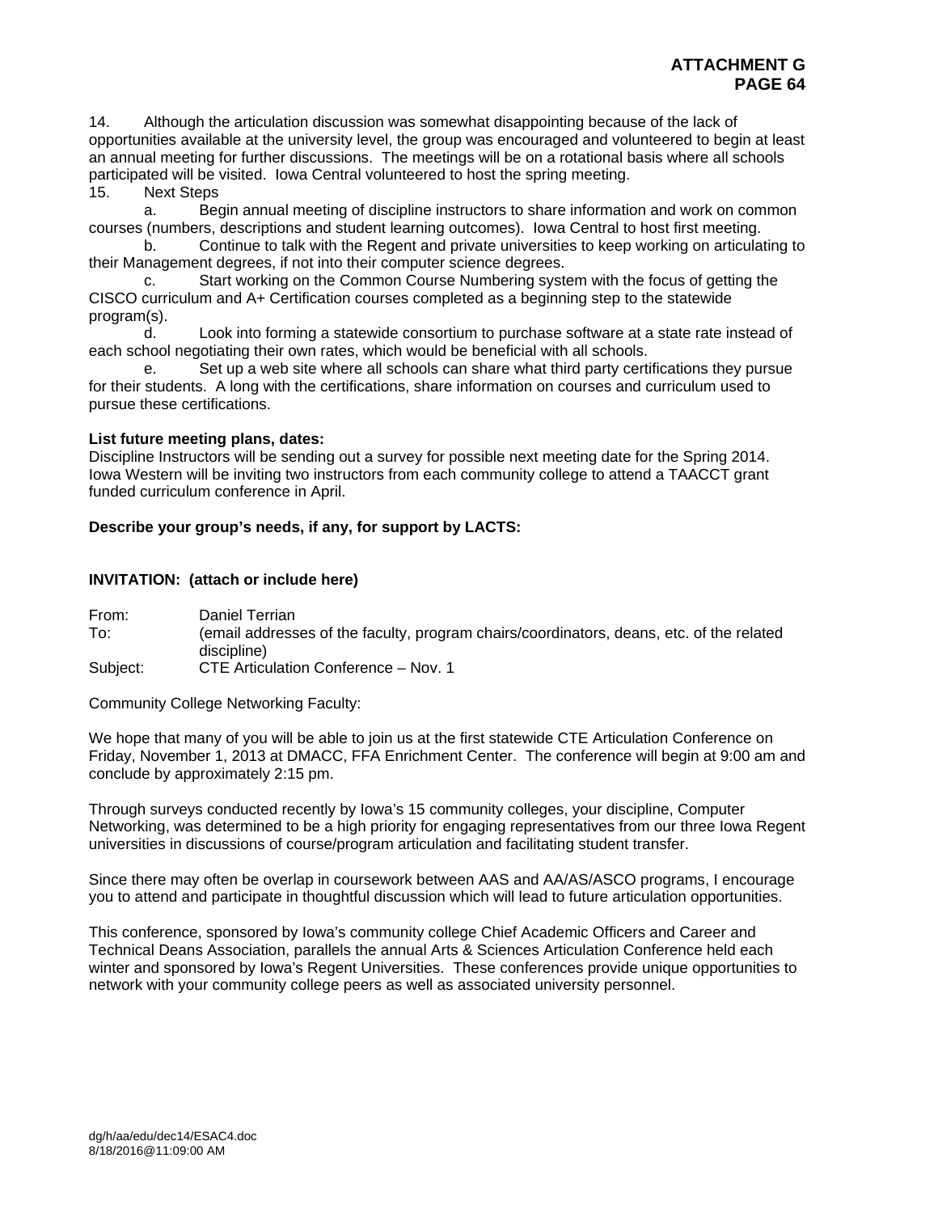14. Although the articulation discussion was somewhat disappointing because of the lack of opportunities available at the university level, the group was encouraged and volunteered to begin at least an annual meeting for further discussions. The meetings will be on a rotational basis where all schools participated will be visited. Iowa Central volunteered to host the spring meeting.

15. Next Steps

  a. Begin annual meeting of discipline instructors to share information and work on common courses (numbers, descriptions and student learning outcomes). Iowa Central to host first meeting.

  b. Continue to talk with the Regent and private universities to keep working on articulating to their Management degrees, if not into their computer science degrees.

  c. Start working on the Common Course Numbering system with the focus of getting the CISCO curriculum and A+ Certification courses completed as a beginning step to the statewide program(s).

  d. Look into forming a statewide consortium to purchase software at a state rate instead of each school negotiating their own rates, which would be beneficial with all schools.

  e. Set up a web site where all schools can share what third party certifications they pursue for their students. A long with the certifications, share information on courses and curriculum used to pursue these certifications.

**List future meeting plans, dates:**

Discipline Instructors will be sending out a survey for possible next meeting date for the Spring 2014. Iowa Western will be inviting two instructors from each community college to attend a TAACCT grant funded curriculum conference in April.

**Describe your group's needs, if any, for support by LACTS:**

**INVITATION: (attach or include here)**

From: Daniel Terrian
To: (email addresses of the faculty, program chairs/coordinators, deans, etc. of the related discipline)
Subject: CTE Articulation Conference – Nov. 1

Community College Networking Faculty:

We hope that many of you will be able to join us at the first statewide CTE Articulation Conference on Friday, November 1, 2013 at DMACC, FFA Enrichment Center. The conference will begin at 9:00 am and conclude by approximately 2:15 pm.

Through surveys conducted recently by Iowa's 15 community colleges, your discipline, Computer Networking, was determined to be a high priority for engaging representatives from our three Iowa Regent universities in discussions of course/program articulation and facilitating student transfer.

Since there may often be overlap in coursework between AAS and AA/AS/ASCO programs, I encourage you to attend and participate in thoughtful discussion which will lead to future articulation opportunities.

This conference, sponsored by Iowa's community college Chief Academic Officers and Career and Technical Deans Association, parallels the annual Arts & Sciences Articulation Conference held each winter and sponsored by Iowa's Regent Universities. These conferences provide unique opportunities to network with your community college peers as well as associated university personnel.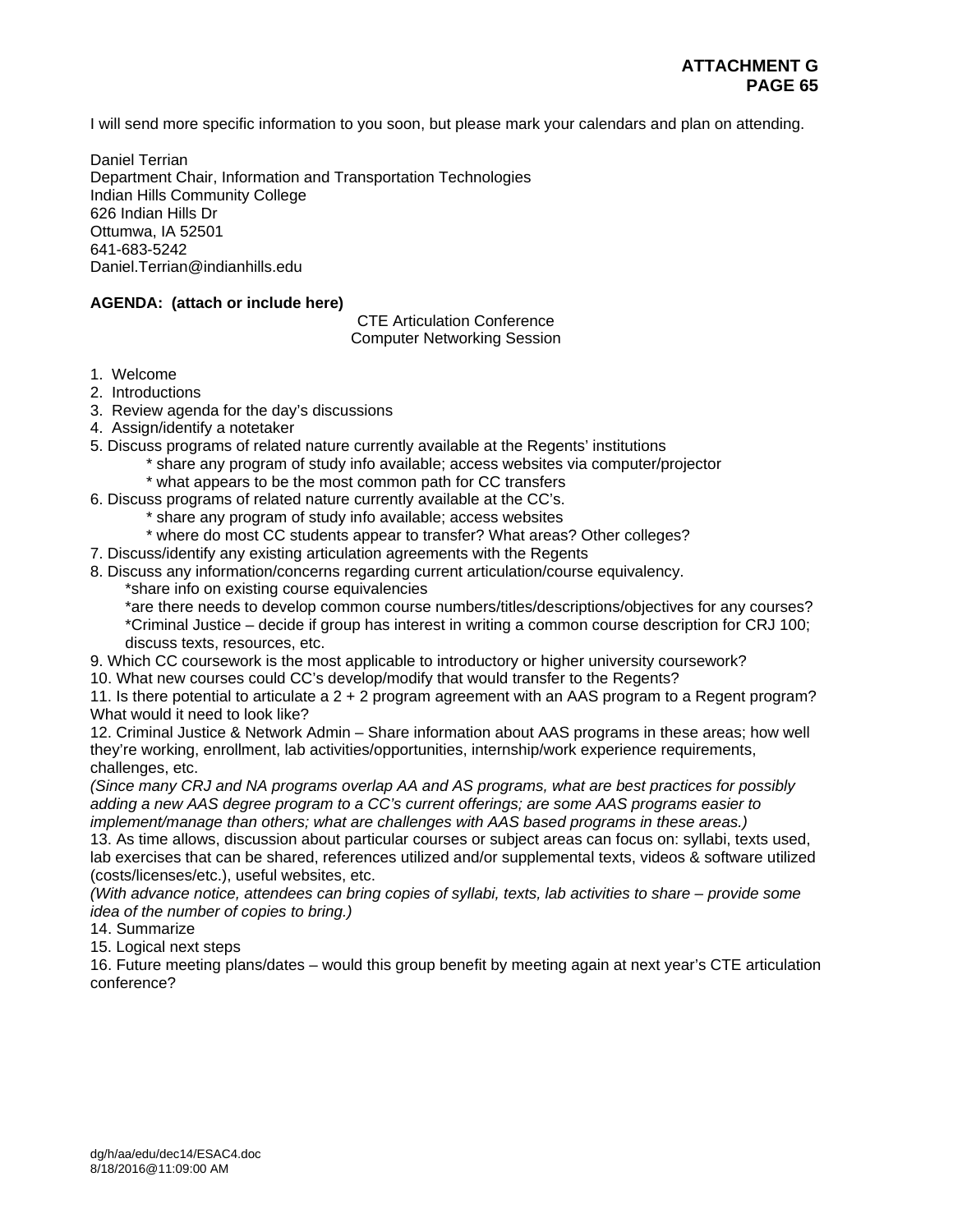I will send more specific information to you soon, but please mark your calendars and plan on attending.

Daniel Terrian
Department Chair, Information and Transportation Technologies
Indian Hills Community College
626 Indian Hills Dr
Ottumwa, IA 52501
641-683-5242
Daniel.Terrian@indianhills.edu

**AGENDA: (attach or include here)**

CTE Articulation Conference
Computer Networking Session

1. Welcome
2. Introductions
3. Review agenda for the day's discussions
4. Assign/identify a notetaker
5. Discuss programs of related nature currently available at the Regents' institutions
   * share any program of study info available; access websites via computer/projector
   * what appears to be the most common path for CC transfers
6. Discuss programs of related nature currently available at the CC's.
   * share any program of study info available; access websites
   * where do most CC students appear to transfer? What areas? Other colleges?
7. Discuss/identify any existing articulation agreements with the Regents
8. Discuss any information/concerns regarding current articulation/course equivalency.
   *share info on existing course equivalencies
   *are there needs to develop common course numbers/titles/descriptions/objectives for any courses?
   *Criminal Justice – decide if group has interest in writing a common course description for CRJ 100; discuss texts, resources, etc.
9. Which CC coursework is the most applicable to introductory or higher university coursework?
10. What new courses could CC's develop/modify that would transfer to the Regents?
11. Is there potential to articulate a 2 + 2 program agreement with an AAS program to a Regent program? What would it need to look like?
12. Criminal Justice & Network Admin – Share information about AAS programs in these areas; how well they're working, enrollment, lab activities/opportunities, internship/work experience requirements, challenges, etc.
*(Since many CRJ and NA programs overlap AA and AS programs, what are best practices for possibly adding a new AAS degree program to a CC's current offerings; are some AAS programs easier to implement/manage than others; what are challenges with AAS based programs in these areas.)*
13. As time allows, discussion about particular courses or subject areas can focus on: syllabi, texts used, lab exercises that can be shared, references utilized and/or supplemental texts, videos & software utilized (costs/licenses/etc.), useful websites, etc.
*(With advance notice, attendees can bring copies of syllabi, texts, lab activities to share – provide some idea of the number of copies to bring.)*
14. Summarize
15. Logical next steps
16. Future meeting plans/dates – would this group benefit by meeting again at next year's CTE articulation conference?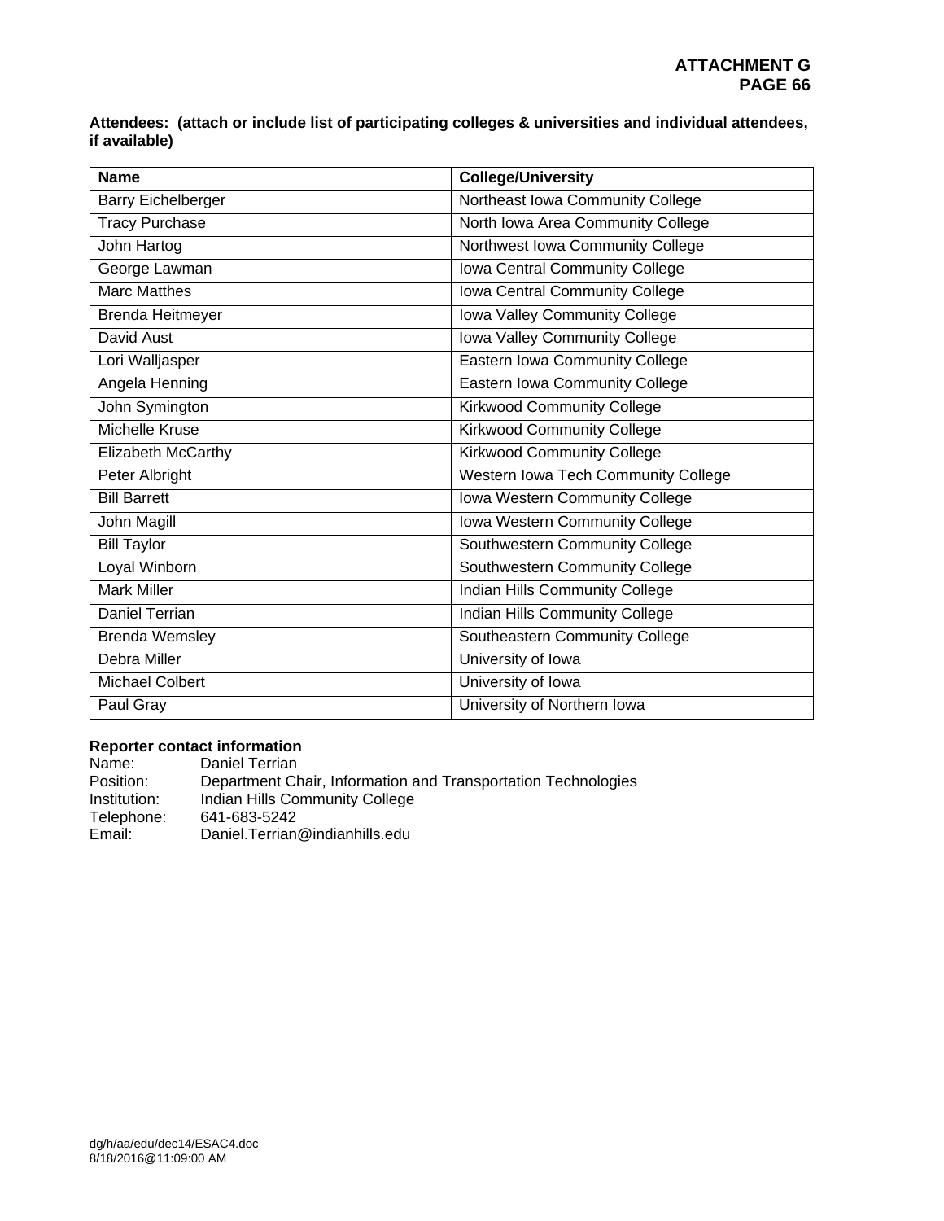**Attendees: (attach or include list of participating colleges & universities and individual attendees, if available)**

| Name | College/University |
|---|---|
| Barry Eichelberger | Northeast Iowa Community College |
| Tracy Purchase | North Iowa Area Community College |
| John Hartog | Northwest Iowa Community College |
| George Lawman | Iowa Central Community College |
| Marc Matthes | Iowa Central Community College |
| Brenda Heitmeyer | Iowa Valley Community College |
| David Aust | Iowa Valley Community College |
| Lori Walljasper | Eastern Iowa Community College |
| Angela Henning | Eastern Iowa Community College |
| John Symington | Kirkwood Community College |
| Michelle Kruse | Kirkwood Community College |
| Elizabeth McCarthy | Kirkwood Community College |
| Peter Albright | Western Iowa Tech Community College |
| Bill Barrett | Iowa Western Community College |
| John Magill | Iowa Western Community College |
| Bill Taylor | Southwestern Community College |
| Loyal Winborn | Southwestern Community College |
| Mark Miller | Indian Hills Community College |
| Daniel Terrian | Indian Hills Community College |
| Brenda Wemsley | Southeastern Community College |
| Debra Miller | University of Iowa |
| Michael Colbert | University of Iowa |
| Paul Gray | University of Northern Iowa |

**Reporter contact information**

Name: Daniel Terrian
Position: Department Chair, Information and Transportation Technologies
Institution: Indian Hills Community College
Telephone: 641-683-5242
Email: Daniel.Terrian@indianhills.edu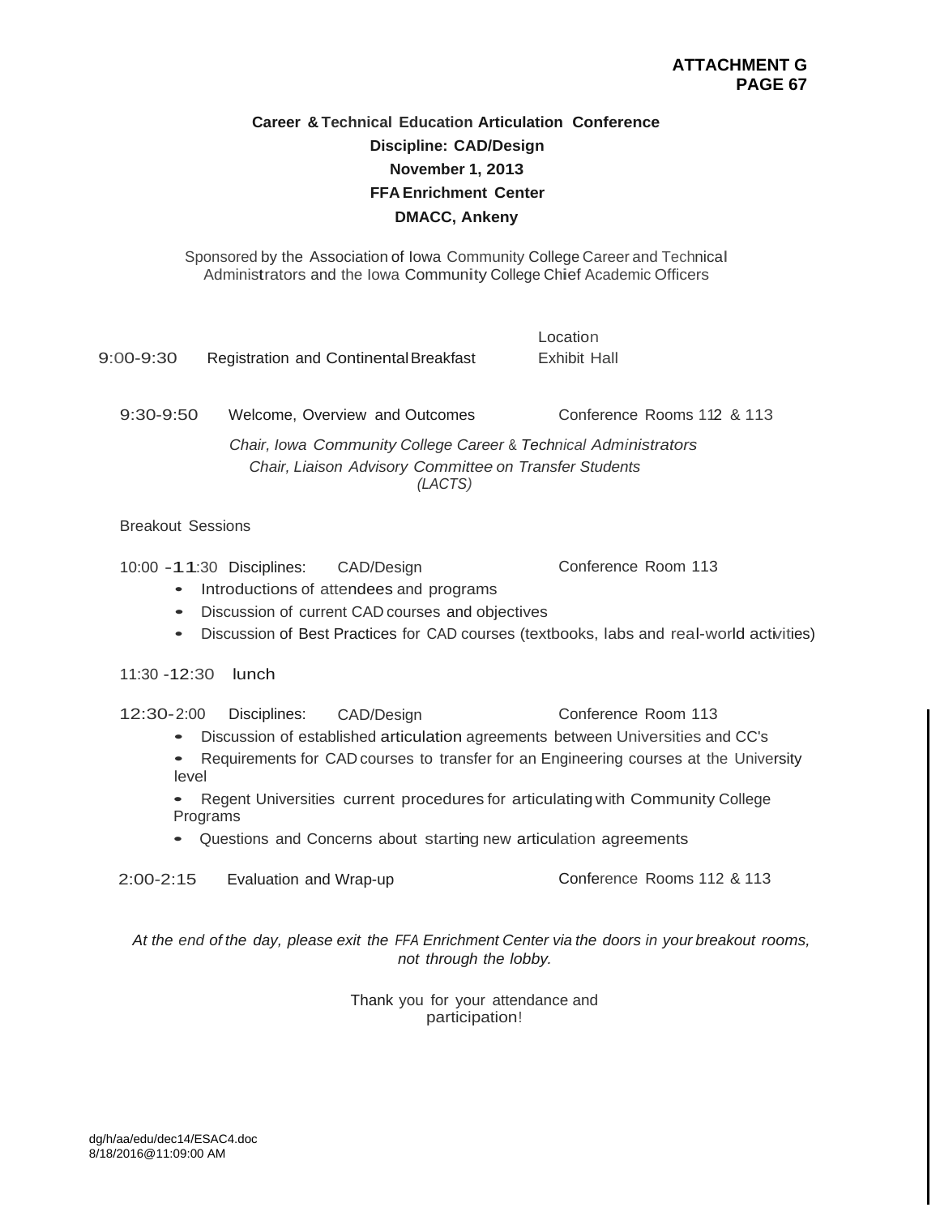**ATTACHMENT G**
**PAGE 67**

**Career & Technical Education Articulation Conference**
**Discipline: CAD/Design**
**November 1, 2013**
**FFA Enrichment Center**
**DMACC, Ankeny**

Sponsored by the Association of Iowa Community College Career and Technical Administrators and the Iowa Community College Chief Academic Officers

| | | Location |
|---|---|---|
| 9:00-9:30 | Registration and Continental Breakfast | Exhibit Hall |
| 9:30-9:50 | Welcome, Overview and Outcomes | Conference Rooms 112 & 113 |

*Chair, Iowa Community College Career & Technical Administrators*
*Chair, Liaison Advisory Committee on Transfer Students (LACTS)*

Breakout Sessions

10:00 -11:30 Disciplines: CAD/Design — Conference Room 113

- Introductions of attendees and programs
- Discussion of current CAD courses and objectives
- Discussion of Best Practices for CAD courses (textbooks, labs and real-world activities)

11:30 -12:30 lunch

12:30-2:00 Disciplines: CAD/Design — Conference Room 113

- Discussion of established articulation agreements between Universities and CC's
- Requirements for CAD courses to transfer for an Engineering courses at the University level
- Regent Universities current procedures for articulating with Community College Programs
- Questions and Concerns about starting new articulation agreements

2:00-2:15 Evaluation and Wrap-up — Conference Rooms 112 & 113

*At the end of the day, please exit the FFA Enrichment Center via the doors in your breakout rooms, not through the lobby.*

Thank you for your attendance and participation!

dg/h/aa/edu/dec14/ESAC4.doc
8/18/2016@11:09:00 AM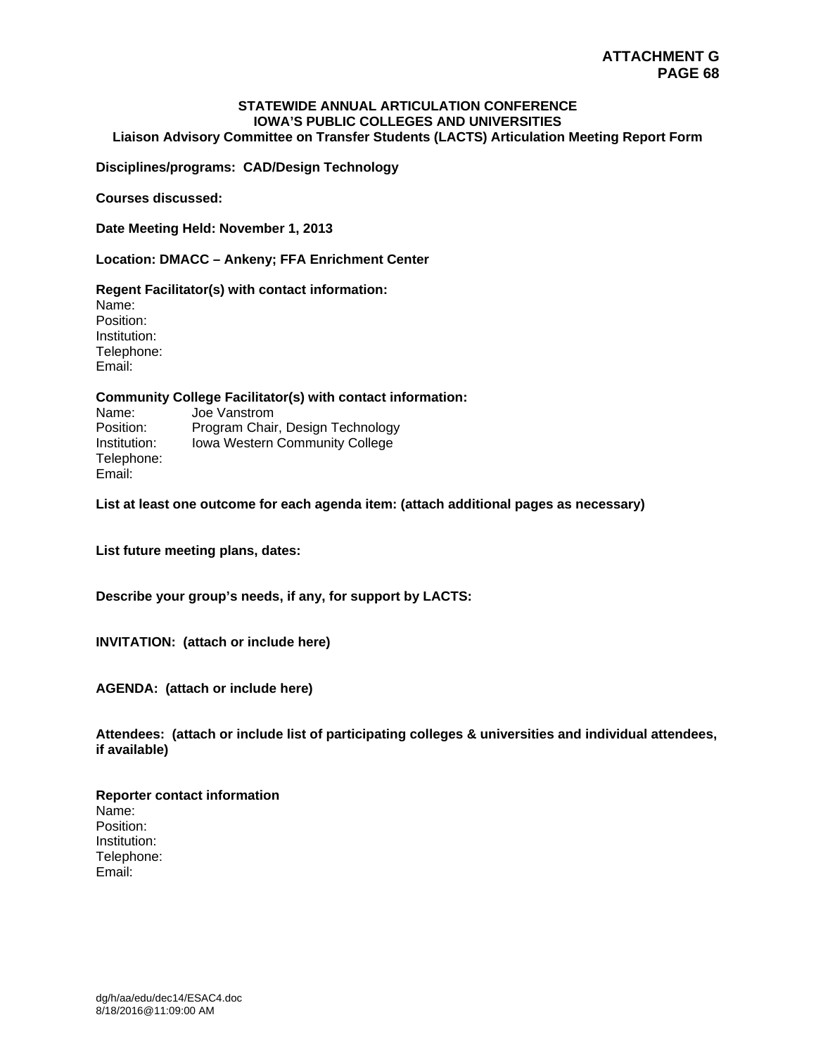**ATTACHMENT G**
**PAGE 68**

**STATEWIDE ANNUAL ARTICULATION CONFERENCE**
**IOWA'S PUBLIC COLLEGES AND UNIVERSITIES**
**Liaison Advisory Committee on Transfer Students (LACTS) Articulation Meeting Report Form**

**Disciplines/programs: CAD/Design Technology**

**Courses discussed:**

**Date Meeting Held: November 1, 2013**

**Location: DMACC – Ankeny; FFA Enrichment Center**

**Regent Facilitator(s) with contact information:**
Name:
Position:
Institution:
Telephone:
Email:

**Community College Facilitator(s) with contact information:**
Name: Joe Vanstrom
Position: Program Chair, Design Technology
Institution: Iowa Western Community College
Telephone:
Email:

**List at least one outcome for each agenda item: (attach additional pages as necessary)**

**List future meeting plans, dates:**

**Describe your group's needs, if any, for support by LACTS:**

**INVITATION: (attach or include here)**

**AGENDA: (attach or include here)**

**Attendees: (attach or include list of participating colleges & universities and individual attendees, if available)**

**Reporter contact information**
Name:
Position:
Institution:
Telephone:
Email:

dg/h/aa/edu/dec14/ESAC4.doc
8/18/2016@11:09:00 AM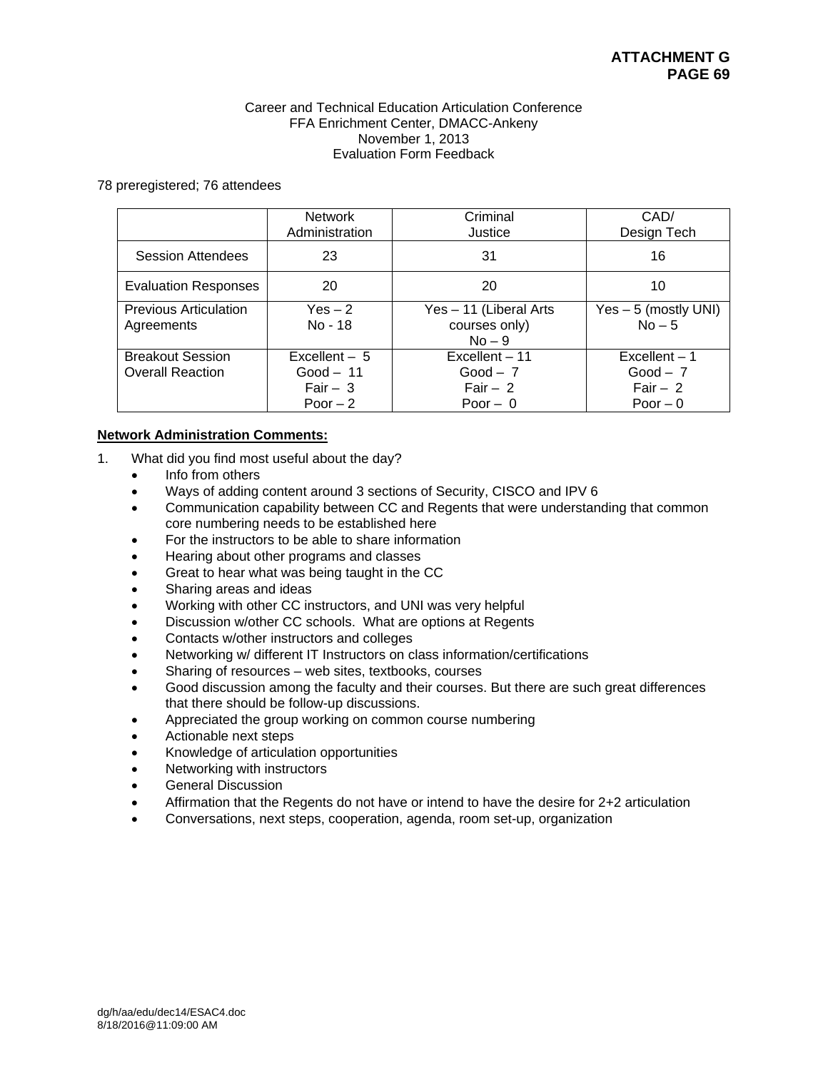**ATTACHMENT G**
**PAGE 69**

Career and Technical Education Articulation Conference
FFA Enrichment Center, DMACC-Ankeny
November 1, 2013
Evaluation Form Feedback

78 preregistered; 76 attendees

| | Network Administration | Criminal Justice | CAD/ Design Tech |
|---|---|---|---|
| Session Attendees | 23 | 31 | 16 |
| Evaluation Responses | 20 | 20 | 10 |
| Previous Articulation Agreements | Yes – 2<br>No - 18 | Yes – 11 (Liberal Arts courses only)<br>No – 9 | Yes – 5 (mostly UNI)<br>No – 5 |
| Breakout Session Overall Reaction | Excellent – 5<br>Good – 11<br>Fair – 3<br>Poor – 2 | Excellent – 11<br>Good – 7<br>Fair – 2<br>Poor – 0 | Excellent – 1<br>Good – 7<br>Fair – 2<br>Poor – 0 |

**Network Administration Comments:**

1. What did you find most useful about the day?
   - Info from others
   - Ways of adding content around 3 sections of Security, CISCO and IPV 6
   - Communication capability between CC and Regents that were understanding that common core numbering needs to be established here
   - For the instructors to be able to share information
   - Hearing about other programs and classes
   - Great to hear what was being taught in the CC
   - Sharing areas and ideas
   - Working with other CC instructors, and UNI was very helpful
   - Discussion w/other CC schools. What are options at Regents
   - Contacts w/other instructors and colleges
   - Networking w/ different IT Instructors on class information/certifications
   - Sharing of resources – web sites, textbooks, courses
   - Good discussion among the faculty and their courses. But there are such great differences that there should be follow-up discussions.
   - Appreciated the group working on common course numbering
   - Actionable next steps
   - Knowledge of articulation opportunities
   - Networking with instructors
   - General Discussion
   - Affirmation that the Regents do not have or intend to have the desire for 2+2 articulation
   - Conversations, next steps, cooperation, agenda, room set-up, organization

dg/h/aa/edu/dec14/ESAC4.doc
8/18/2016@11:09:00 AM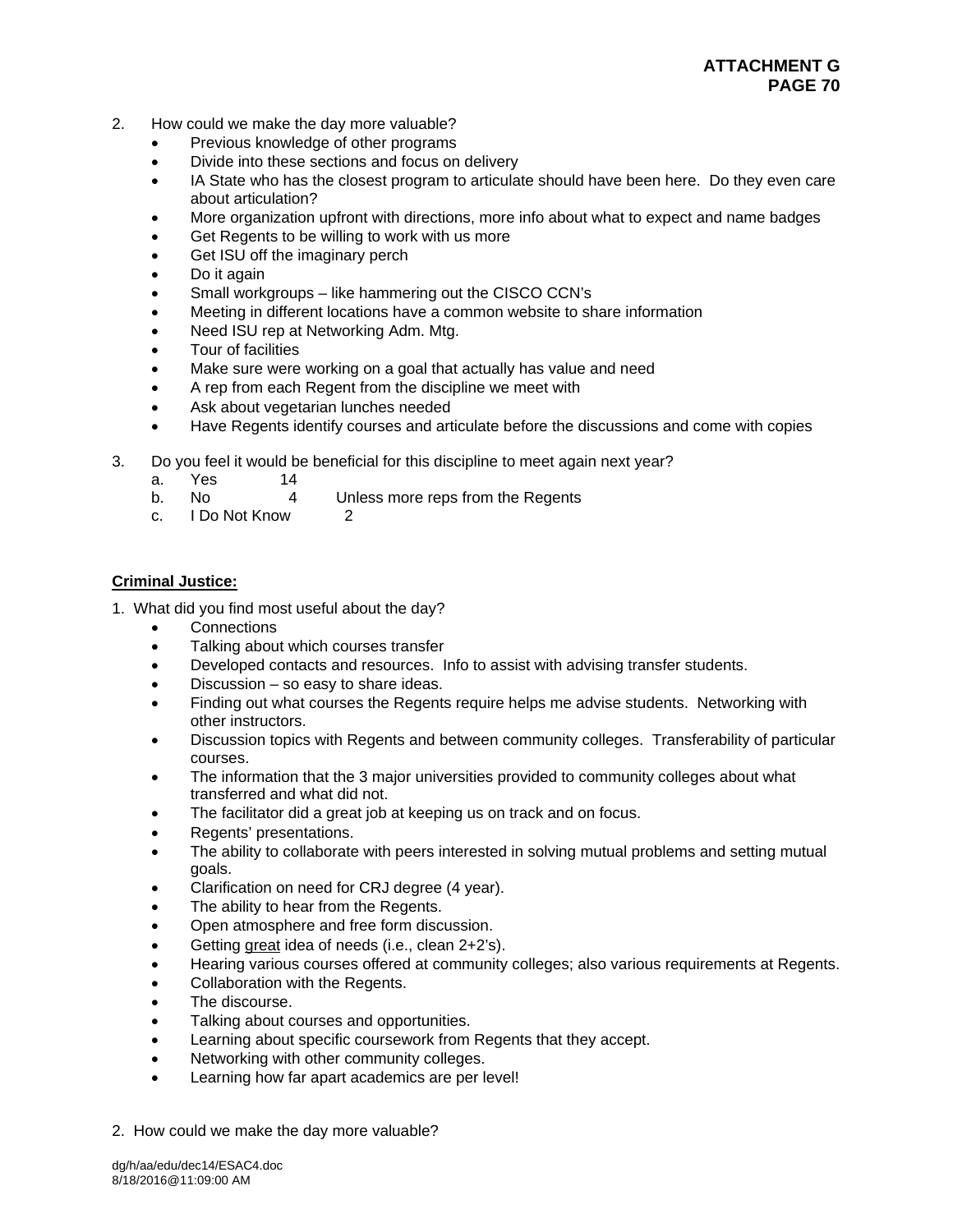2. How could we make the day more valuable?
    - Previous knowledge of other programs
    - Divide into these sections and focus on delivery
    - IA State who has the closest program to articulate should have been here. Do they even care about articulation?
    - More organization upfront with directions, more info about what to expect and name badges
    - Get Regents to be willing to work with us more
    - Get ISU off the imaginary perch
    - Do it again
    - Small workgroups – like hammering out the CISCO CCN's
    - Meeting in different locations have a common website to share information
    - Need ISU rep at Networking Adm. Mtg.
    - Tour of facilities
    - Make sure were working on a goal that actually has value and need
    - A rep from each Regent from the discipline we meet with
    - Ask about vegetarian lunches needed
    - Have Regents identify courses and articulate before the discussions and come with copies

3. Do you feel it would be beneficial for this discipline to meet again next year?
    a. Yes 14
    b. No 4 Unless more reps from the Regents
    c. I Do Not Know 2

**Criminal Justice:**

1. What did you find most useful about the day?
    - Connections
    - Talking about which courses transfer
    - Developed contacts and resources. Info to assist with advising transfer students.
    - Discussion – so easy to share ideas.
    - Finding out what courses the Regents require helps me advise students. Networking with other instructors.
    - Discussion topics with Regents and between community colleges. Transferability of particular courses.
    - The information that the 3 major universities provided to community colleges about what transferred and what did not.
    - The facilitator did a great job at keeping us on track and on focus.
    - Regents' presentations.
    - The ability to collaborate with peers interested in solving mutual problems and setting mutual goals.
    - Clarification on need for CRJ degree (4 year).
    - The ability to hear from the Regents.
    - Open atmosphere and free form discussion.
    - Getting great idea of needs (i.e., clean 2+2's).
    - Hearing various courses offered at community colleges; also various requirements at Regents.
    - Collaboration with the Regents.
    - The discourse.
    - Talking about courses and opportunities.
    - Learning about specific coursework from Regents that they accept.
    - Networking with other community colleges.
    - Learning how far apart academics are per level!

2. How could we make the day more valuable?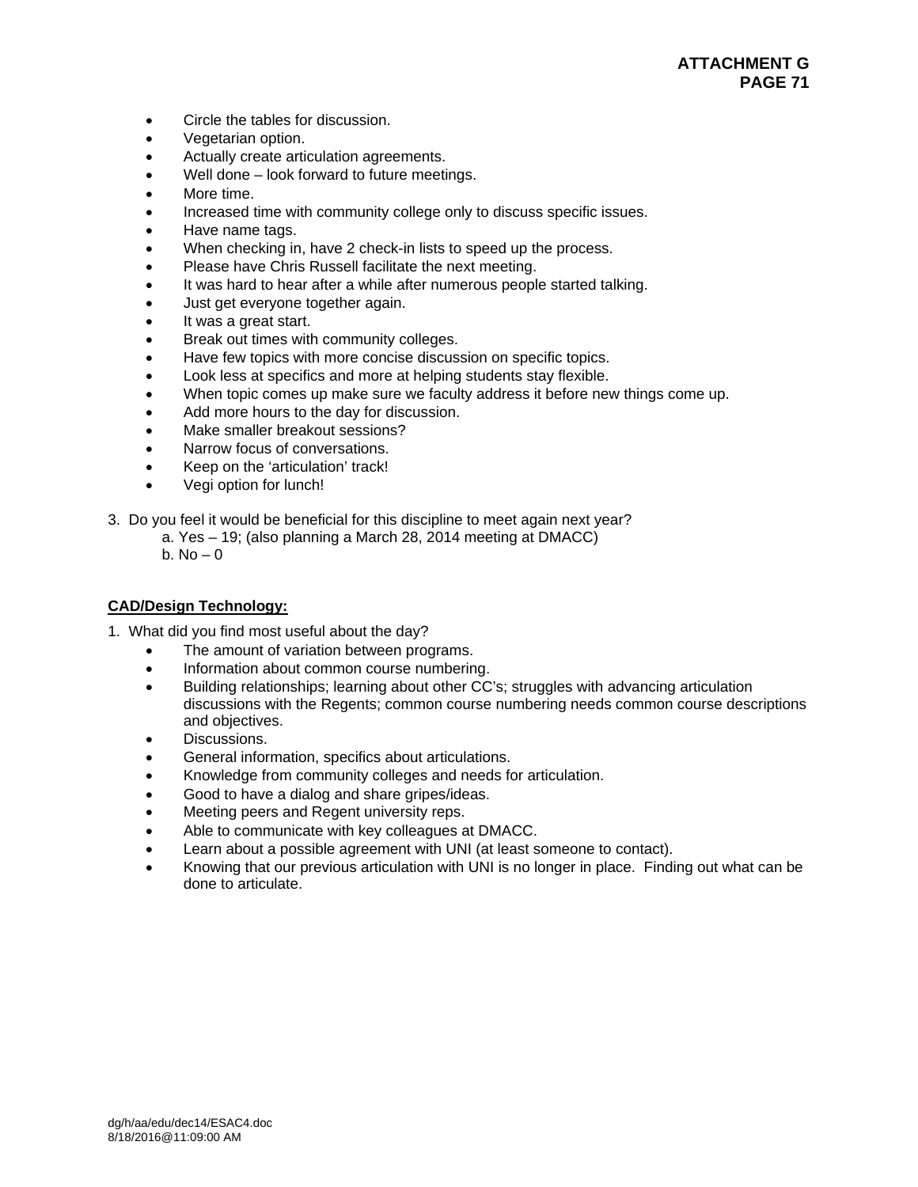- Circle the tables for discussion.
- Vegetarian option.
- Actually create articulation agreements.
- Well done – look forward to future meetings.
- More time.
- Increased time with community college only to discuss specific issues.
- Have name tags.
- When checking in, have 2 check-in lists to speed up the process.
- Please have Chris Russell facilitate the next meeting.
- It was hard to hear after a while after numerous people started talking.
- Just get everyone together again.
- It was a great start.
- Break out times with community colleges.
- Have few topics with more concise discussion on specific topics.
- Look less at specifics and more at helping students stay flexible.
- When topic comes up make sure we faculty address it before new things come up.
- Add more hours to the day for discussion.
- Make smaller breakout sessions?
- Narrow focus of conversations.
- Keep on the 'articulation' track!
- Vegi option for lunch!

3. Do you feel it would be beneficial for this discipline to meet again next year?
   a. Yes – 19; (also planning a March 28, 2014 meeting at DMACC)
   b. No – 0

**CAD/Design Technology:**

1. What did you find most useful about the day?
   - The amount of variation between programs.
   - Information about common course numbering.
   - Building relationships; learning about other CC's; struggles with advancing articulation discussions with the Regents; common course numbering needs common course descriptions and objectives.
   - Discussions.
   - General information, specifics about articulations.
   - Knowledge from community colleges and needs for articulation.
   - Good to have a dialog and share gripes/ideas.
   - Meeting peers and Regent university reps.
   - Able to communicate with key colleagues at DMACC.
   - Learn about a possible agreement with UNI (at least someone to contact).
   - Knowing that our previous articulation with UNI is no longer in place. Finding out what can be done to articulate.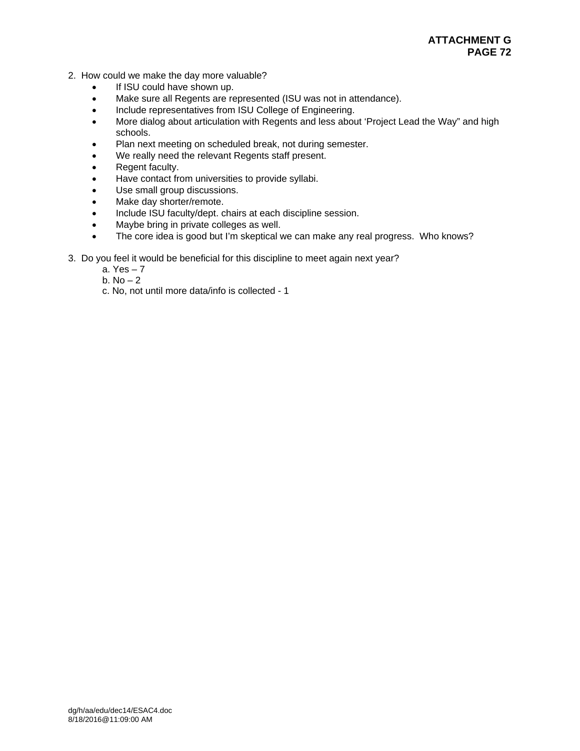2. How could we make the day more valuable?
    - If ISU could have shown up.
    - Make sure all Regents are represented (ISU was not in attendance).
    - Include representatives from ISU College of Engineering.
    - More dialog about articulation with Regents and less about 'Project Lead the Way" and high schools.
    - Plan next meeting on scheduled break, not during semester.
    - We really need the relevant Regents staff present.
    - Regent faculty.
    - Have contact from universities to provide syllabi.
    - Use small group discussions.
    - Make day shorter/remote.
    - Include ISU faculty/dept. chairs at each discipline session.
    - Maybe bring in private colleges as well.
    - The core idea is good but I'm skeptical we can make any real progress. Who knows?

3. Do you feel it would be beneficial for this discipline to meet again next year?

    a. Yes – 7

    b. No – 2

    c. No, not until more data/info is collected - 1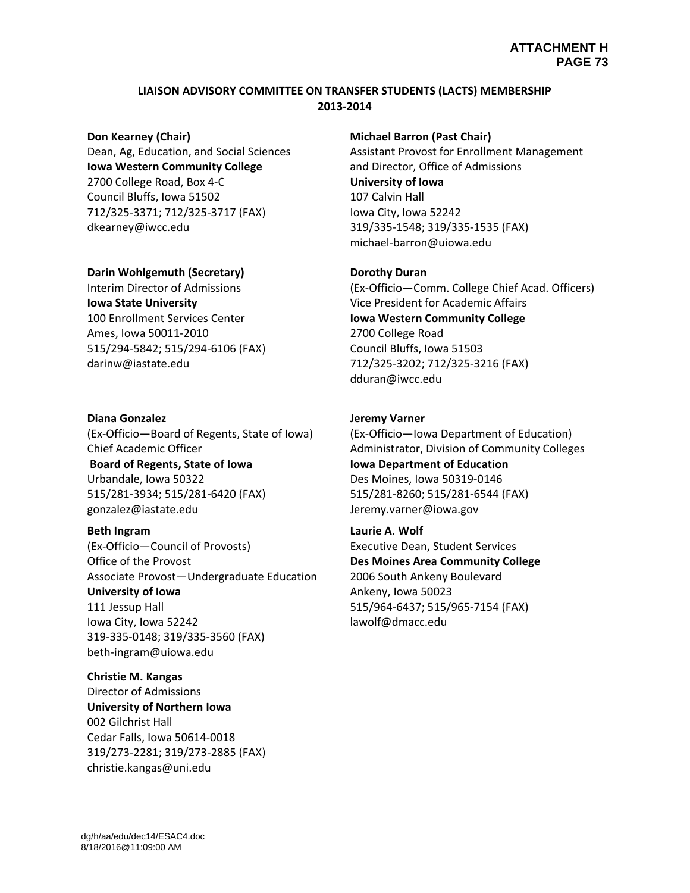**ATTACHMENT H**

## LIAISON ADVISORY COMMITTEE ON TRANSFER STUDENTS (LACTS) MEMBERSHIP 2013-2014

**Don Kearney (Chair)**
Dean, Ag, Education, and Social Sciences
**Iowa Western Community College**
2700 College Road, Box 4-C
Council Bluffs, Iowa 51502
712/325-3371; 712/325-3717 (FAX)
dkearney@iwcc.edu

**Darin Wohlgemuth (Secretary)**
Interim Director of Admissions
**Iowa State University**
100 Enrollment Services Center
Ames, Iowa 50011-2010
515/294-5842; 515/294-6106 (FAX)
darinw@iastate.edu

**Diana Gonzalez**
(Ex-Officio—Board of Regents, State of Iowa)
Chief Academic Officer
**Board of Regents, State of Iowa**
Urbandale, Iowa 50322
515/281-3934; 515/281-6420 (FAX)
gonzalez@iastate.edu

**Beth Ingram**
(Ex-Officio—Council of Provosts)
Office of the Provost
Associate Provost—Undergraduate Education
**University of Iowa**
111 Jessup Hall
Iowa City, Iowa 52242
319-335-0148; 319/335-3560 (FAX)
beth-ingram@uiowa.edu

**Christie M. Kangas**
Director of Admissions
**University of Northern Iowa**
002 Gilchrist Hall
Cedar Falls, Iowa 50614-0018
319/273-2281; 319/273-2885 (FAX)
christie.kangas@uni.edu

**Michael Barron (Past Chair)**
Assistant Provost for Enrollment Management and Director, Office of Admissions
**University of Iowa**
107 Calvin Hall
Iowa City, Iowa 52242
319/335-1548; 319/335-1535 (FAX)
michael-barron@uiowa.edu

**Dorothy Duran**
(Ex-Officio—Comm. College Chief Acad. Officers)
Vice President for Academic Affairs
**Iowa Western Community College**
2700 College Road
Council Bluffs, Iowa 51503
712/325-3202; 712/325-3216 (FAX)
dduran@iwcc.edu

**Jeremy Varner**
(Ex-Officio—Iowa Department of Education)
Administrator, Division of Community Colleges
**Iowa Department of Education**
Des Moines, Iowa 50319-0146
515/281-8260; 515/281-6544 (FAX)
Jeremy.varner@iowa.gov

**Laurie A. Wolf**
Executive Dean, Student Services
**Des Moines Area Community College**
2006 South Ankeny Boulevard
Ankeny, Iowa 50023
515/964-6437; 515/965-7154 (FAX)
lawolf@dmacc.edu

dg/h/aa/edu/dec14/ESAC4.doc
8/18/2016@11:09:00 AM